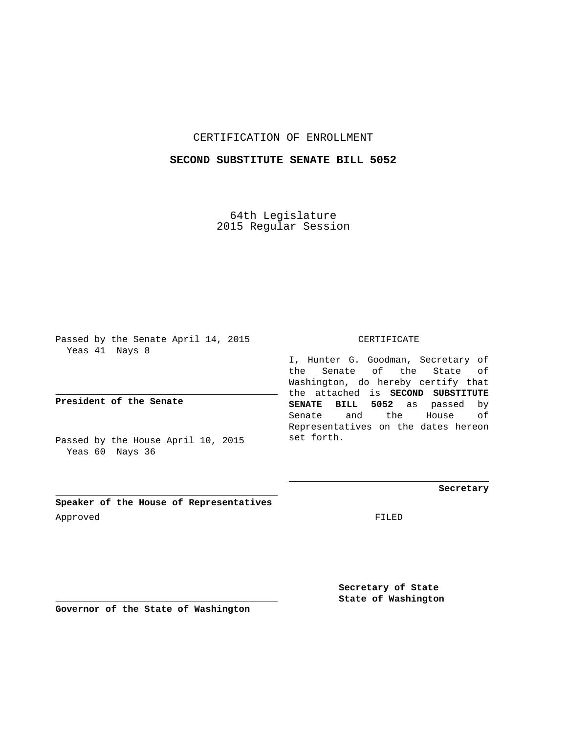CERTIFICATION OF ENROLLMENT

**SECOND SUBSTITUTE SENATE BILL 5052**

64th Legislature
2015 Regular Session

Passed by the Senate April 14, 2015
Yeas 41 Nays 8

**President of the Senate**

Passed by the House April 10, 2015
Yeas 60 Nays 36

**Speaker of the House of Representatives**

Approved

**Governor of the State of Washington**

CERTIFICATE

I, Hunter G. Goodman, Secretary of the Senate of the State of Washington, do hereby certify that the attached is **SECOND SUBSTITUTE SENATE BILL 5052** as passed by Senate and the House of Representatives on the dates hereon set forth.

**Secretary**

FILED

**Secretary of State**
**State of Washington**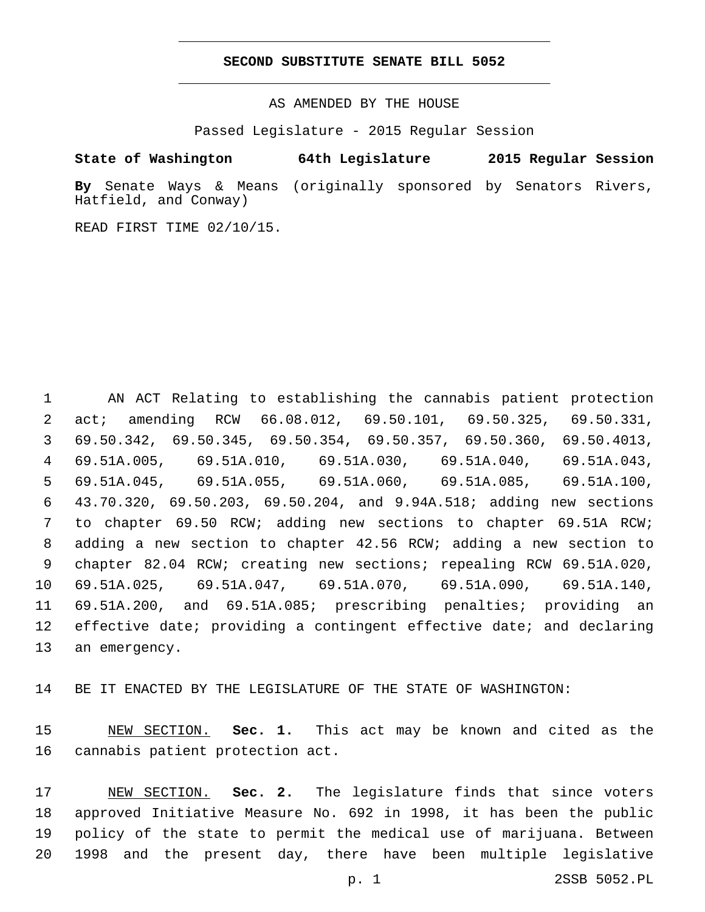# SECOND SUBSTITUTE SENATE BILL 5052

AS AMENDED BY THE HOUSE

Passed Legislature - 2015 Regular Session

**State of Washington 64th Legislature 2015 Regular Session**

**By** Senate Ways & Means (originally sponsored by Senators Rivers, Hatfield, and Conway)

READ FIRST TIME 02/10/15.

AN ACT Relating to establishing the cannabis patient protection act; amending RCW 66.08.012, 69.50.101, 69.50.325, 69.50.331, 69.50.342, 69.50.345, 69.50.354, 69.50.357, 69.50.360, 69.50.4013, 69.51A.005, 69.51A.010, 69.51A.030, 69.51A.040, 69.51A.043, 69.51A.045, 69.51A.055, 69.51A.060, 69.51A.085, 69.51A.100, 43.70.320, 69.50.203, 69.50.204, and 9.94A.518; adding new sections to chapter 69.50 RCW; adding new sections to chapter 69.51A RCW; adding a new section to chapter 42.56 RCW; adding a new section to chapter 82.04 RCW; creating new sections; repealing RCW 69.51A.020, 69.51A.025, 69.51A.047, 69.51A.070, 69.51A.090, 69.51A.140, 69.51A.200, and 69.51A.085; prescribing penalties; providing an effective date; providing a contingent effective date; and declaring an emergency.

BE IT ENACTED BY THE LEGISLATURE OF THE STATE OF WASHINGTON:

NEW SECTION. **Sec. 1.** This act may be known and cited as the cannabis patient protection act.

NEW SECTION. **Sec. 2.** The legislature finds that since voters approved Initiative Measure No. 692 in 1998, it has been the public policy of the state to permit the medical use of marijuana. Between 1998 and the present day, there have been multiple legislative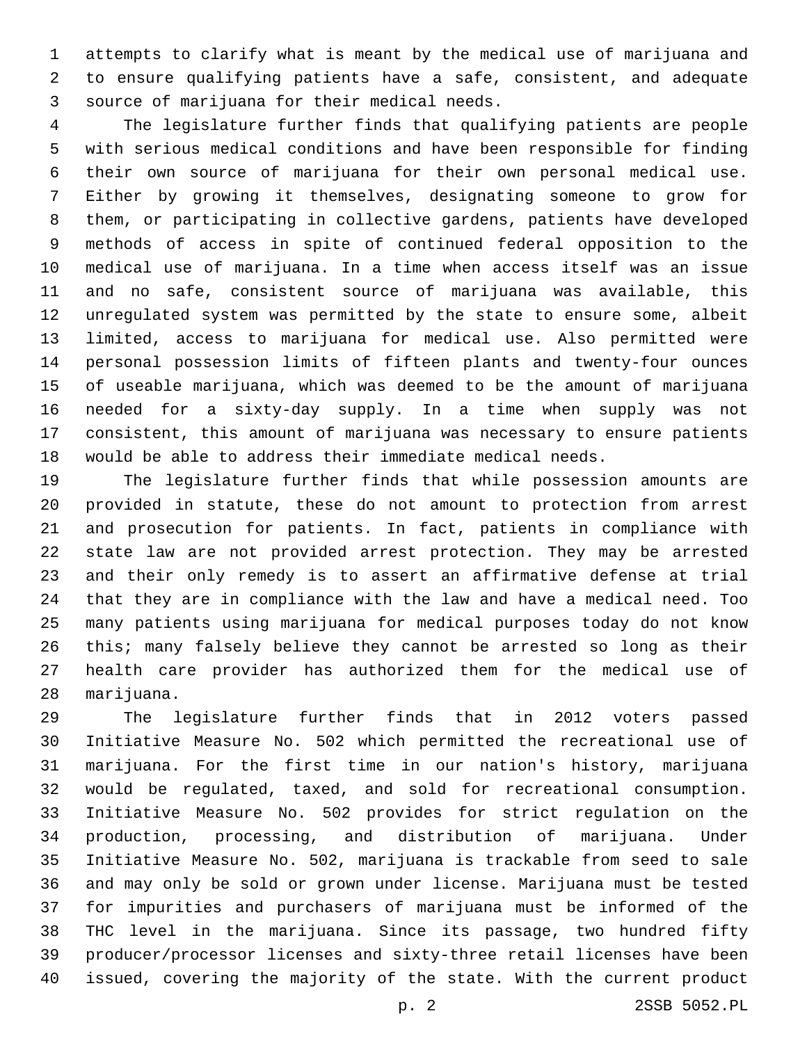attempts to clarify what is meant by the medical use of marijuana and to ensure qualifying patients have a safe, consistent, and adequate source of marijuana for their medical needs.

The legislature further finds that qualifying patients are people with serious medical conditions and have been responsible for finding their own source of marijuana for their own personal medical use. Either by growing it themselves, designating someone to grow for them, or participating in collective gardens, patients have developed methods of access in spite of continued federal opposition to the medical use of marijuana. In a time when access itself was an issue and no safe, consistent source of marijuana was available, this unregulated system was permitted by the state to ensure some, albeit limited, access to marijuana for medical use. Also permitted were personal possession limits of fifteen plants and twenty-four ounces of useable marijuana, which was deemed to be the amount of marijuana needed for a sixty-day supply. In a time when supply was not consistent, this amount of marijuana was necessary to ensure patients would be able to address their immediate medical needs.

The legislature further finds that while possession amounts are provided in statute, these do not amount to protection from arrest and prosecution for patients. In fact, patients in compliance with state law are not provided arrest protection. They may be arrested and their only remedy is to assert an affirmative defense at trial that they are in compliance with the law and have a medical need. Too many patients using marijuana for medical purposes today do not know this; many falsely believe they cannot be arrested so long as their health care provider has authorized them for the medical use of marijuana.

The legislature further finds that in 2012 voters passed Initiative Measure No. 502 which permitted the recreational use of marijuana. For the first time in our nation's history, marijuana would be regulated, taxed, and sold for recreational consumption. Initiative Measure No. 502 provides for strict regulation on the production, processing, and distribution of marijuana. Under Initiative Measure No. 502, marijuana is trackable from seed to sale and may only be sold or grown under license. Marijuana must be tested for impurities and purchasers of marijuana must be informed of the THC level in the marijuana. Since its passage, two hundred fifty producer/processor licenses and sixty-three retail licenses have been issued, covering the majority of the state. With the current product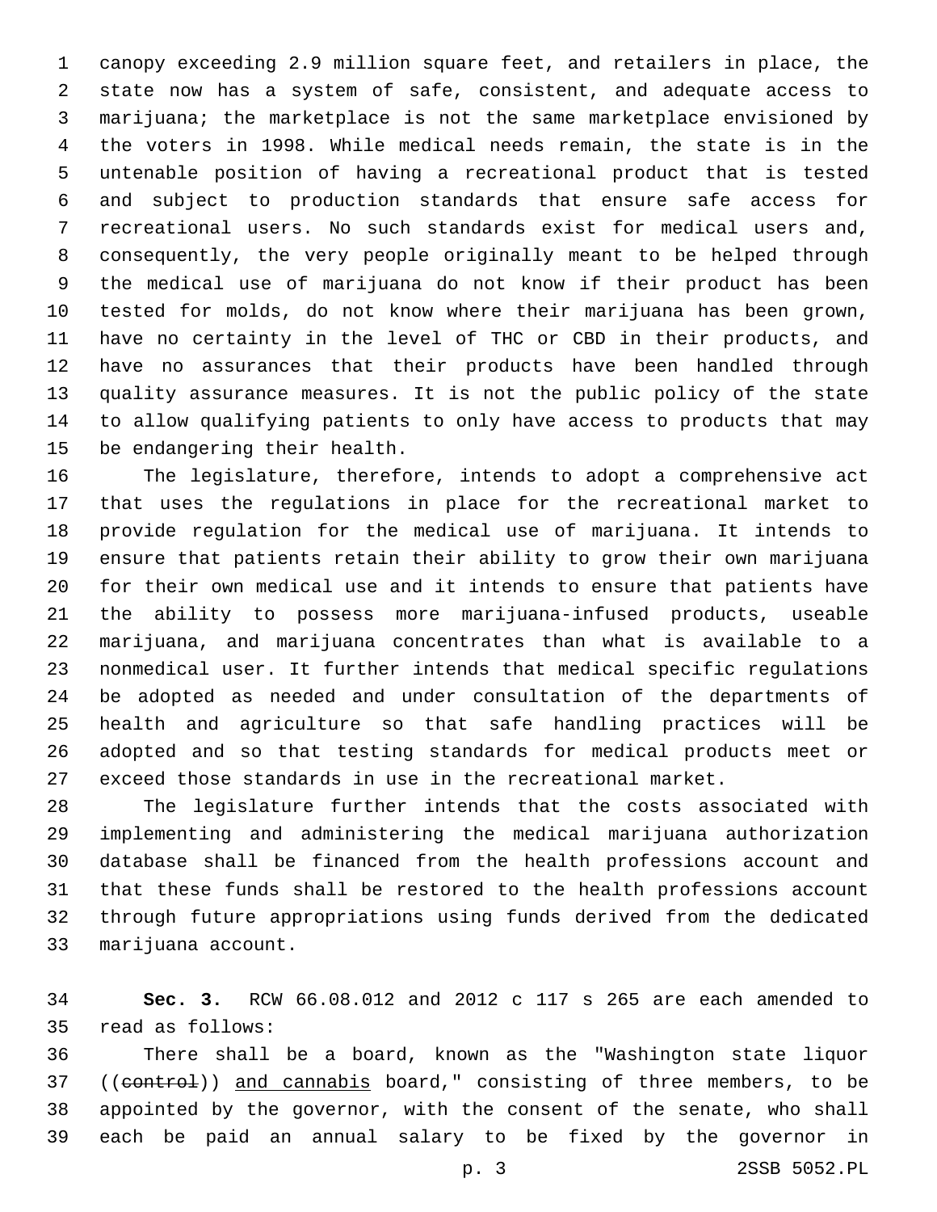canopy exceeding 2.9 million square feet, and retailers in place, the state now has a system of safe, consistent, and adequate access to marijuana; the marketplace is not the same marketplace envisioned by the voters in 1998. While medical needs remain, the state is in the untenable position of having a recreational product that is tested and subject to production standards that ensure safe access for recreational users. No such standards exist for medical users and, consequently, the very people originally meant to be helped through the medical use of marijuana do not know if their product has been tested for molds, do not know where their marijuana has been grown, have no certainty in the level of THC or CBD in their products, and have no assurances that their products have been handled through quality assurance measures. It is not the public policy of the state to allow qualifying patients to only have access to products that may be endangering their health.

The legislature, therefore, intends to adopt a comprehensive act that uses the regulations in place for the recreational market to provide regulation for the medical use of marijuana. It intends to ensure that patients retain their ability to grow their own marijuana for their own medical use and it intends to ensure that patients have the ability to possess more marijuana-infused products, useable marijuana, and marijuana concentrates than what is available to a nonmedical user. It further intends that medical specific regulations be adopted as needed and under consultation of the departments of health and agriculture so that safe handling practices will be adopted and so that testing standards for medical products meet or exceed those standards in use in the recreational market.

The legislature further intends that the costs associated with implementing and administering the medical marijuana authorization database shall be financed from the health professions account and that these funds shall be restored to the health professions account through future appropriations using funds derived from the dedicated marijuana account.

**Sec. 3.** RCW 66.08.012 and 2012 c 117 s 265 are each amended to read as follows:

There shall be a board, known as the "Washington state liquor ((~~control~~)) <u>and cannabis</u> board," consisting of three members, to be appointed by the governor, with the consent of the senate, who shall each be paid an annual salary to be fixed by the governor in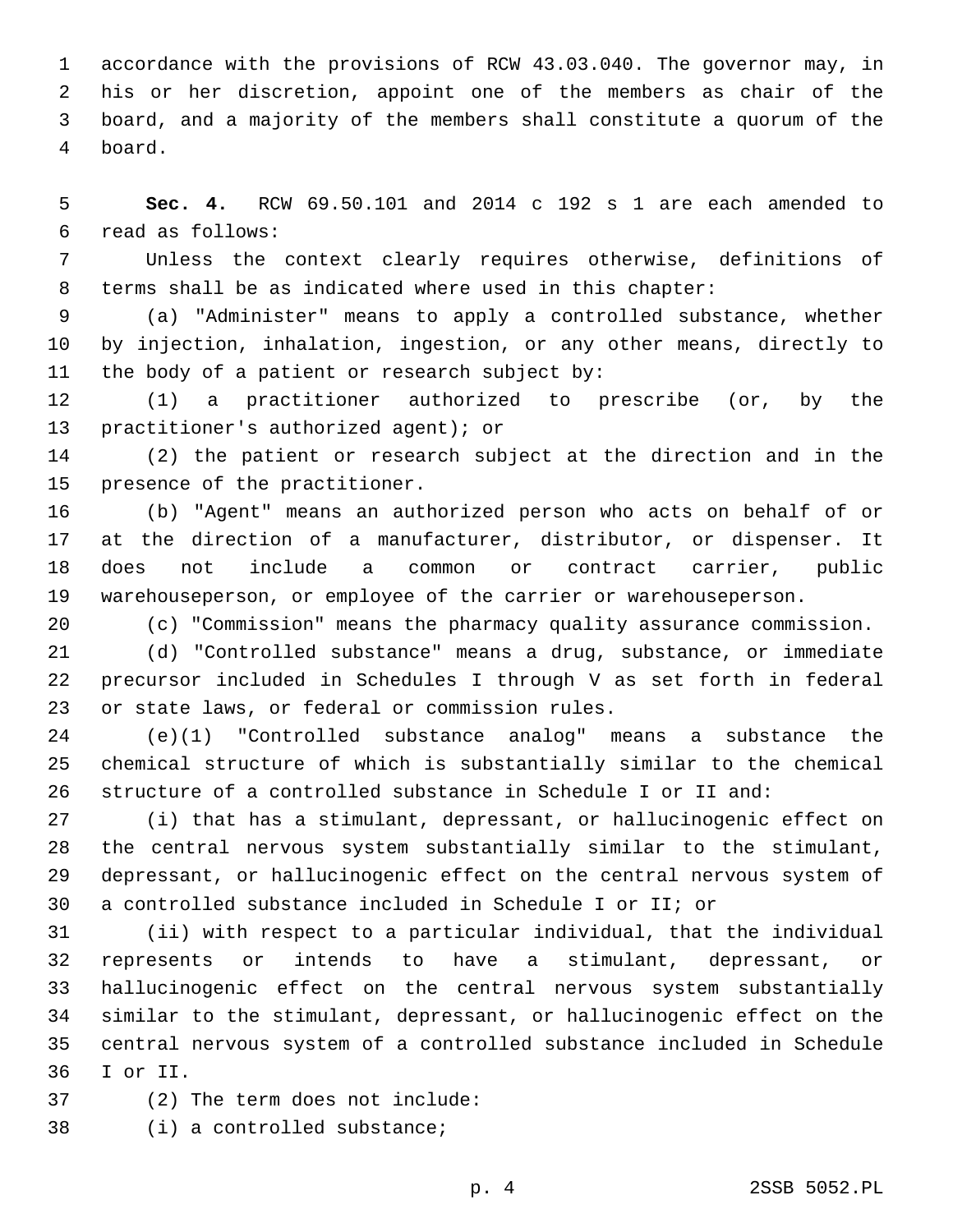accordance with the provisions of RCW 43.03.040. The governor may, in his or her discretion, appoint one of the members as chair of the board, and a majority of the members shall constitute a quorum of the board.

**Sec. 4.** RCW 69.50.101 and 2014 c 192 s 1 are each amended to read as follows:

Unless the context clearly requires otherwise, definitions of terms shall be as indicated where used in this chapter:

(a) "Administer" means to apply a controlled substance, whether by injection, inhalation, ingestion, or any other means, directly to the body of a patient or research subject by:

(1) a practitioner authorized to prescribe (or, by the practitioner's authorized agent); or

(2) the patient or research subject at the direction and in the presence of the practitioner.

(b) "Agent" means an authorized person who acts on behalf of or at the direction of a manufacturer, distributor, or dispenser. It does not include a common or contract carrier, public warehouseperson, or employee of the carrier or warehouseperson.

(c) "Commission" means the pharmacy quality assurance commission.

(d) "Controlled substance" means a drug, substance, or immediate precursor included in Schedules I through V as set forth in federal or state laws, or federal or commission rules.

(e)(1) "Controlled substance analog" means a substance the chemical structure of which is substantially similar to the chemical structure of a controlled substance in Schedule I or II and:

(i) that has a stimulant, depressant, or hallucinogenic effect on the central nervous system substantially similar to the stimulant, depressant, or hallucinogenic effect on the central nervous system of a controlled substance included in Schedule I or II; or

(ii) with respect to a particular individual, that the individual represents or intends to have a stimulant, depressant, or hallucinogenic effect on the central nervous system substantially similar to the stimulant, depressant, or hallucinogenic effect on the central nervous system of a controlled substance included in Schedule I or II.

(2) The term does not include:

(i) a controlled substance;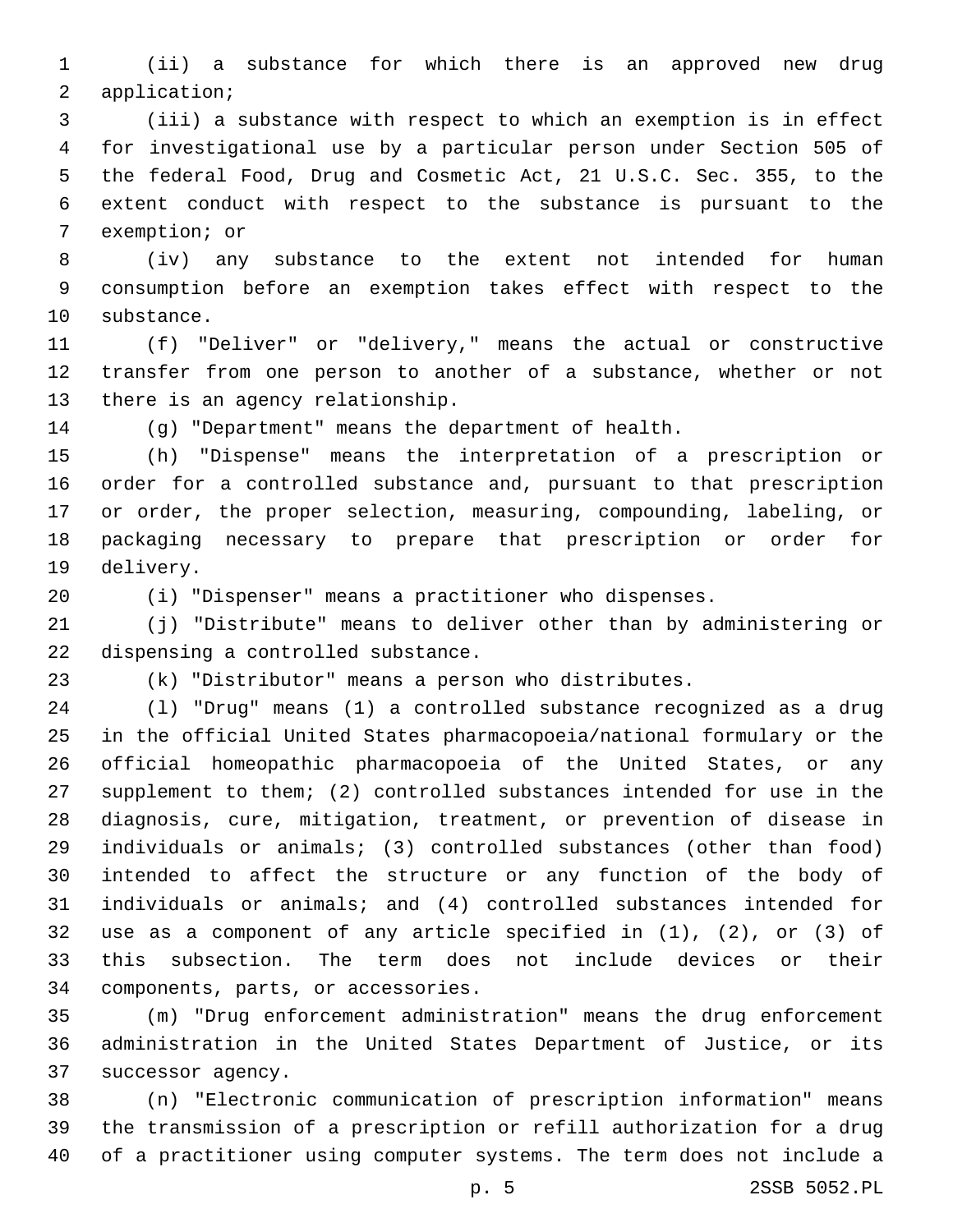(ii) a substance for which there is an approved new drug application;

(iii) a substance with respect to which an exemption is in effect for investigational use by a particular person under Section 505 of the federal Food, Drug and Cosmetic Act, 21 U.S.C. Sec. 355, to the extent conduct with respect to the substance is pursuant to the exemption; or

(iv) any substance to the extent not intended for human consumption before an exemption takes effect with respect to the substance.

(f) "Deliver" or "delivery," means the actual or constructive transfer from one person to another of a substance, whether or not there is an agency relationship.

(g) "Department" means the department of health.

(h) "Dispense" means the interpretation of a prescription or order for a controlled substance and, pursuant to that prescription or order, the proper selection, measuring, compounding, labeling, or packaging necessary to prepare that prescription or order for delivery.

(i) "Dispenser" means a practitioner who dispenses.

(j) "Distribute" means to deliver other than by administering or dispensing a controlled substance.

(k) "Distributor" means a person who distributes.

(l) "Drug" means (1) a controlled substance recognized as a drug in the official United States pharmacopoeia/national formulary or the official homeopathic pharmacopoeia of the United States, or any supplement to them; (2) controlled substances intended for use in the diagnosis, cure, mitigation, treatment, or prevention of disease in individuals or animals; (3) controlled substances (other than food) intended to affect the structure or any function of the body of individuals or animals; and (4) controlled substances intended for use as a component of any article specified in (1), (2), or (3) of this subsection. The term does not include devices or their components, parts, or accessories.

(m) "Drug enforcement administration" means the drug enforcement administration in the United States Department of Justice, or its successor agency.

(n) "Electronic communication of prescription information" means the transmission of a prescription or refill authorization for a drug of a practitioner using computer systems. The term does not include a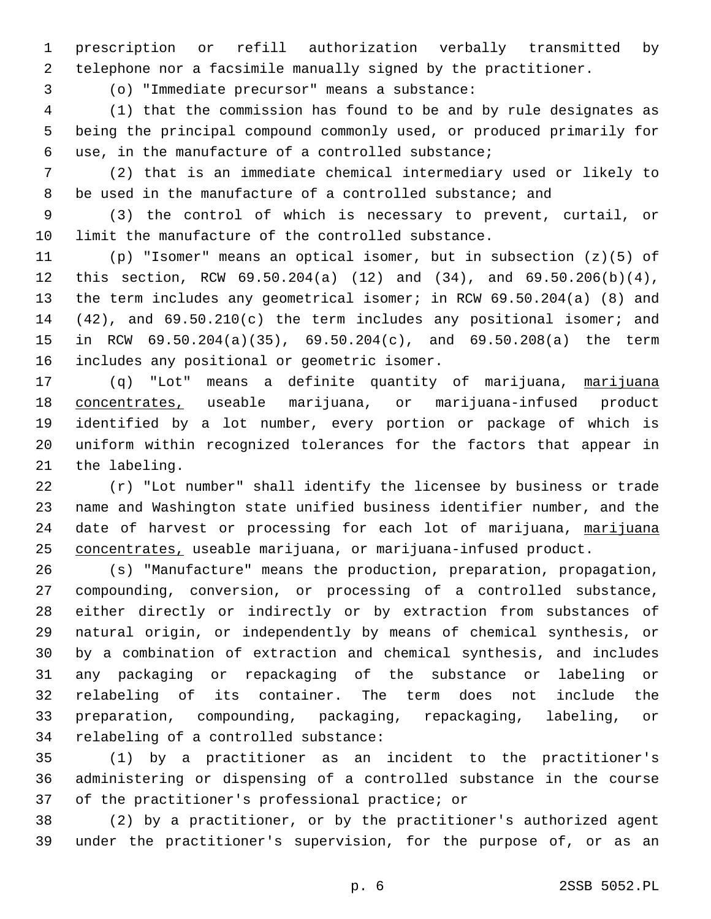prescription or refill authorization verbally transmitted by telephone nor a facsimile manually signed by the practitioner.

(o) "Immediate precursor" means a substance:

(1) that the commission has found to be and by rule designates as being the principal compound commonly used, or produced primarily for use, in the manufacture of a controlled substance;

(2) that is an immediate chemical intermediary used or likely to be used in the manufacture of a controlled substance; and

(3) the control of which is necessary to prevent, curtail, or limit the manufacture of the controlled substance.

(p) "Isomer" means an optical isomer, but in subsection (z)(5) of this section, RCW 69.50.204(a) (12) and (34), and 69.50.206(b)(4), the term includes any geometrical isomer; in RCW 69.50.204(a) (8) and (42), and 69.50.210(c) the term includes any positional isomer; and in RCW 69.50.204(a)(35), 69.50.204(c), and 69.50.208(a) the term includes any positional or geometric isomer.

(q) "Lot" means a definite quantity of marijuana, marijuana concentrates, useable marijuana, or marijuana-infused product identified by a lot number, every portion or package of which is uniform within recognized tolerances for the factors that appear in the labeling.

(r) "Lot number" shall identify the licensee by business or trade name and Washington state unified business identifier number, and the date of harvest or processing for each lot of marijuana, marijuana concentrates, useable marijuana, or marijuana-infused product.

(s) "Manufacture" means the production, preparation, propagation, compounding, conversion, or processing of a controlled substance, either directly or indirectly or by extraction from substances of natural origin, or independently by means of chemical synthesis, or by a combination of extraction and chemical synthesis, and includes any packaging or repackaging of the substance or labeling or relabeling of its container. The term does not include the preparation, compounding, packaging, repackaging, labeling, or relabeling of a controlled substance:

(1) by a practitioner as an incident to the practitioner's administering or dispensing of a controlled substance in the course of the practitioner's professional practice; or

(2) by a practitioner, or by the practitioner's authorized agent under the practitioner's supervision, for the purpose of, or as an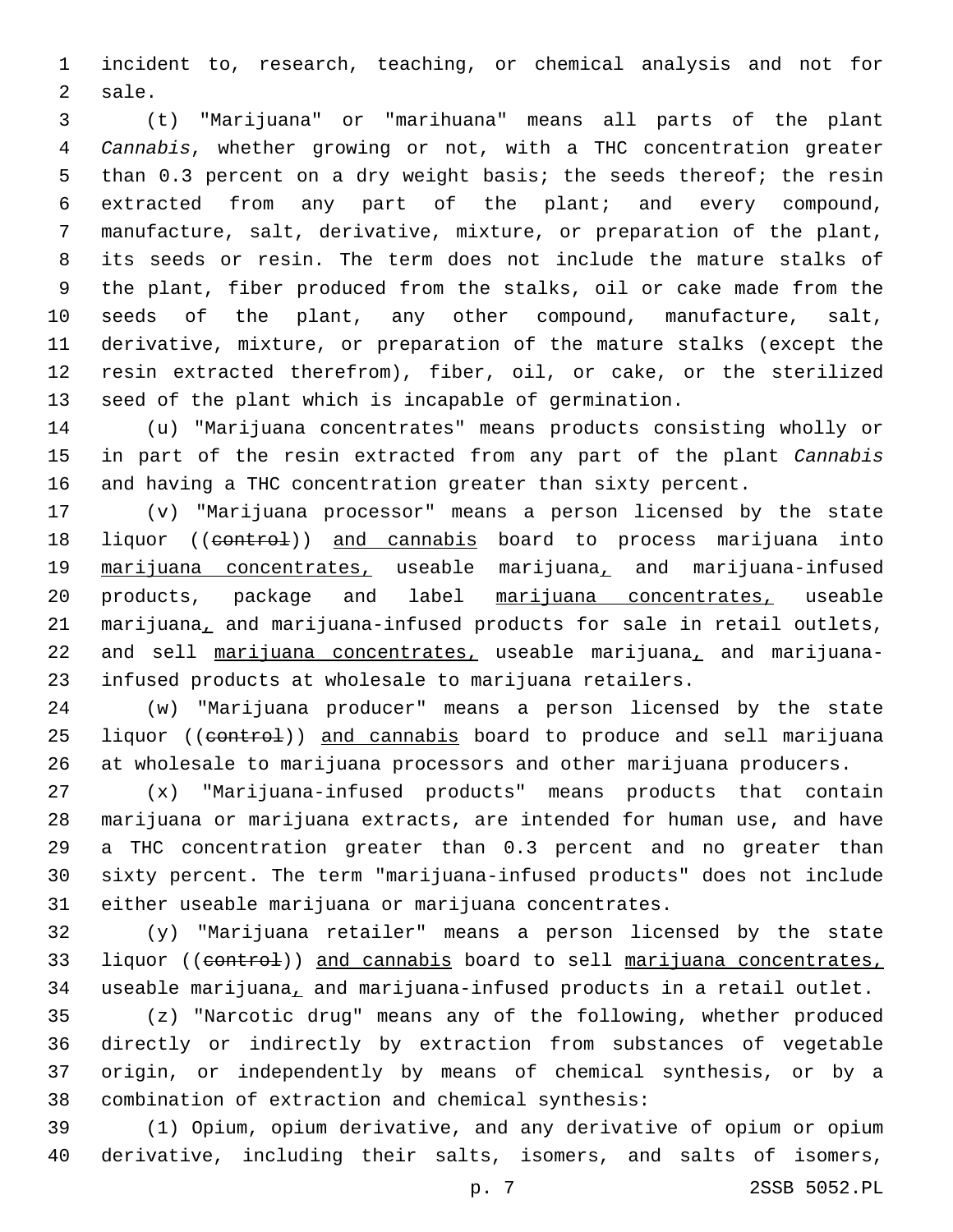incident to, research, teaching, or chemical analysis and not for sale.

(t) "Marijuana" or "marihuana" means all parts of the plant *Cannabis*, whether growing or not, with a THC concentration greater than 0.3 percent on a dry weight basis; the seeds thereof; the resin extracted from any part of the plant; and every compound, manufacture, salt, derivative, mixture, or preparation of the plant, its seeds or resin. The term does not include the mature stalks of the plant, fiber produced from the stalks, oil or cake made from the seeds of the plant, any other compound, manufacture, salt, derivative, mixture, or preparation of the mature stalks (except the resin extracted therefrom), fiber, oil, or cake, or the sterilized seed of the plant which is incapable of germination.

(u) "Marijuana concentrates" means products consisting wholly or in part of the resin extracted from any part of the plant *Cannabis* and having a THC concentration greater than sixty percent.

(v) "Marijuana processor" means a person licensed by the state liquor ((~~control~~)) <u>and cannabis</u> board to process marijuana into <u>marijuana concentrates,</u> useable marijuana<u>,</u> and marijuana-infused products, package and label <u>marijuana concentrates,</u> useable marijuana<u>,</u> and marijuana-infused products for sale in retail outlets, and sell <u>marijuana concentrates,</u> useable marijuana<u>,</u> and marijuana-infused products at wholesale to marijuana retailers.

(w) "Marijuana producer" means a person licensed by the state liquor ((~~control~~)) <u>and cannabis</u> board to produce and sell marijuana at wholesale to marijuana processors and other marijuana producers.

(x) "Marijuana-infused products" means products that contain marijuana or marijuana extracts, are intended for human use, and have a THC concentration greater than 0.3 percent and no greater than sixty percent. The term "marijuana-infused products" does not include either useable marijuana or marijuana concentrates.

(y) "Marijuana retailer" means a person licensed by the state liquor ((~~control~~)) <u>and cannabis</u> board to sell <u>marijuana concentrates,</u> useable marijuana<u>,</u> and marijuana-infused products in a retail outlet.

(z) "Narcotic drug" means any of the following, whether produced directly or indirectly by extraction from substances of vegetable origin, or independently by means of chemical synthesis, or by a combination of extraction and chemical synthesis:

(1) Opium, opium derivative, and any derivative of opium or opium derivative, including their salts, isomers, and salts of isomers,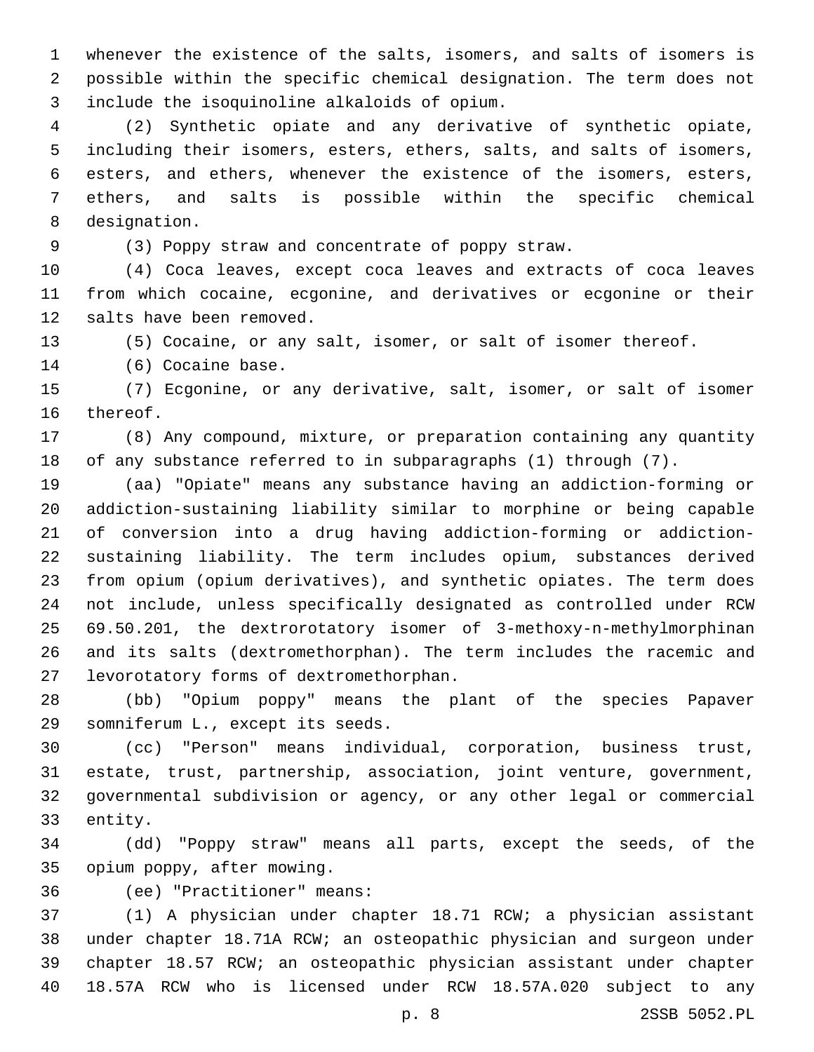whenever the existence of the salts, isomers, and salts of isomers is possible within the specific chemical designation. The term does not include the isoquinoline alkaloids of opium.

(2) Synthetic opiate and any derivative of synthetic opiate, including their isomers, esters, ethers, salts, and salts of isomers, esters, and ethers, whenever the existence of the isomers, esters, ethers, and salts is possible within the specific chemical designation.

(3) Poppy straw and concentrate of poppy straw.

(4) Coca leaves, except coca leaves and extracts of coca leaves from which cocaine, ecgonine, and derivatives or ecgonine or their salts have been removed.

(5) Cocaine, or any salt, isomer, or salt of isomer thereof.

(6) Cocaine base.

(7) Ecgonine, or any derivative, salt, isomer, or salt of isomer thereof.

(8) Any compound, mixture, or preparation containing any quantity of any substance referred to in subparagraphs (1) through (7).

(aa) "Opiate" means any substance having an addiction-forming or addiction-sustaining liability similar to morphine or being capable of conversion into a drug having addiction-forming or addiction-sustaining liability. The term includes opium, substances derived from opium (opium derivatives), and synthetic opiates. The term does not include, unless specifically designated as controlled under RCW 69.50.201, the dextrorotatory isomer of 3-methoxy-n-methylmorphinan and its salts (dextromethorphan). The term includes the racemic and levorotatory forms of dextromethorphan.

(bb) "Opium poppy" means the plant of the species Papaver somniferum L., except its seeds.

(cc) "Person" means individual, corporation, business trust, estate, trust, partnership, association, joint venture, government, governmental subdivision or agency, or any other legal or commercial entity.

(dd) "Poppy straw" means all parts, except the seeds, of the opium poppy, after mowing.

(ee) "Practitioner" means:

(1) A physician under chapter 18.71 RCW; a physician assistant under chapter 18.71A RCW; an osteopathic physician and surgeon under chapter 18.57 RCW; an osteopathic physician assistant under chapter 18.57A RCW who is licensed under RCW 18.57A.020 subject to any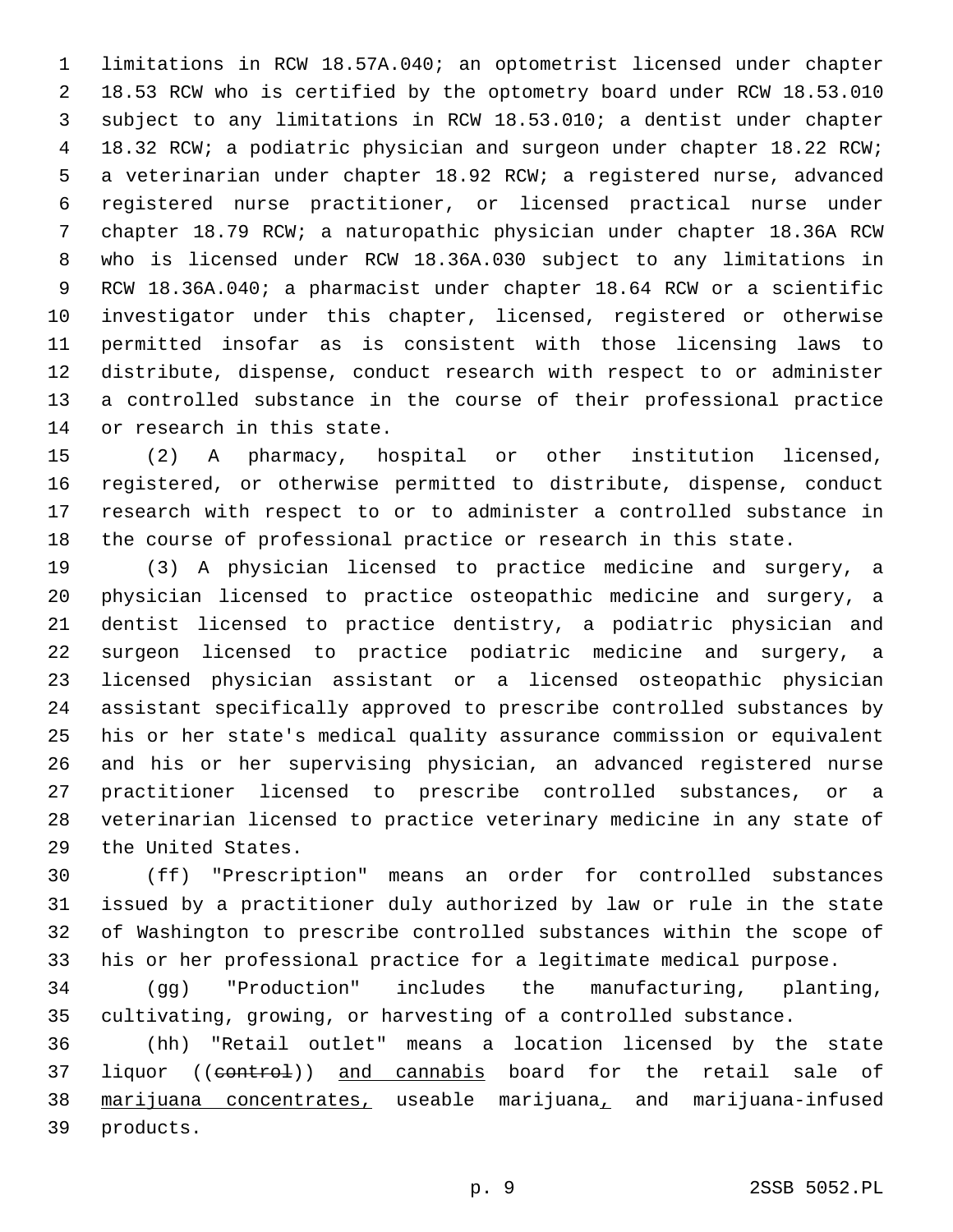limitations in RCW 18.57A.040; an optometrist licensed under chapter 18.53 RCW who is certified by the optometry board under RCW 18.53.010 subject to any limitations in RCW 18.53.010; a dentist under chapter 18.32 RCW; a podiatric physician and surgeon under chapter 18.22 RCW; a veterinarian under chapter 18.92 RCW; a registered nurse, advanced registered nurse practitioner, or licensed practical nurse under chapter 18.79 RCW; a naturopathic physician under chapter 18.36A RCW who is licensed under RCW 18.36A.030 subject to any limitations in RCW 18.36A.040; a pharmacist under chapter 18.64 RCW or a scientific investigator under this chapter, licensed, registered or otherwise permitted insofar as is consistent with those licensing laws to distribute, dispense, conduct research with respect to or administer a controlled substance in the course of their professional practice or research in this state.

(2) A pharmacy, hospital or other institution licensed, registered, or otherwise permitted to distribute, dispense, conduct research with respect to or to administer a controlled substance in the course of professional practice or research in this state.

(3) A physician licensed to practice medicine and surgery, a physician licensed to practice osteopathic medicine and surgery, a dentist licensed to practice dentistry, a podiatric physician and surgeon licensed to practice podiatric medicine and surgery, a licensed physician assistant or a licensed osteopathic physician assistant specifically approved to prescribe controlled substances by his or her state's medical quality assurance commission or equivalent and his or her supervising physician, an advanced registered nurse practitioner licensed to prescribe controlled substances, or a veterinarian licensed to practice veterinary medicine in any state of the United States.

(ff) "Prescription" means an order for controlled substances issued by a practitioner duly authorized by law or rule in the state of Washington to prescribe controlled substances within the scope of his or her professional practice for a legitimate medical purpose.

(gg) "Production" includes the manufacturing, planting, cultivating, growing, or harvesting of a controlled substance.

(hh) "Retail outlet" means a location licensed by the state liquor ((~~control~~)) <u>and cannabis</u> board for the retail sale of <u>marijuana concentrates,</u> useable marijuana<u>,</u> and marijuana-infused products.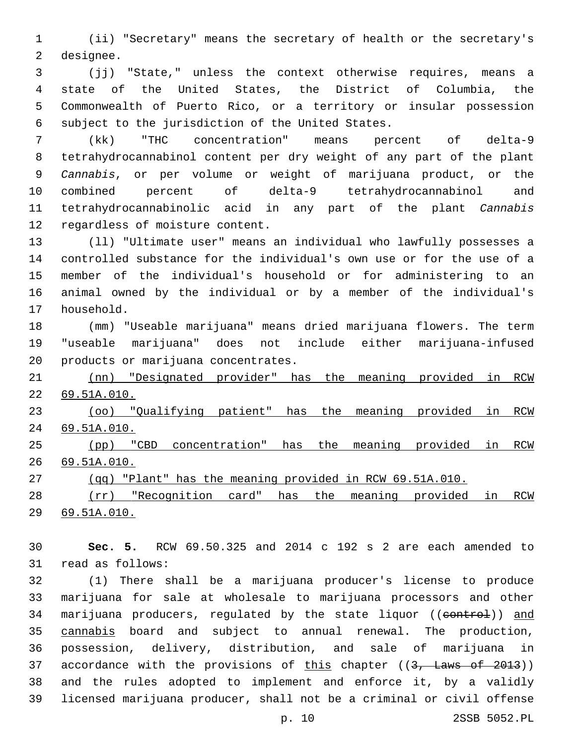(ii) "Secretary" means the secretary of health or the secretary's designee.

(jj) "State," unless the context otherwise requires, means a state of the United States, the District of Columbia, the Commonwealth of Puerto Rico, or a territory or insular possession subject to the jurisdiction of the United States.

(kk) "THC concentration" means percent of delta-9 tetrahydrocannabinol content per dry weight of any part of the plant *Cannabis*, or per volume or weight of marijuana product, or the combined percent of delta-9 tetrahydrocannabinol and tetrahydrocannabinolic acid in any part of the plant *Cannabis* regardless of moisture content.

(ll) "Ultimate user" means an individual who lawfully possesses a controlled substance for the individual's own use or for the use of a member of the individual's household or for administering to an animal owned by the individual or by a member of the individual's household.

(mm) "Useable marijuana" means dried marijuana flowers. The term "useable marijuana" does not include either marijuana-infused products or marijuana concentrates.

(nn) "Designated provider" has the meaning provided in RCW 69.51A.010.

(oo) "Qualifying patient" has the meaning provided in RCW 69.51A.010.

(pp) "CBD concentration" has the meaning provided in RCW 69.51A.010.

(qq) "Plant" has the meaning provided in RCW 69.51A.010.

(rr) "Recognition card" has the meaning provided in RCW 69.51A.010.

**Sec. 5.** RCW 69.50.325 and 2014 c 192 s 2 are each amended to read as follows:

(1) There shall be a marijuana producer's license to produce marijuana for sale at wholesale to marijuana processors and other marijuana producers, regulated by the state liquor ((~~control~~)) and cannabis board and subject to annual renewal. The production, possession, delivery, distribution, and sale of marijuana in accordance with the provisions of this chapter ((~~3, Laws of 2013~~)) and the rules adopted to implement and enforce it, by a validly licensed marijuana producer, shall not be a criminal or civil offense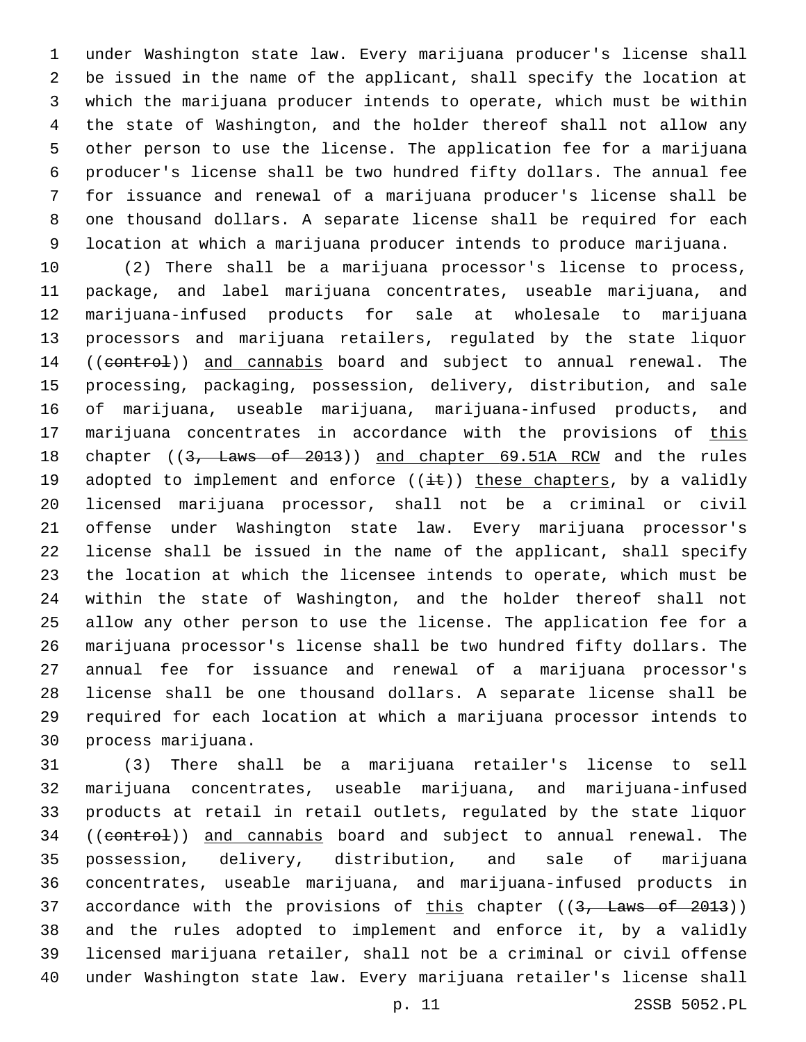under Washington state law. Every marijuana producer's license shall be issued in the name of the applicant, shall specify the location at which the marijuana producer intends to operate, which must be within the state of Washington, and the holder thereof shall not allow any other person to use the license. The application fee for a marijuana producer's license shall be two hundred fifty dollars. The annual fee for issuance and renewal of a marijuana producer's license shall be one thousand dollars. A separate license shall be required for each location at which a marijuana producer intends to produce marijuana.

(2) There shall be a marijuana processor's license to process, package, and label marijuana concentrates, useable marijuana, and marijuana-infused products for sale at wholesale to marijuana processors and marijuana retailers, regulated by the state liquor ((~~control~~)) <u>and cannabis</u> board and subject to annual renewal. The processing, packaging, possession, delivery, distribution, and sale of marijuana, useable marijuana, marijuana-infused products, and marijuana concentrates in accordance with the provisions of <u>this</u> chapter ((~~3, Laws of 2013~~)) <u>and chapter 69.51A RCW</u> and the rules adopted to implement and enforce ((~~it~~)) <u>these chapters</u>, by a validly licensed marijuana processor, shall not be a criminal or civil offense under Washington state law. Every marijuana processor's license shall be issued in the name of the applicant, shall specify the location at which the licensee intends to operate, which must be within the state of Washington, and the holder thereof shall not allow any other person to use the license. The application fee for a marijuana processor's license shall be two hundred fifty dollars. The annual fee for issuance and renewal of a marijuana processor's license shall be one thousand dollars. A separate license shall be required for each location at which a marijuana processor intends to process marijuana.

(3) There shall be a marijuana retailer's license to sell marijuana concentrates, useable marijuana, and marijuana-infused products at retail in retail outlets, regulated by the state liquor ((~~control~~)) <u>and cannabis</u> board and subject to annual renewal. The possession, delivery, distribution, and sale of marijuana concentrates, useable marijuana, and marijuana-infused products in accordance with the provisions of <u>this</u> chapter ((~~3, Laws of 2013~~)) and the rules adopted to implement and enforce it, by a validly licensed marijuana retailer, shall not be a criminal or civil offense under Washington state law. Every marijuana retailer's license shall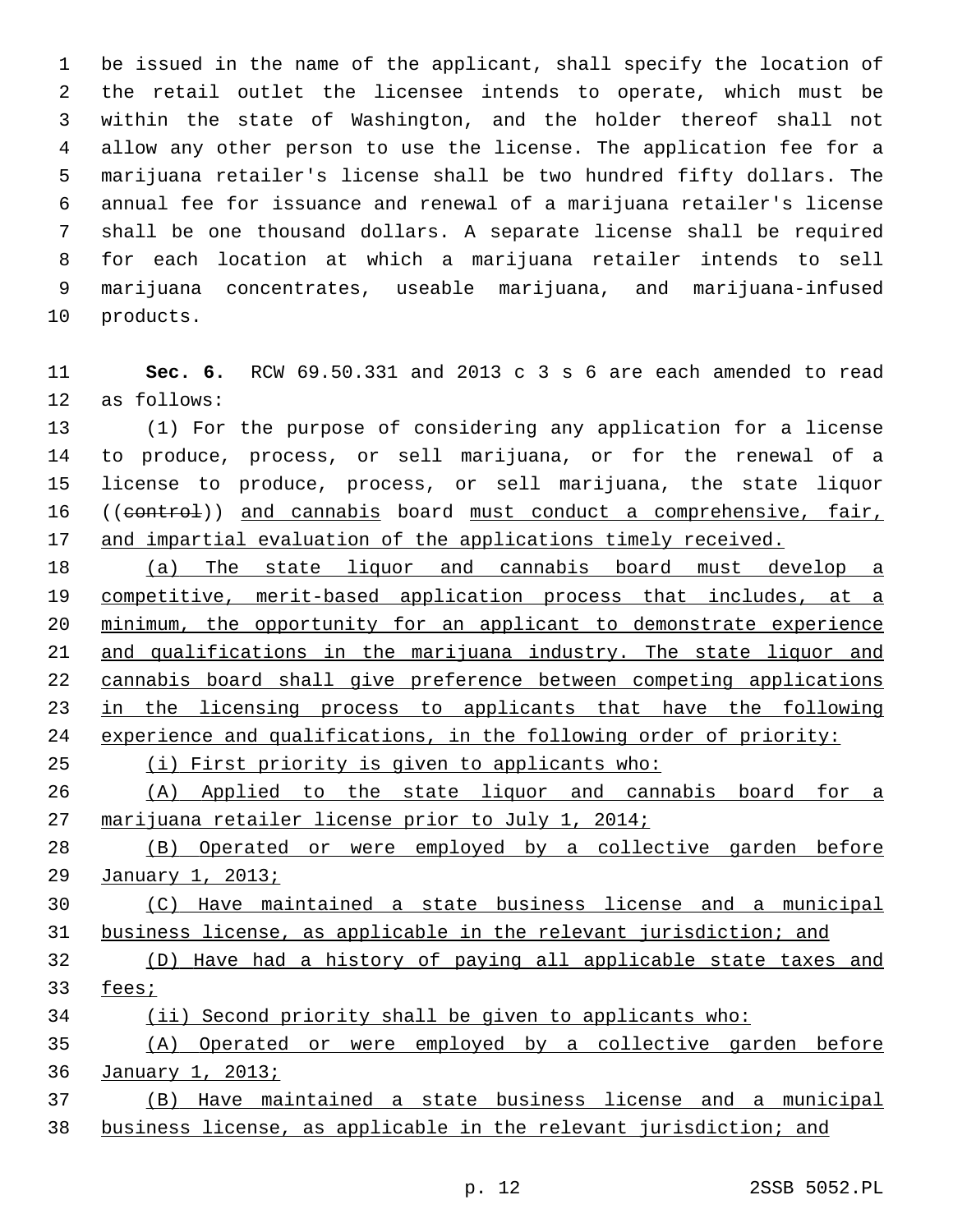be issued in the name of the applicant, shall specify the location of the retail outlet the licensee intends to operate, which must be within the state of Washington, and the holder thereof shall not allow any other person to use the license. The application fee for a marijuana retailer's license shall be two hundred fifty dollars. The annual fee for issuance and renewal of a marijuana retailer's license shall be one thousand dollars. A separate license shall be required for each location at which a marijuana retailer intends to sell marijuana concentrates, useable marijuana, and marijuana-infused products.

**Sec. 6.** RCW 69.50.331 and 2013 c 3 s 6 are each amended to read as follows:

(1) For the purpose of considering any application for a license to produce, process, or sell marijuana, or for the renewal of a license to produce, process, or sell marijuana, the state liquor ((~~control~~)) <u>and cannabis</u> board <u>must conduct a comprehensive, fair, and impartial evaluation of the applications timely received.</u>

<u>(a) The state liquor and cannabis board must develop a competitive, merit-based application process that includes, at a minimum, the opportunity for an applicant to demonstrate experience and qualifications in the marijuana industry. The state liquor and cannabis board shall give preference between competing applications in the licensing process to applicants that have the following experience and qualifications, in the following order of priority:</u>

<u>(i) First priority is given to applicants who:</u>

<u>(A) Applied to the state liquor and cannabis board for a marijuana retailer license prior to July 1, 2014;</u>

<u>(B) Operated or were employed by a collective garden before January 1, 2013;</u>

<u>(C) Have maintained a state business license and a municipal business license, as applicable in the relevant jurisdiction; and</u>

<u>(D) Have had a history of paying all applicable state taxes and fees;</u>

<u>(ii) Second priority shall be given to applicants who:</u>

<u>(A) Operated or were employed by a collective garden before January 1, 2013;</u>

<u>(B) Have maintained a state business license and a municipal business license, as applicable in the relevant jurisdiction; and</u>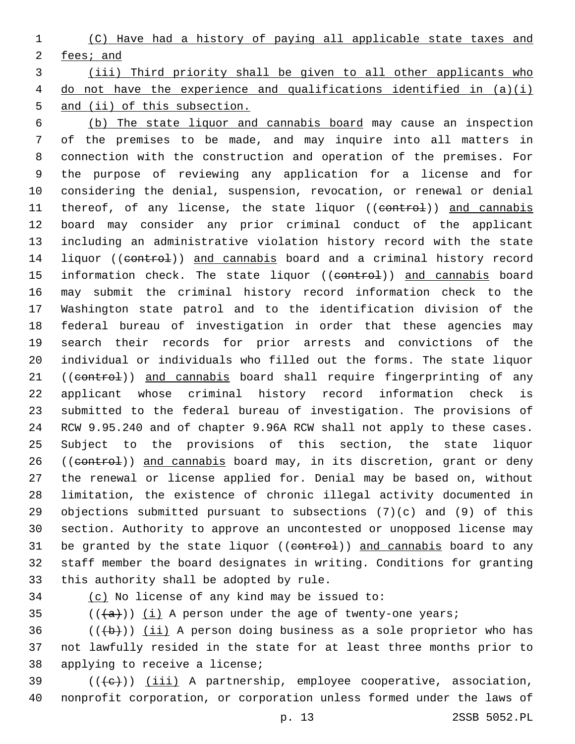(C) Have had a history of paying all applicable state taxes and fees; and

(iii) Third priority shall be given to all other applicants who do not have the experience and qualifications identified in (a)(i) and (ii) of this subsection.

(b) The state liquor and cannabis board may cause an inspection of the premises to be made, and may inquire into all matters in connection with the construction and operation of the premises. For the purpose of reviewing any application for a license and for considering the denial, suspension, revocation, or renewal or denial thereof, of any license, the state liquor ((control)) and cannabis board may consider any prior criminal conduct of the applicant including an administrative violation history record with the state liquor ((control)) and cannabis board and a criminal history record information check. The state liquor ((control)) and cannabis board may submit the criminal history record information check to the Washington state patrol and to the identification division of the federal bureau of investigation in order that these agencies may search their records for prior arrests and convictions of the individual or individuals who filled out the forms. The state liquor ((control)) and cannabis board shall require fingerprinting of any applicant whose criminal history record information check is submitted to the federal bureau of investigation. The provisions of RCW 9.95.240 and of chapter 9.96A RCW shall not apply to these cases. Subject to the provisions of this section, the state liquor ((control)) and cannabis board may, in its discretion, grant or deny the renewal or license applied for. Denial may be based on, without limitation, the existence of chronic illegal activity documented in objections submitted pursuant to subsections (7)(c) and (9) of this section. Authority to approve an uncontested or unopposed license may be granted by the state liquor ((control)) and cannabis board to any staff member the board designates in writing. Conditions for granting this authority shall be adopted by rule.

(c) No license of any kind may be issued to:

(((a))) (i) A person under the age of twenty-one years;

(((b))) (ii) A person doing business as a sole proprietor who has not lawfully resided in the state for at least three months prior to applying to receive a license;

(((c))) (iii) A partnership, employee cooperative, association, nonprofit corporation, or corporation unless formed under the laws of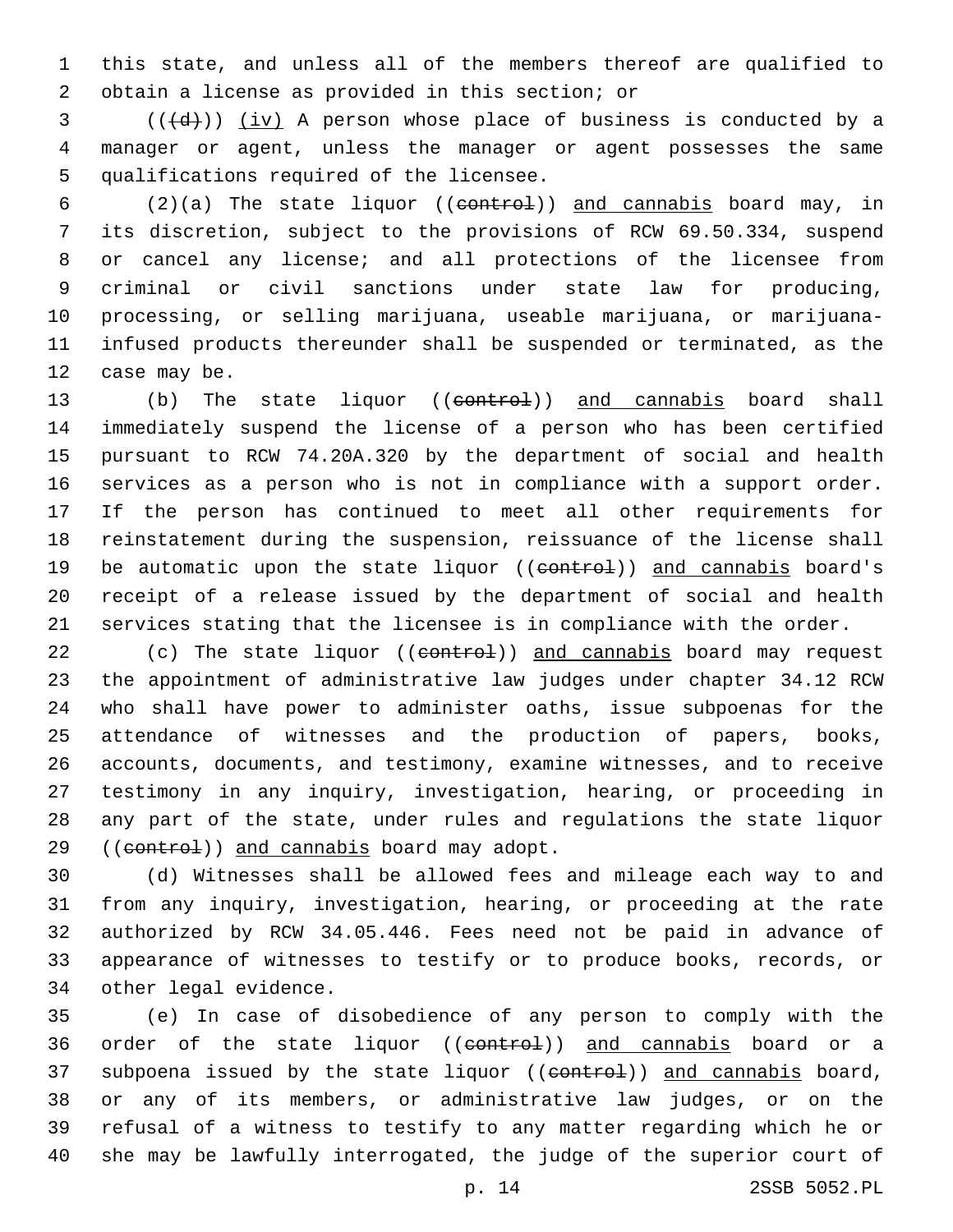this state, and unless all of the members thereof are qualified to obtain a license as provided in this section; or

(((d))) <u>(iv)</u> A person whose place of business is conducted by a manager or agent, unless the manager or agent possesses the same qualifications required of the licensee.

(2)(a) The state liquor ((~~control~~)) <u>and cannabis</u> board may, in its discretion, subject to the provisions of RCW 69.50.334, suspend or cancel any license; and all protections of the licensee from criminal or civil sanctions under state law for producing, processing, or selling marijuana, useable marijuana, or marijuana-infused products thereunder shall be suspended or terminated, as the case may be.

(b) The state liquor ((~~control~~)) <u>and cannabis</u> board shall immediately suspend the license of a person who has been certified pursuant to RCW 74.20A.320 by the department of social and health services as a person who is not in compliance with a support order. If the person has continued to meet all other requirements for reinstatement during the suspension, reissuance of the license shall be automatic upon the state liquor ((~~control~~)) <u>and cannabis</u> board's receipt of a release issued by the department of social and health services stating that the licensee is in compliance with the order.

(c) The state liquor ((~~control~~)) <u>and cannabis</u> board may request the appointment of administrative law judges under chapter 34.12 RCW who shall have power to administer oaths, issue subpoenas for the attendance of witnesses and the production of papers, books, accounts, documents, and testimony, examine witnesses, and to receive testimony in any inquiry, investigation, hearing, or proceeding in any part of the state, under rules and regulations the state liquor ((~~control~~)) <u>and cannabis</u> board may adopt.

(d) Witnesses shall be allowed fees and mileage each way to and from any inquiry, investigation, hearing, or proceeding at the rate authorized by RCW 34.05.446. Fees need not be paid in advance of appearance of witnesses to testify or to produce books, records, or other legal evidence.

(e) In case of disobedience of any person to comply with the order of the state liquor ((~~control~~)) <u>and cannabis</u> board or a subpoena issued by the state liquor ((~~control~~)) <u>and cannabis</u> board, or any of its members, or administrative law judges, or on the refusal of a witness to testify to any matter regarding which he or she may be lawfully interrogated, the judge of the superior court of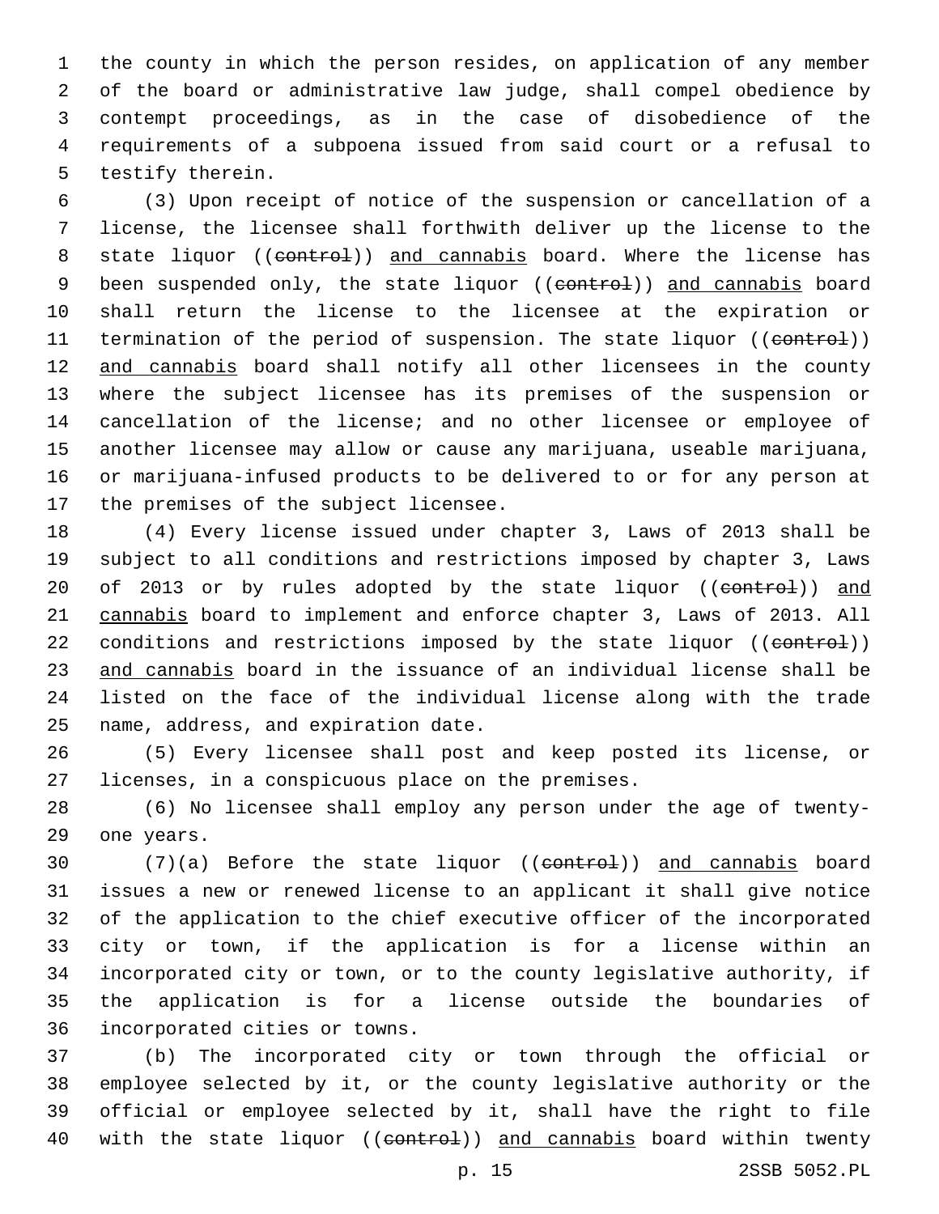the county in which the person resides, on application of any member of the board or administrative law judge, shall compel obedience by contempt proceedings, as in the case of disobedience of the requirements of a subpoena issued from said court or a refusal to testify therein.

(3) Upon receipt of notice of the suspension or cancellation of a license, the licensee shall forthwith deliver up the license to the state liquor ((~~control~~)) and cannabis board. Where the license has been suspended only, the state liquor ((~~control~~)) and cannabis board shall return the license to the licensee at the expiration or termination of the period of suspension. The state liquor ((~~control~~)) and cannabis board shall notify all other licensees in the county where the subject licensee has its premises of the suspension or cancellation of the license; and no other licensee or employee of another licensee may allow or cause any marijuana, useable marijuana, or marijuana-infused products to be delivered to or for any person at the premises of the subject licensee.

(4) Every license issued under chapter 3, Laws of 2013 shall be subject to all conditions and restrictions imposed by chapter 3, Laws of 2013 or by rules adopted by the state liquor ((~~control~~)) and cannabis board to implement and enforce chapter 3, Laws of 2013. All conditions and restrictions imposed by the state liquor ((~~control~~)) and cannabis board in the issuance of an individual license shall be listed on the face of the individual license along with the trade name, address, and expiration date.

(5) Every licensee shall post and keep posted its license, or licenses, in a conspicuous place on the premises.

(6) No licensee shall employ any person under the age of twenty-one years.

(7)(a) Before the state liquor ((~~control~~)) and cannabis board issues a new or renewed license to an applicant it shall give notice of the application to the chief executive officer of the incorporated city or town, if the application is for a license within an incorporated city or town, or to the county legislative authority, if the application is for a license outside the boundaries of incorporated cities or towns.

(b) The incorporated city or town through the official or employee selected by it, or the county legislative authority or the official or employee selected by it, shall have the right to file with the state liquor ((~~control~~)) and cannabis board within twenty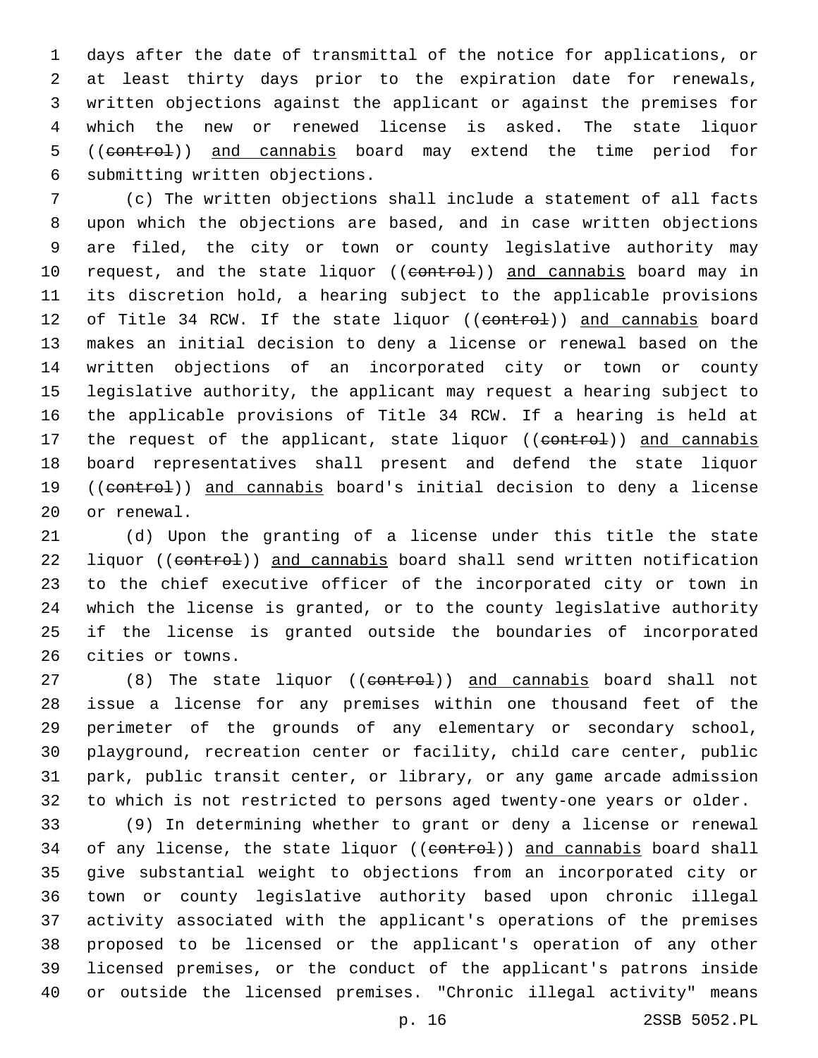days after the date of transmittal of the notice for applications, or at least thirty days prior to the expiration date for renewals, written objections against the applicant or against the premises for which the new or renewed license is asked. The state liquor ((~~control~~)) <u>and cannabis</u> board may extend the time period for submitting written objections.

(c) The written objections shall include a statement of all facts upon which the objections are based, and in case written objections are filed, the city or town or county legislative authority may request, and the state liquor ((~~control~~)) <u>and cannabis</u> board may in its discretion hold, a hearing subject to the applicable provisions of Title 34 RCW. If the state liquor ((~~control~~)) <u>and cannabis</u> board makes an initial decision to deny a license or renewal based on the written objections of an incorporated city or town or county legislative authority, the applicant may request a hearing subject to the applicable provisions of Title 34 RCW. If a hearing is held at the request of the applicant, state liquor ((~~control~~)) <u>and cannabis</u> board representatives shall present and defend the state liquor ((~~control~~)) <u>and cannabis</u> board's initial decision to deny a license or renewal.

(d) Upon the granting of a license under this title the state liquor ((~~control~~)) <u>and cannabis</u> board shall send written notification to the chief executive officer of the incorporated city or town in which the license is granted, or to the county legislative authority if the license is granted outside the boundaries of incorporated cities or towns.

(8) The state liquor ((~~control~~)) <u>and cannabis</u> board shall not issue a license for any premises within one thousand feet of the perimeter of the grounds of any elementary or secondary school, playground, recreation center or facility, child care center, public park, public transit center, or library, or any game arcade admission to which is not restricted to persons aged twenty-one years or older.

(9) In determining whether to grant or deny a license or renewal of any license, the state liquor ((~~control~~)) <u>and cannabis</u> board shall give substantial weight to objections from an incorporated city or town or county legislative authority based upon chronic illegal activity associated with the applicant's operations of the premises proposed to be licensed or the applicant's operation of any other licensed premises, or the conduct of the applicant's patrons inside or outside the licensed premises. "Chronic illegal activity" means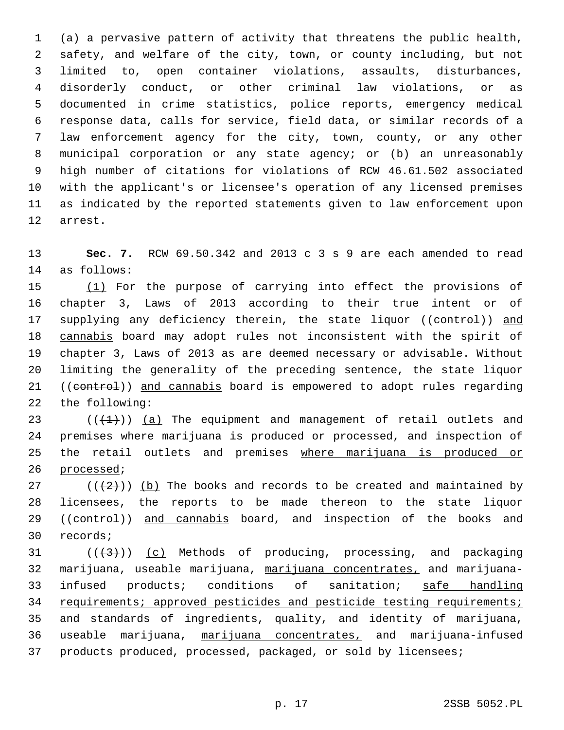(a) a pervasive pattern of activity that threatens the public health, safety, and welfare of the city, town, or county including, but not limited to, open container violations, assaults, disturbances, disorderly conduct, or other criminal law violations, or as documented in crime statistics, police reports, emergency medical response data, calls for service, field data, or similar records of a law enforcement agency for the city, town, county, or any other municipal corporation or any state agency; or (b) an unreasonably high number of citations for violations of RCW 46.61.502 associated with the applicant's or licensee's operation of any licensed premises as indicated by the reported statements given to law enforcement upon arrest.

**Sec. 7.** RCW 69.50.342 and 2013 c 3 s 9 are each amended to read as follows:

(1) For the purpose of carrying into effect the provisions of chapter 3, Laws of 2013 according to their true intent or of supplying any deficiency therein, the state liquor ((control)) and cannabis board may adopt rules not inconsistent with the spirit of chapter 3, Laws of 2013 as are deemed necessary or advisable. Without limiting the generality of the preceding sentence, the state liquor ((control)) and cannabis board is empowered to adopt rules regarding the following:

(((1))) (a) The equipment and management of retail outlets and premises where marijuana is produced or processed, and inspection of the retail outlets and premises where marijuana is produced or processed;

(((2))) (b) The books and records to be created and maintained by licensees, the reports to be made thereon to the state liquor ((control)) and cannabis board, and inspection of the books and records;

(((3))) (c) Methods of producing, processing, and packaging marijuana, useable marijuana, marijuana concentrates, and marijuana-infused products; conditions of sanitation; safe handling requirements; approved pesticides and pesticide testing requirements; and standards of ingredients, quality, and identity of marijuana, useable marijuana, marijuana concentrates, and marijuana-infused products produced, processed, packaged, or sold by licensees;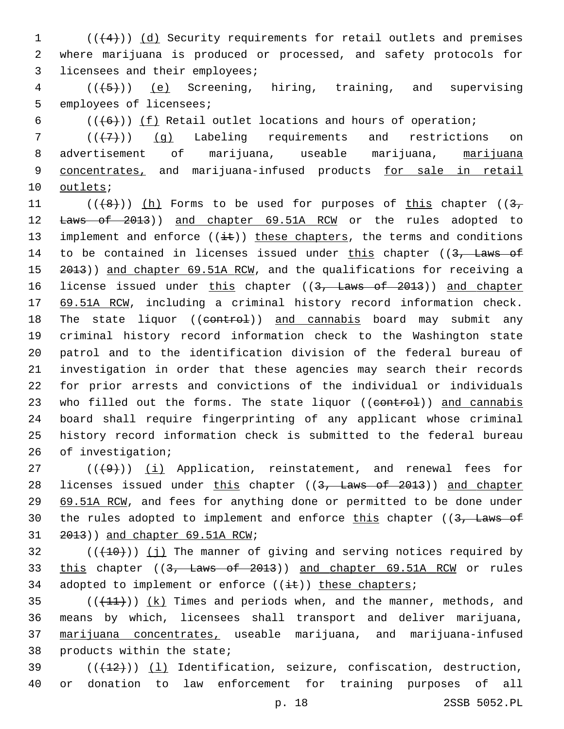((~~(4)~~)) (d) Security requirements for retail outlets and premises where marijuana is produced or processed, and safety protocols for licensees and their employees;

((~~(5)~~)) (e) Screening, hiring, training, and supervising employees of licensees;

((~~(6)~~)) (f) Retail outlet locations and hours of operation;

((~~(7)~~)) (g) Labeling requirements and restrictions on advertisement of marijuana, useable marijuana, marijuana concentrates, and marijuana-infused products for sale in retail outlets;

((~~(8)~~)) (h) Forms to be used for purposes of this chapter ((~~3, Laws of 2013~~)) and chapter 69.51A RCW or the rules adopted to implement and enforce ((~~it~~)) these chapters, the terms and conditions to be contained in licenses issued under this chapter ((~~3, Laws of 2013~~)) and chapter 69.51A RCW, and the qualifications for receiving a license issued under this chapter ((~~3, Laws of 2013~~)) and chapter 69.51A RCW, including a criminal history record information check. The state liquor ((~~control~~)) and cannabis board may submit any criminal history record information check to the Washington state patrol and to the identification division of the federal bureau of investigation in order that these agencies may search their records for prior arrests and convictions of the individual or individuals who filled out the forms. The state liquor ((~~control~~)) and cannabis board shall require fingerprinting of any applicant whose criminal history record information check is submitted to the federal bureau of investigation;

((~~(9)~~)) (i) Application, reinstatement, and renewal fees for licenses issued under this chapter ((~~3, Laws of 2013~~)) and chapter 69.51A RCW, and fees for anything done or permitted to be done under the rules adopted to implement and enforce this chapter ((~~3, Laws of 2013~~)) and chapter 69.51A RCW;

((~~(10)~~)) (j) The manner of giving and serving notices required by this chapter ((~~3, Laws of 2013~~)) and chapter 69.51A RCW or rules adopted to implement or enforce ((~~it~~)) these chapters;

((~~(11)~~)) (k) Times and periods when, and the manner, methods, and means by which, licensees shall transport and deliver marijuana, marijuana concentrates, useable marijuana, and marijuana-infused products within the state;

((~~(12)~~)) (l) Identification, seizure, confiscation, destruction, or donation to law enforcement for training purposes of all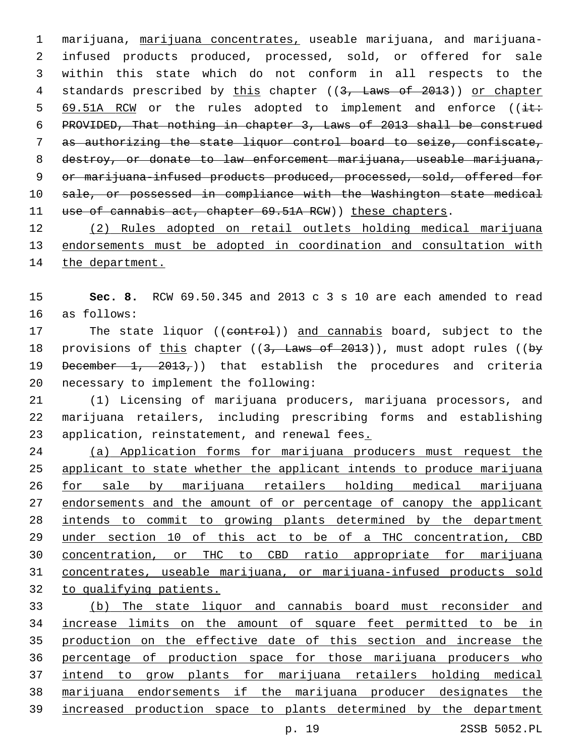marijuana, marijuana concentrates, useable marijuana, and marijuana-infused products produced, processed, sold, or offered for sale within this state which do not conform in all respects to the standards prescribed by this chapter ((~~3, Laws of 2013~~)) or chapter 69.51A RCW or the rules adopted to implement and enforce ((~~it: PROVIDED, That nothing in chapter 3, Laws of 2013 shall be construed as authorizing the state liquor control board to seize, confiscate, destroy, or donate to law enforcement marijuana, useable marijuana, or marijuana-infused products produced, processed, sold, offered for sale, or possessed in compliance with the Washington state medical use of cannabis act, chapter 69.51A RCW~~)) these chapters.

(2) Rules adopted on retail outlets holding medical marijuana endorsements must be adopted in coordination and consultation with the department.

**Sec. 8.** RCW 69.50.345 and 2013 c 3 s 10 are each amended to read as follows:

The state liquor ((~~control~~)) and cannabis board, subject to the provisions of this chapter ((~~3, Laws of 2013~~)), must adopt rules ((~~by December 1, 2013,~~)) that establish the procedures and criteria necessary to implement the following:

(1) Licensing of marijuana producers, marijuana processors, and marijuana retailers, including prescribing forms and establishing application, reinstatement, and renewal fees.

(a) Application forms for marijuana producers must request the applicant to state whether the applicant intends to produce marijuana for sale by marijuana retailers holding medical marijuana endorsements and the amount of or percentage of canopy the applicant intends to commit to growing plants determined by the department under section 10 of this act to be of a THC concentration, CBD concentration, or THC to CBD ratio appropriate for marijuana concentrates, useable marijuana, or marijuana-infused products sold to qualifying patients.

(b) The state liquor and cannabis board must reconsider and increase limits on the amount of square feet permitted to be in production on the effective date of this section and increase the percentage of production space for those marijuana producers who intend to grow plants for marijuana retailers holding medical marijuana endorsements if the marijuana producer designates the increased production space to plants determined by the department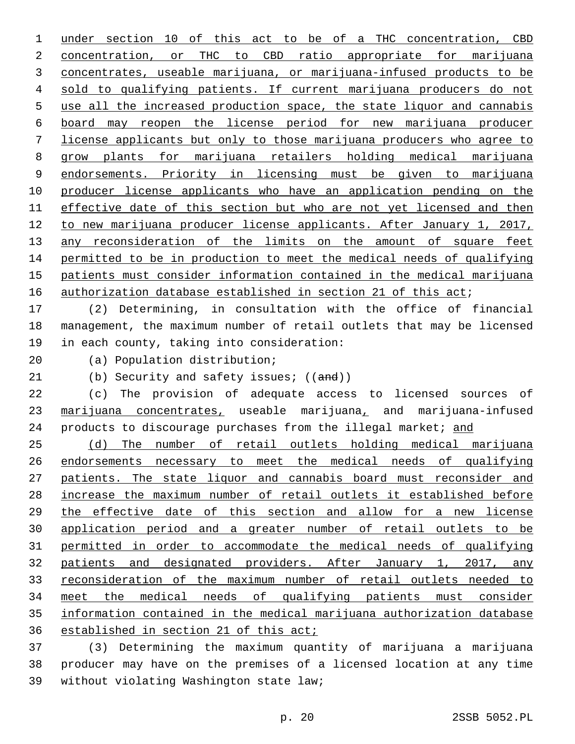under section 10 of this act to be of a THC concentration, CBD concentration, or THC to CBD ratio appropriate for marijuana concentrates, useable marijuana, or marijuana-infused products to be sold to qualifying patients. If current marijuana producers do not use all the increased production space, the state liquor and cannabis board may reopen the license period for new marijuana producer license applicants but only to those marijuana producers who agree to grow plants for marijuana retailers holding medical marijuana endorsements. Priority in licensing must be given to marijuana producer license applicants who have an application pending on the effective date of this section but who are not yet licensed and then to new marijuana producer license applicants. After January 1, 2017, any reconsideration of the limits on the amount of square feet permitted to be in production to meet the medical needs of qualifying patients must consider information contained in the medical marijuana authorization database established in section 21 of this act;

(2) Determining, in consultation with the office of financial management, the maximum number of retail outlets that may be licensed in each county, taking into consideration:

(a) Population distribution;

(b) Security and safety issues; ((~~and~~))

(c) The provision of adequate access to licensed sources of marijuana concentrates, useable marijuana, and marijuana-infused products to discourage purchases from the illegal market; and

(d) The number of retail outlets holding medical marijuana endorsements necessary to meet the medical needs of qualifying patients. The state liquor and cannabis board must reconsider and increase the maximum number of retail outlets it established before the effective date of this section and allow for a new license application period and a greater number of retail outlets to be permitted in order to accommodate the medical needs of qualifying patients and designated providers. After January 1, 2017, any reconsideration of the maximum number of retail outlets needed to meet the medical needs of qualifying patients must consider information contained in the medical marijuana authorization database established in section 21 of this act;

(3) Determining the maximum quantity of marijuana a marijuana producer may have on the premises of a licensed location at any time without violating Washington state law;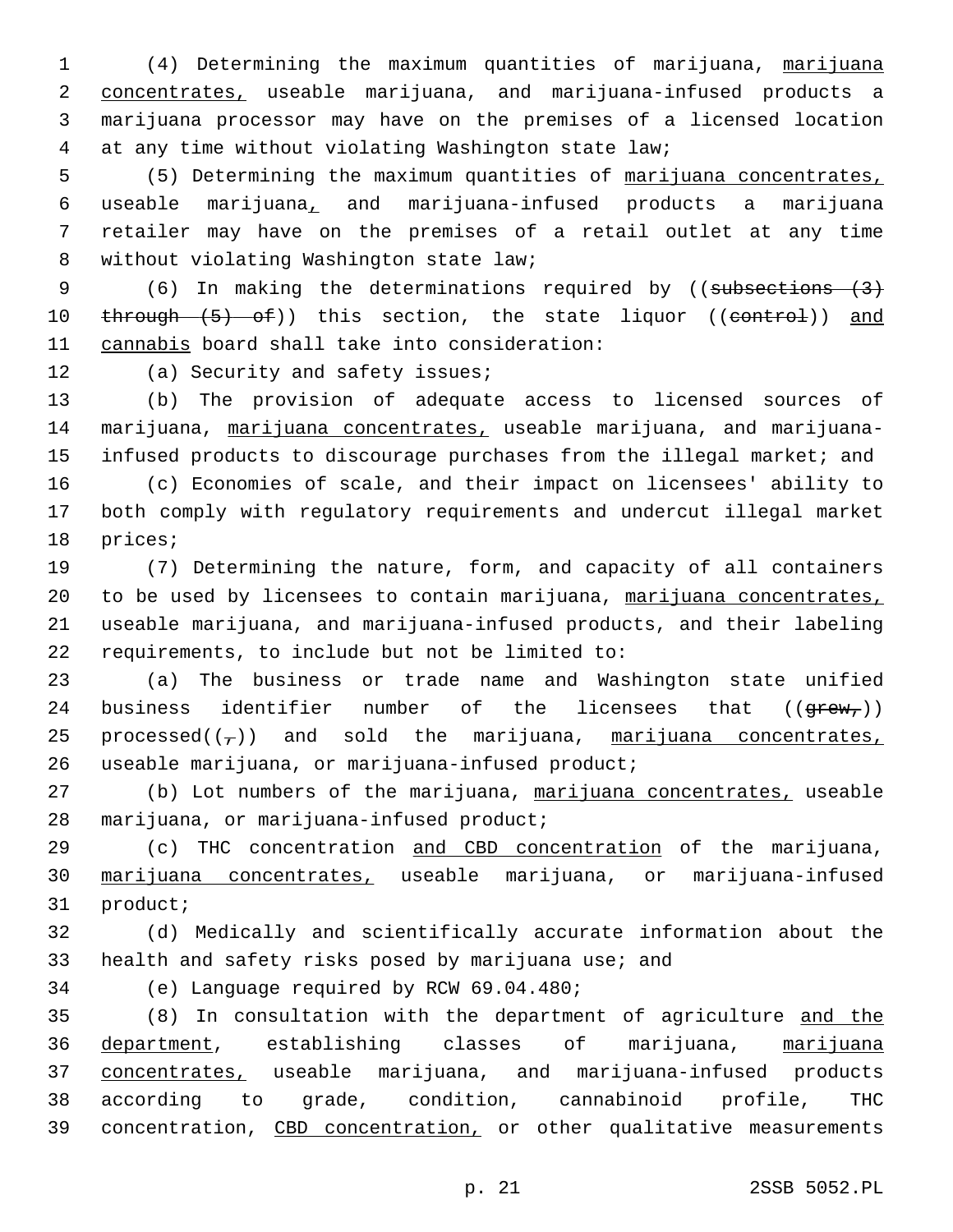(4) Determining the maximum quantities of marijuana, marijuana concentrates, useable marijuana, and marijuana-infused products a marijuana processor may have on the premises of a licensed location at any time without violating Washington state law;

(5) Determining the maximum quantities of marijuana concentrates, useable marijuana, and marijuana-infused products a marijuana retailer may have on the premises of a retail outlet at any time without violating Washington state law;

(6) In making the determinations required by ((~~subsections (3) through (5) of~~)) this section, the state liquor ((~~control~~)) and cannabis board shall take into consideration:

(a) Security and safety issues;

(b) The provision of adequate access to licensed sources of marijuana, marijuana concentrates, useable marijuana, and marijuana-infused products to discourage purchases from the illegal market; and

(c) Economies of scale, and their impact on licensees' ability to both comply with regulatory requirements and undercut illegal market prices;

(7) Determining the nature, form, and capacity of all containers to be used by licensees to contain marijuana, marijuana concentrates, useable marijuana, and marijuana-infused products, and their labeling requirements, to include but not be limited to:

(a) The business or trade name and Washington state unified business identifier number of the licensees that ((~~grew,~~)) processed((~~,~~)) and sold the marijuana, marijuana concentrates, useable marijuana, or marijuana-infused product;

(b) Lot numbers of the marijuana, marijuana concentrates, useable marijuana, or marijuana-infused product;

(c) THC concentration and CBD concentration of the marijuana, marijuana concentrates, useable marijuana, or marijuana-infused product;

(d) Medically and scientifically accurate information about the health and safety risks posed by marijuana use; and

(e) Language required by RCW 69.04.480;

(8) In consultation with the department of agriculture and the department, establishing classes of marijuana, marijuana concentrates, useable marijuana, and marijuana-infused products according to grade, condition, cannabinoid profile, THC concentration, CBD concentration, or other qualitative measurements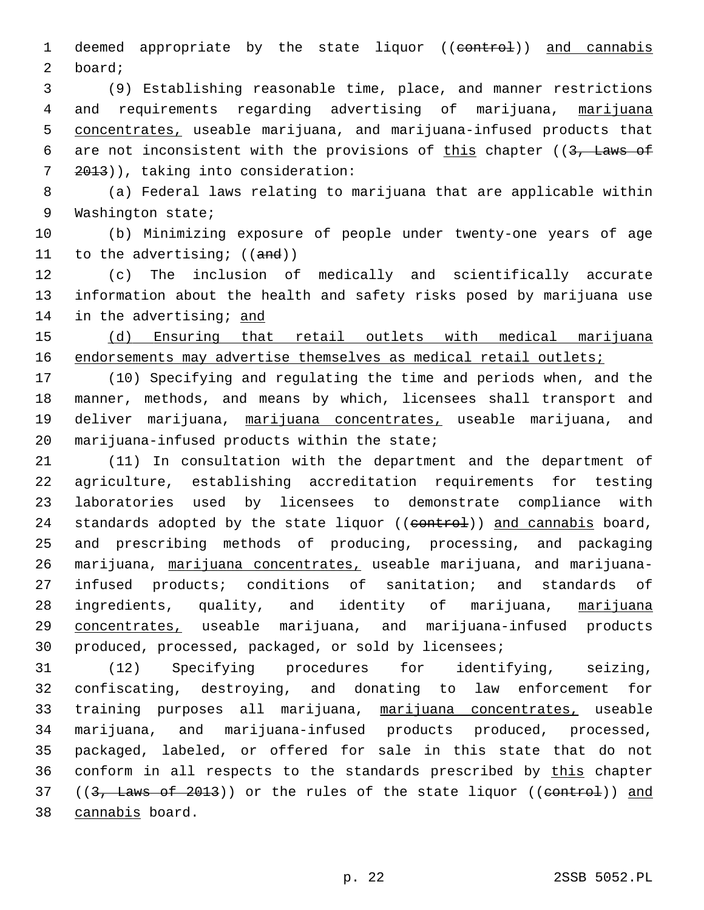deemed appropriate by the state liquor ((~~control~~)) <u>and cannabis</u> board;

(9) Establishing reasonable time, place, and manner restrictions and requirements regarding advertising of marijuana, <u>marijuana concentrates,</u> useable marijuana, and marijuana-infused products that are not inconsistent with the provisions of <u>this</u> chapter ((~~3, Laws of 2013~~)), taking into consideration:

(a) Federal laws relating to marijuana that are applicable within Washington state;

(b) Minimizing exposure of people under twenty-one years of age to the advertising; ((~~and~~))

(c) The inclusion of medically and scientifically accurate information about the health and safety risks posed by marijuana use in the advertising; <u>and</u>

<u>(d) Ensuring that retail outlets with medical marijuana endorsements may advertise themselves as medical retail outlets;</u>

(10) Specifying and regulating the time and periods when, and the manner, methods, and means by which, licensees shall transport and deliver marijuana, <u>marijuana concentrates,</u> useable marijuana, and marijuana-infused products within the state;

(11) In consultation with the department and the department of agriculture, establishing accreditation requirements for testing laboratories used by licensees to demonstrate compliance with standards adopted by the state liquor ((~~control~~)) <u>and cannabis</u> board, and prescribing methods of producing, processing, and packaging marijuana, <u>marijuana concentrates,</u> useable marijuana, and marijuana-infused products; conditions of sanitation; and standards of ingredients, quality, and identity of marijuana, <u>marijuana concentrates,</u> useable marijuana, and marijuana-infused products produced, processed, packaged, or sold by licensees;

(12) Specifying procedures for identifying, seizing, confiscating, destroying, and donating to law enforcement for training purposes all marijuana, <u>marijuana concentrates,</u> useable marijuana, and marijuana-infused products produced, processed, packaged, labeled, or offered for sale in this state that do not conform in all respects to the standards prescribed by <u>this</u> chapter ((~~3, Laws of 2013~~)) or the rules of the state liquor ((~~control~~)) <u>and cannabis</u> board.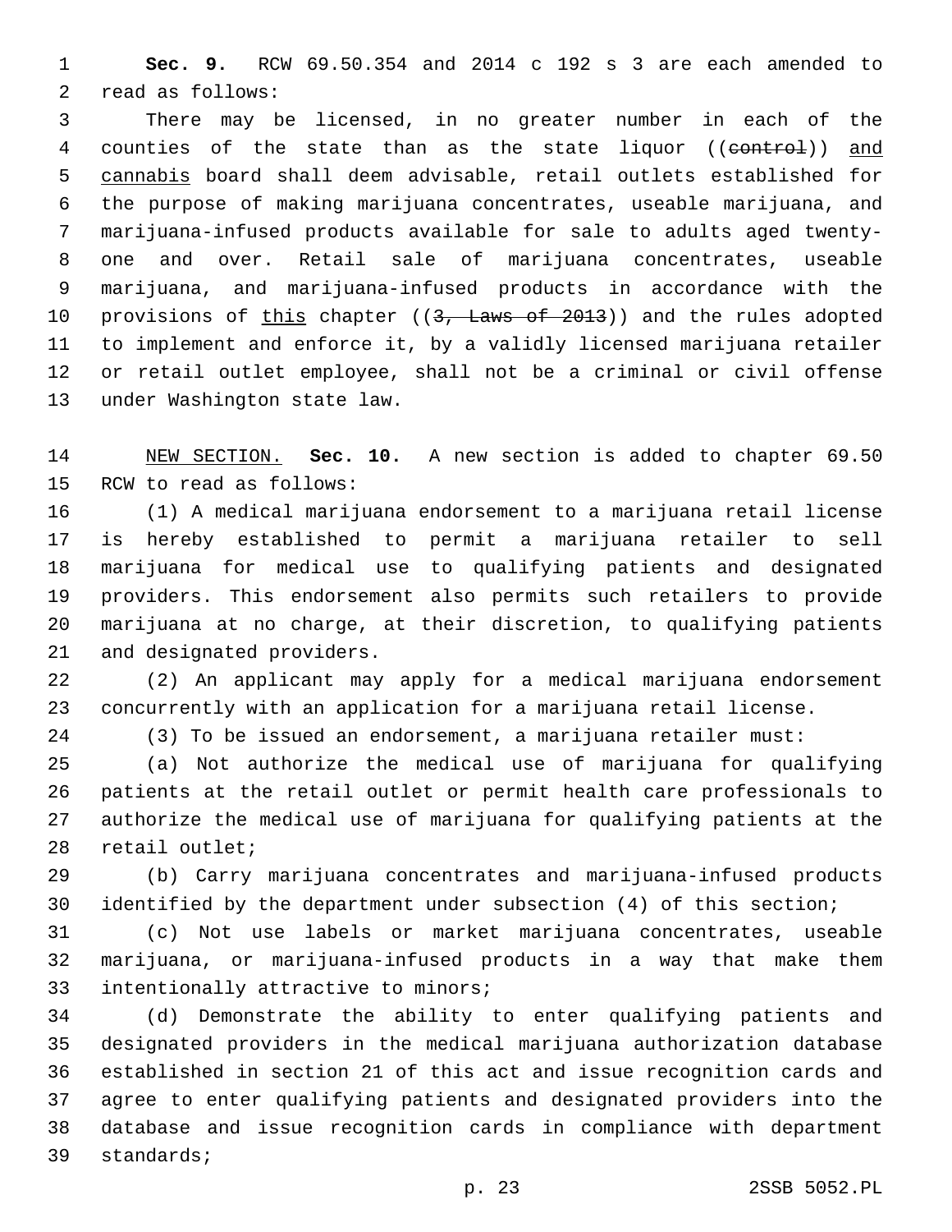**Sec. 9.** RCW 69.50.354 and 2014 c 192 s 3 are each amended to read as follows:

There may be licensed, in no greater number in each of the counties of the state than as the state liquor ((~~control~~)) <u>and cannabis</u> board shall deem advisable, retail outlets established for the purpose of making marijuana concentrates, useable marijuana, and marijuana-infused products available for sale to adults aged twenty-one and over. Retail sale of marijuana concentrates, useable marijuana, and marijuana-infused products in accordance with the provisions of <u>this</u> chapter ((~~3, Laws of 2013~~)) and the rules adopted to implement and enforce it, by a validly licensed marijuana retailer or retail outlet employee, shall not be a criminal or civil offense under Washington state law.

<u>NEW SECTION.</u> **Sec. 10.** A new section is added to chapter 69.50 RCW to read as follows:

(1) A medical marijuana endorsement to a marijuana retail license is hereby established to permit a marijuana retailer to sell marijuana for medical use to qualifying patients and designated providers. This endorsement also permits such retailers to provide marijuana at no charge, at their discretion, to qualifying patients and designated providers.

(2) An applicant may apply for a medical marijuana endorsement concurrently with an application for a marijuana retail license.

(3) To be issued an endorsement, a marijuana retailer must:

(a) Not authorize the medical use of marijuana for qualifying patients at the retail outlet or permit health care professionals to authorize the medical use of marijuana for qualifying patients at the retail outlet;

(b) Carry marijuana concentrates and marijuana-infused products identified by the department under subsection (4) of this section;

(c) Not use labels or market marijuana concentrates, useable marijuana, or marijuana-infused products in a way that make them intentionally attractive to minors;

(d) Demonstrate the ability to enter qualifying patients and designated providers in the medical marijuana authorization database established in section 21 of this act and issue recognition cards and agree to enter qualifying patients and designated providers into the database and issue recognition cards in compliance with department standards;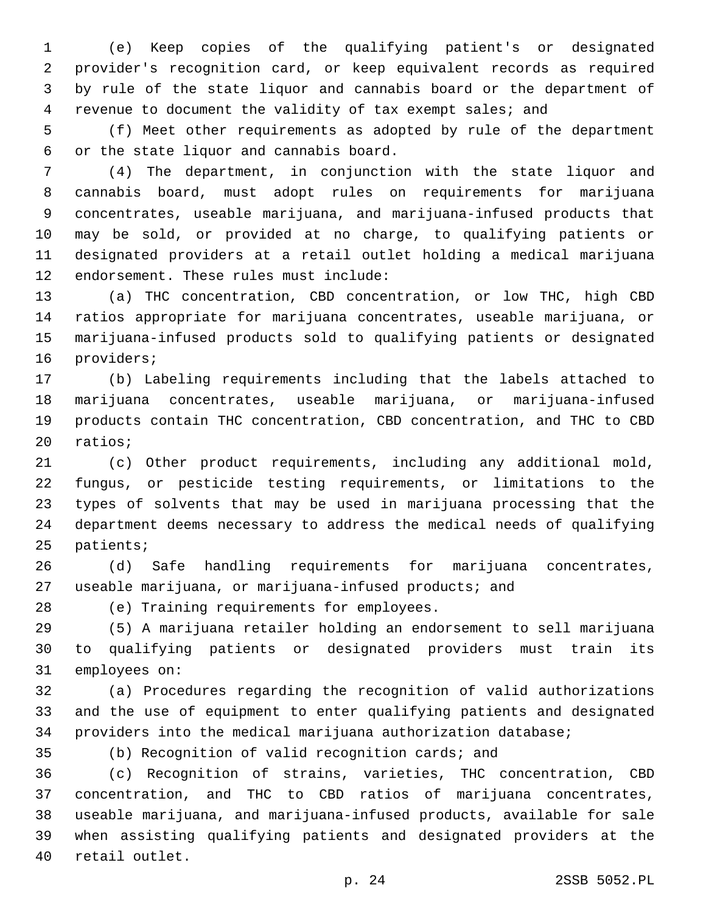(e) Keep copies of the qualifying patient's or designated provider's recognition card, or keep equivalent records as required by rule of the state liquor and cannabis board or the department of revenue to document the validity of tax exempt sales; and

(f) Meet other requirements as adopted by rule of the department or the state liquor and cannabis board.

(4) The department, in conjunction with the state liquor and cannabis board, must adopt rules on requirements for marijuana concentrates, useable marijuana, and marijuana-infused products that may be sold, or provided at no charge, to qualifying patients or designated providers at a retail outlet holding a medical marijuana endorsement. These rules must include:

(a) THC concentration, CBD concentration, or low THC, high CBD ratios appropriate for marijuana concentrates, useable marijuana, or marijuana-infused products sold to qualifying patients or designated providers;

(b) Labeling requirements including that the labels attached to marijuana concentrates, useable marijuana, or marijuana-infused products contain THC concentration, CBD concentration, and THC to CBD ratios;

(c) Other product requirements, including any additional mold, fungus, or pesticide testing requirements, or limitations to the types of solvents that may be used in marijuana processing that the department deems necessary to address the medical needs of qualifying patients;

(d) Safe handling requirements for marijuana concentrates, useable marijuana, or marijuana-infused products; and

(e) Training requirements for employees.

(5) A marijuana retailer holding an endorsement to sell marijuana to qualifying patients or designated providers must train its employees on:

(a) Procedures regarding the recognition of valid authorizations and the use of equipment to enter qualifying patients and designated providers into the medical marijuana authorization database;

(b) Recognition of valid recognition cards; and

(c) Recognition of strains, varieties, THC concentration, CBD concentration, and THC to CBD ratios of marijuana concentrates, useable marijuana, and marijuana-infused products, available for sale when assisting qualifying patients and designated providers at the retail outlet.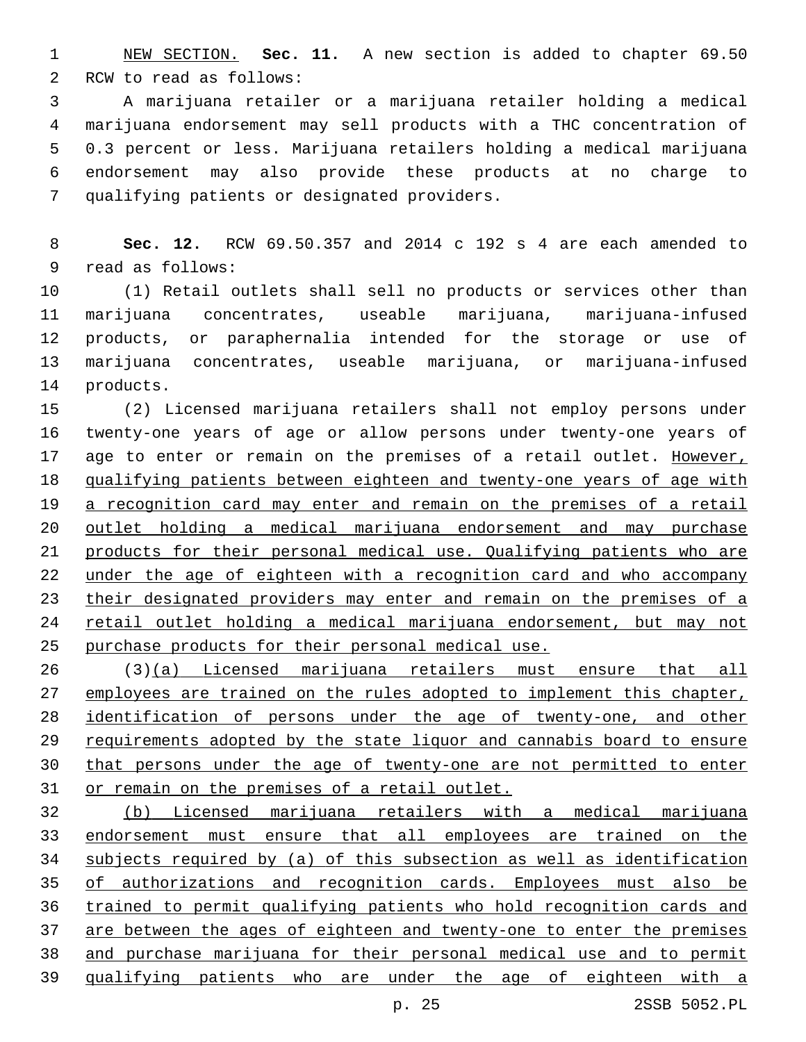NEW SECTION. **Sec. 11.** A new section is added to chapter 69.50 RCW to read as follows:

A marijuana retailer or a marijuana retailer holding a medical marijuana endorsement may sell products with a THC concentration of 0.3 percent or less. Marijuana retailers holding a medical marijuana endorsement may also provide these products at no charge to qualifying patients or designated providers.

**Sec. 12.** RCW 69.50.357 and 2014 c 192 s 4 are each amended to read as follows:

(1) Retail outlets shall sell no products or services other than marijuana concentrates, useable marijuana, marijuana-infused products, or paraphernalia intended for the storage or use of marijuana concentrates, useable marijuana, or marijuana-infused products.

(2) Licensed marijuana retailers shall not employ persons under twenty-one years of age or allow persons under twenty-one years of age to enter or remain on the premises of a retail outlet. However, qualifying patients between eighteen and twenty-one years of age with a recognition card may enter and remain on the premises of a retail outlet holding a medical marijuana endorsement and may purchase products for their personal medical use. Qualifying patients who are under the age of eighteen with a recognition card and who accompany their designated providers may enter and remain on the premises of a retail outlet holding a medical marijuana endorsement, but may not purchase products for their personal medical use.

(3)(a) Licensed marijuana retailers must ensure that all employees are trained on the rules adopted to implement this chapter, identification of persons under the age of twenty-one, and other requirements adopted by the state liquor and cannabis board to ensure that persons under the age of twenty-one are not permitted to enter or remain on the premises of a retail outlet.

(b) Licensed marijuana retailers with a medical marijuana endorsement must ensure that all employees are trained on the subjects required by (a) of this subsection as well as identification of authorizations and recognition cards. Employees must also be trained to permit qualifying patients who hold recognition cards and are between the ages of eighteen and twenty-one to enter the premises and purchase marijuana for their personal medical use and to permit qualifying patients who are under the age of eighteen with a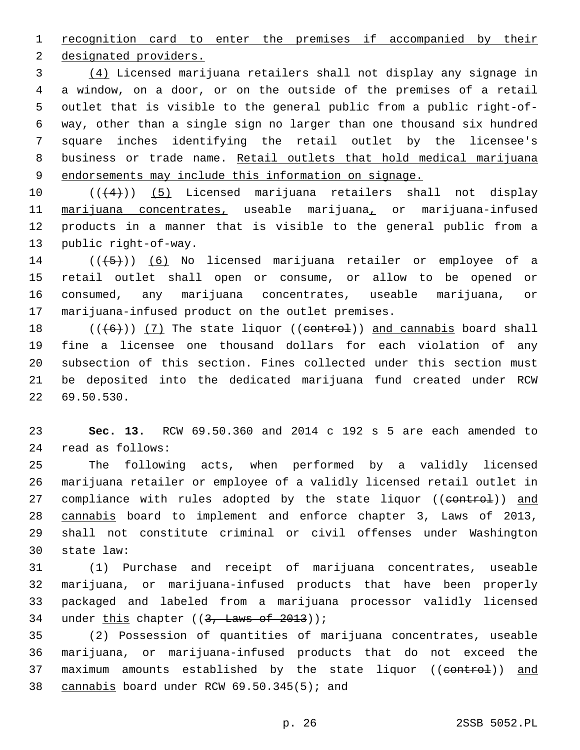recognition card to enter the premises if accompanied by their designated providers.

(4) Licensed marijuana retailers shall not display any signage in a window, on a door, or on the outside of the premises of a retail outlet that is visible to the general public from a public right-of-way, other than a single sign no larger than one thousand six hundred square inches identifying the retail outlet by the licensee's business or trade name. Retail outlets that hold medical marijuana endorsements may include this information on signage.

(((4))) (5) Licensed marijuana retailers shall not display marijuana concentrates, useable marijuana, or marijuana-infused products in a manner that is visible to the general public from a public right-of-way.

(((5))) (6) No licensed marijuana retailer or employee of a retail outlet shall open or consume, or allow to be opened or consumed, any marijuana concentrates, useable marijuana, or marijuana-infused product on the outlet premises.

(((6))) (7) The state liquor ((control)) and cannabis board shall fine a licensee one thousand dollars for each violation of any subsection of this section. Fines collected under this section must be deposited into the dedicated marijuana fund created under RCW 69.50.530.

**Sec. 13.** RCW 69.50.360 and 2014 c 192 s 5 are each amended to read as follows:

The following acts, when performed by a validly licensed marijuana retailer or employee of a validly licensed retail outlet in compliance with rules adopted by the state liquor ((control)) and cannabis board to implement and enforce chapter 3, Laws of 2013, shall not constitute criminal or civil offenses under Washington state law:

(1) Purchase and receipt of marijuana concentrates, useable marijuana, or marijuana-infused products that have been properly packaged and labeled from a marijuana processor validly licensed under this chapter ((3, Laws of 2013));

(2) Possession of quantities of marijuana concentrates, useable marijuana, or marijuana-infused products that do not exceed the maximum amounts established by the state liquor ((control)) and cannabis board under RCW 69.50.345(5); and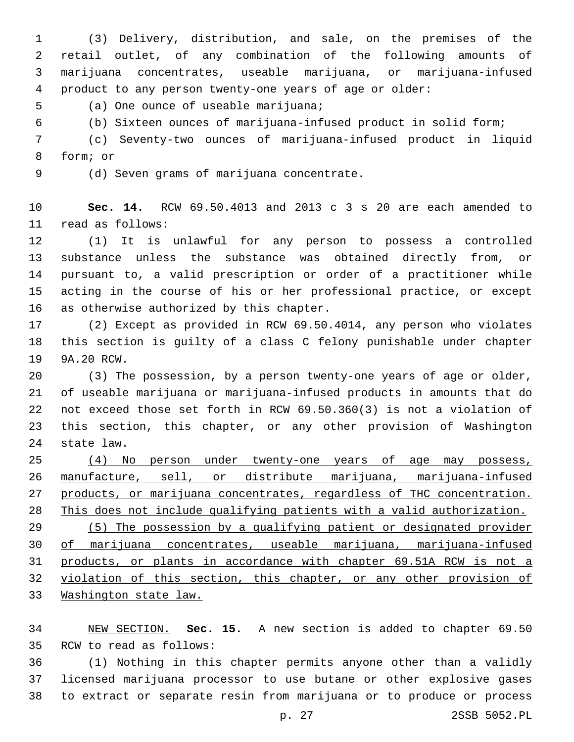(3) Delivery, distribution, and sale, on the premises of the retail outlet, of any combination of the following amounts of marijuana concentrates, useable marijuana, or marijuana-infused product to any person twenty-one years of age or older:

(a) One ounce of useable marijuana;

(b) Sixteen ounces of marijuana-infused product in solid form;

(c) Seventy-two ounces of marijuana-infused product in liquid form; or

(d) Seven grams of marijuana concentrate.

**Sec. 14.** RCW 69.50.4013 and 2013 c 3 s 20 are each amended to read as follows:

(1) It is unlawful for any person to possess a controlled substance unless the substance was obtained directly from, or pursuant to, a valid prescription or order of a practitioner while acting in the course of his or her professional practice, or except as otherwise authorized by this chapter.

(2) Except as provided in RCW 69.50.4014, any person who violates this section is guilty of a class C felony punishable under chapter 9A.20 RCW.

(3) The possession, by a person twenty-one years of age or older, of useable marijuana or marijuana-infused products in amounts that do not exceed those set forth in RCW 69.50.360(3) is not a violation of this section, this chapter, or any other provision of Washington state law.

<u>(4) No person under twenty-one years of age may possess, manufacture, sell, or distribute marijuana, marijuana-infused products, or marijuana concentrates, regardless of THC concentration. This does not include qualifying patients with a valid authorization.</u>

<u>(5) The possession by a qualifying patient or designated provider of marijuana concentrates, useable marijuana, marijuana-infused products, or plants in accordance with chapter 69.51A RCW is not a violation of this section, this chapter, or any other provision of Washington state law.</u>

<u>NEW SECTION.</u> **Sec. 15.** A new section is added to chapter 69.50 RCW to read as follows:

(1) Nothing in this chapter permits anyone other than a validly licensed marijuana processor to use butane or other explosive gases to extract or separate resin from marijuana or to produce or process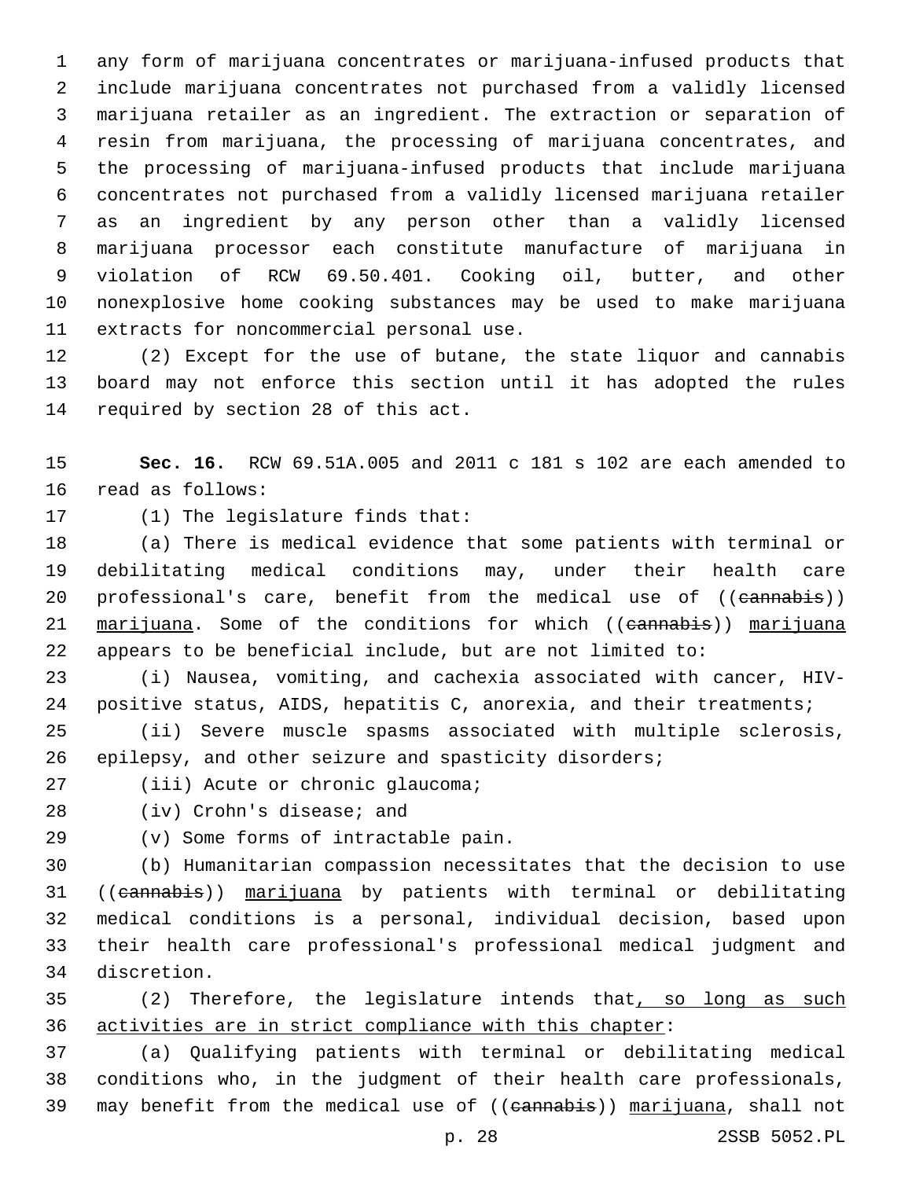any form of marijuana concentrates or marijuana-infused products that include marijuana concentrates not purchased from a validly licensed marijuana retailer as an ingredient. The extraction or separation of resin from marijuana, the processing of marijuana concentrates, and the processing of marijuana-infused products that include marijuana concentrates not purchased from a validly licensed marijuana retailer as an ingredient by any person other than a validly licensed marijuana processor each constitute manufacture of marijuana in violation of RCW 69.50.401. Cooking oil, butter, and other nonexplosive home cooking substances may be used to make marijuana extracts for noncommercial personal use.

(2) Except for the use of butane, the state liquor and cannabis board may not enforce this section until it has adopted the rules required by section 28 of this act.

**Sec. 16.** RCW 69.51A.005 and 2011 c 181 s 102 are each amended to read as follows:

(1) The legislature finds that:

(a) There is medical evidence that some patients with terminal or debilitating medical conditions may, under their health care professional's care, benefit from the medical use of ((~~cannabis~~)) marijuana. Some of the conditions for which ((~~cannabis~~)) marijuana appears to be beneficial include, but are not limited to:

(i) Nausea, vomiting, and cachexia associated with cancer, HIV-positive status, AIDS, hepatitis C, anorexia, and their treatments;

(ii) Severe muscle spasms associated with multiple sclerosis, epilepsy, and other seizure and spasticity disorders;

(iii) Acute or chronic glaucoma;

(iv) Crohn's disease; and

(v) Some forms of intractable pain.

(b) Humanitarian compassion necessitates that the decision to use ((~~cannabis~~)) marijuana by patients with terminal or debilitating medical conditions is a personal, individual decision, based upon their health care professional's professional medical judgment and discretion.

(2) Therefore, the legislature intends that, so long as such activities are in strict compliance with this chapter:

(a) Qualifying patients with terminal or debilitating medical conditions who, in the judgment of their health care professionals, may benefit from the medical use of ((~~cannabis~~)) marijuana, shall not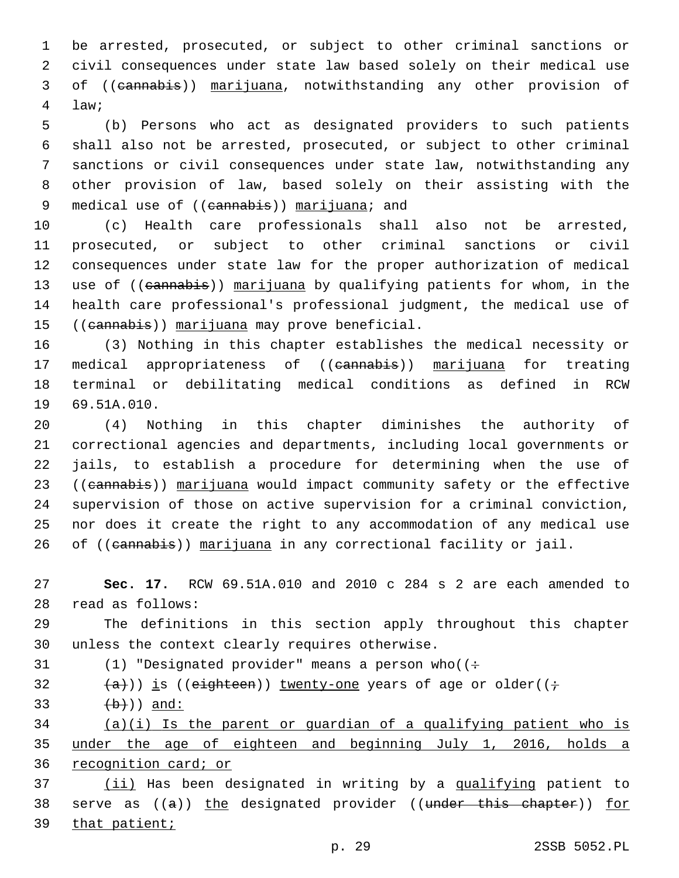be arrested, prosecuted, or subject to other criminal sanctions or civil consequences under state law based solely on their medical use of ((~~cannabis~~)) marijuana, notwithstanding any other provision of law;

(b) Persons who act as designated providers to such patients shall also not be arrested, prosecuted, or subject to other criminal sanctions or civil consequences under state law, notwithstanding any other provision of law, based solely on their assisting with the medical use of ((~~cannabis~~)) marijuana; and

(c) Health care professionals shall also not be arrested, prosecuted, or subject to other criminal sanctions or civil consequences under state law for the proper authorization of medical use of ((~~cannabis~~)) marijuana by qualifying patients for whom, in the health care professional's professional judgment, the medical use of ((~~cannabis~~)) marijuana may prove beneficial.

(3) Nothing in this chapter establishes the medical necessity or medical appropriateness of ((~~cannabis~~)) marijuana for treating terminal or debilitating medical conditions as defined in RCW 69.51A.010.

(4) Nothing in this chapter diminishes the authority of correctional agencies and departments, including local governments or jails, to establish a procedure for determining when the use of ((~~cannabis~~)) marijuana would impact community safety or the effective supervision of those on active supervision for a criminal conviction, nor does it create the right to any accommodation of any medical use of ((~~cannabis~~)) marijuana in any correctional facility or jail.

**Sec. 17.** RCW 69.51A.010 and 2010 c 284 s 2 are each amended to read as follows:

The definitions in this section apply throughout this chapter unless the context clearly requires otherwise.

(1) "Designated provider" means a person who((~~:~~

~~(a)~~)) is ((~~eighteen~~)) twenty-one years of age or older((~~;~~

~~(b)~~)) and:

(a)(i) Is the parent or guardian of a qualifying patient who is under the age of eighteen and beginning July 1, 2016, holds a recognition card; or

(ii) Has been designated in writing by a qualifying patient to serve as ((~~a~~)) the designated provider ((~~under this chapter~~)) for that patient;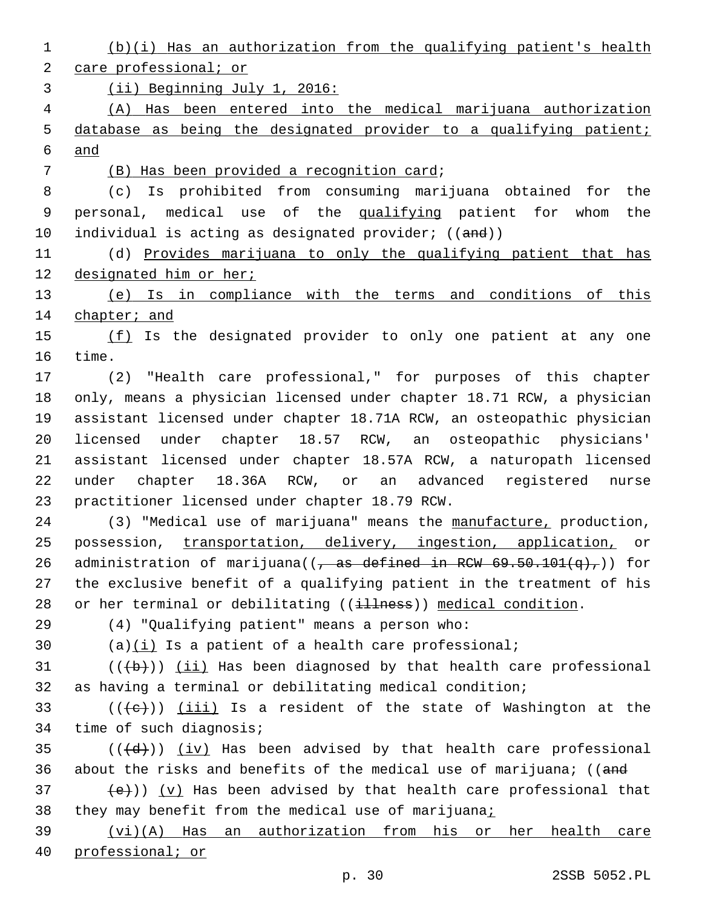(b)(i) Has an authorization from the qualifying patient's health care professional; or

(ii) Beginning July 1, 2016:

(A) Has been entered into the medical marijuana authorization database as being the designated provider to a qualifying patient; and

(B) Has been provided a recognition card;

(c) Is prohibited from consuming marijuana obtained for the personal, medical use of the qualifying patient for whom the individual is acting as designated provider; ((and))

(d) Provides marijuana to only the qualifying patient that has designated him or her;

(e) Is in compliance with the terms and conditions of this chapter; and

(f) Is the designated provider to only one patient at any one time.

(2) "Health care professional," for purposes of this chapter only, means a physician licensed under chapter 18.71 RCW, a physician assistant licensed under chapter 18.71A RCW, an osteopathic physician licensed under chapter 18.57 RCW, an osteopathic physicians' assistant licensed under chapter 18.57A RCW, a naturopath licensed under chapter 18.36A RCW, or an advanced registered nurse practitioner licensed under chapter 18.79 RCW.

(3) "Medical use of marijuana" means the manufacture, production, possession, transportation, delivery, ingestion, application, or administration of marijuana((, as defined in RCW 69.50.101(q),)) for the exclusive benefit of a qualifying patient in the treatment of his or her terminal or debilitating ((illness)) medical condition.

(4) "Qualifying patient" means a person who:

(a)(i) Is a patient of a health care professional;

(((b))) (ii) Has been diagnosed by that health care professional as having a terminal or debilitating medical condition;

(((c))) (iii) Is a resident of the state of Washington at the time of such diagnosis;

(((d))) (iv) Has been advised by that health care professional about the risks and benefits of the medical use of marijuana; ((and

(e))) (v) Has been advised by that health care professional that they may benefit from the medical use of marijuana;

(vi)(A) Has an authorization from his or her health care professional; or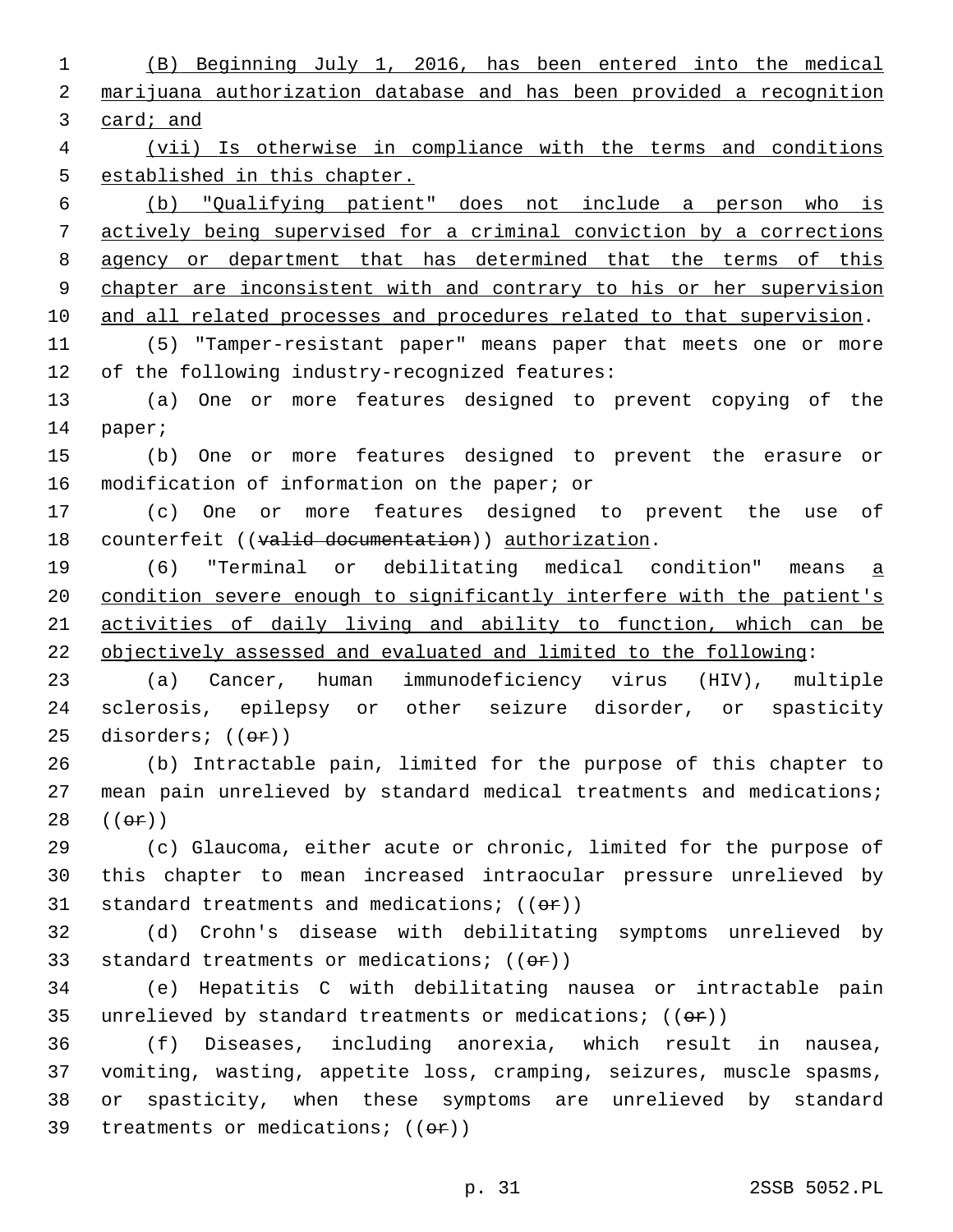(B) Beginning July 1, 2016, has been entered into the medical marijuana authorization database and has been provided a recognition card; and

(vii) Is otherwise in compliance with the terms and conditions established in this chapter.

(b) "Qualifying patient" does not include a person who is actively being supervised for a criminal conviction by a corrections agency or department that has determined that the terms of this chapter are inconsistent with and contrary to his or her supervision and all related processes and procedures related to that supervision.

(5) "Tamper-resistant paper" means paper that meets one or more of the following industry-recognized features:

(a) One or more features designed to prevent copying of the paper;

(b) One or more features designed to prevent the erasure or modification of information on the paper; or

(c) One or more features designed to prevent the use of counterfeit ((~~valid documentation~~)) authorization.

(6) "Terminal or debilitating medical condition" means a condition severe enough to significantly interfere with the patient's activities of daily living and ability to function, which can be objectively assessed and evaluated and limited to the following:

(a) Cancer, human immunodeficiency virus (HIV), multiple sclerosis, epilepsy or other seizure disorder, or spasticity disorders; ((~~or~~))

(b) Intractable pain, limited for the purpose of this chapter to mean pain unrelieved by standard medical treatments and medications; ((~~or~~))

(c) Glaucoma, either acute or chronic, limited for the purpose of this chapter to mean increased intraocular pressure unrelieved by standard treatments and medications; ((~~or~~))

(d) Crohn's disease with debilitating symptoms unrelieved by standard treatments or medications; ((~~or~~))

(e) Hepatitis C with debilitating nausea or intractable pain unrelieved by standard treatments or medications; ((~~or~~))

(f) Diseases, including anorexia, which result in nausea, vomiting, wasting, appetite loss, cramping, seizures, muscle spasms, or spasticity, when these symptoms are unrelieved by standard treatments or medications; ((~~or~~))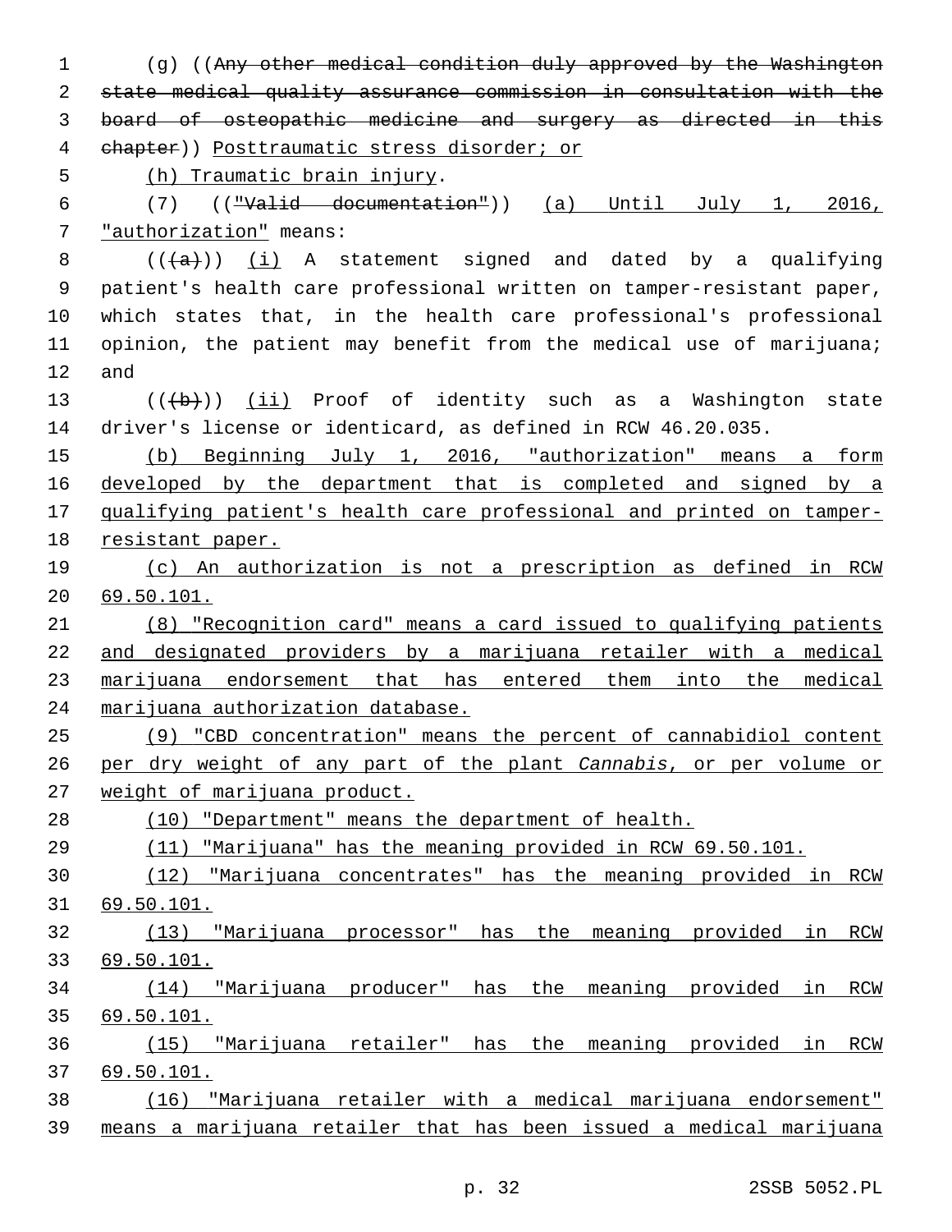(g) ((~~Any other medical condition duly approved by the Washington state medical quality assurance commission in consultation with the board of osteopathic medicine and surgery as directed in this chapter~~)) <u>Posttraumatic stress disorder; or</u>

<u>(h) Traumatic brain injury</u>.

(7) ((~~"Valid documentation"~~)) <u>(a) Until July 1, 2016, "authorization"</u> means:

((~~(a)~~)) <u>(i)</u> A statement signed and dated by a qualifying patient's health care professional written on tamper-resistant paper, which states that, in the health care professional's professional opinion, the patient may benefit from the medical use of marijuana; and

((~~(b)~~)) <u>(ii)</u> Proof of identity such as a Washington state driver's license or identicard, as defined in RCW 46.20.035.

<u>(b) Beginning July 1, 2016, "authorization" means a form developed by the department that is completed and signed by a qualifying patient's health care professional and printed on tamper-resistant paper.</u>

<u>(c) An authorization is not a prescription as defined in RCW 69.50.101.</u>

<u>(8) "Recognition card" means a card issued to qualifying patients and designated providers by a marijuana retailer with a medical marijuana endorsement that has entered them into the medical marijuana authorization database.</u>

<u>(9) "CBD concentration" means the percent of cannabidiol content per dry weight of any part of the plant *Cannabis*, or per volume or weight of marijuana product.</u>

<u>(10) "Department" means the department of health.</u>

<u>(11) "Marijuana" has the meaning provided in RCW 69.50.101.</u>

<u>(12) "Marijuana concentrates" has the meaning provided in RCW 69.50.101.</u>

<u>(13) "Marijuana processor" has the meaning provided in RCW 69.50.101.</u>

<u>(14) "Marijuana producer" has the meaning provided in RCW 69.50.101.</u>

<u>(15) "Marijuana retailer" has the meaning provided in RCW 69.50.101.</u>

<u>(16) "Marijuana retailer with a medical marijuana endorsement" means a marijuana retailer that has been issued a medical marijuana</u>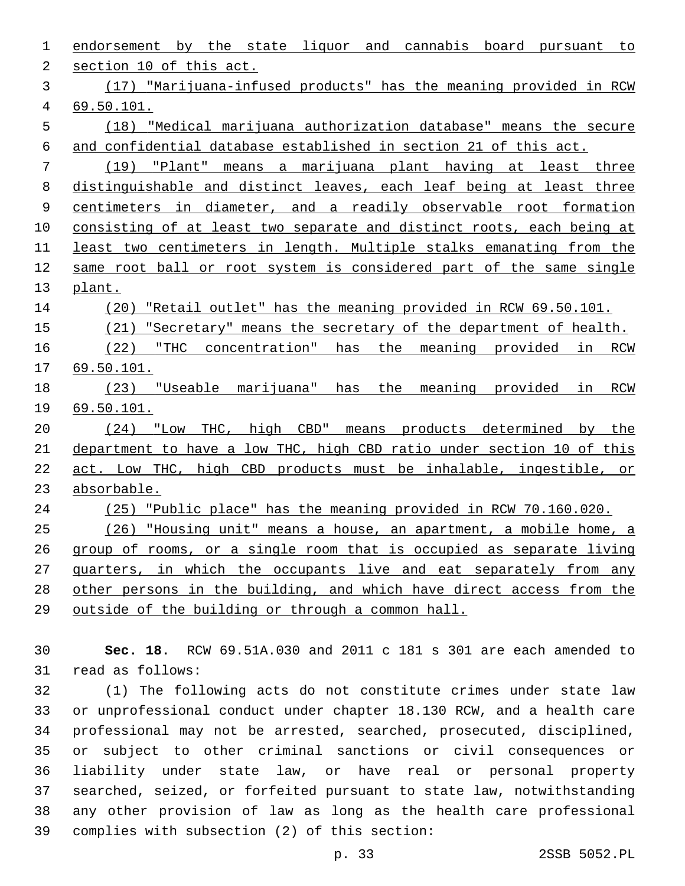endorsement by the state liquor and cannabis board pursuant to section 10 of this act.

(17) "Marijuana-infused products" has the meaning provided in RCW 69.50.101.

(18) "Medical marijuana authorization database" means the secure and confidential database established in section 21 of this act.

(19) "Plant" means a marijuana plant having at least three distinguishable and distinct leaves, each leaf being at least three centimeters in diameter, and a readily observable root formation consisting of at least two separate and distinct roots, each being at least two centimeters in length. Multiple stalks emanating from the same root ball or root system is considered part of the same single plant.

(20) "Retail outlet" has the meaning provided in RCW 69.50.101.

(21) "Secretary" means the secretary of the department of health.

(22) "THC concentration" has the meaning provided in RCW 69.50.101.

(23) "Useable marijuana" has the meaning provided in RCW 69.50.101.

(24) "Low THC, high CBD" means products determined by the department to have a low THC, high CBD ratio under section 10 of this act. Low THC, high CBD products must be inhalable, ingestible, or absorbable.

(25) "Public place" has the meaning provided in RCW 70.160.020.

(26) "Housing unit" means a house, an apartment, a mobile home, a group of rooms, or a single room that is occupied as separate living quarters, in which the occupants live and eat separately from any other persons in the building, and which have direct access from the outside of the building or through a common hall.

**Sec. 18.** RCW 69.51A.030 and 2011 c 181 s 301 are each amended to read as follows:

(1) The following acts do not constitute crimes under state law or unprofessional conduct under chapter 18.130 RCW, and a health care professional may not be arrested, searched, prosecuted, disciplined, or subject to other criminal sanctions or civil consequences or liability under state law, or have real or personal property searched, seized, or forfeited pursuant to state law, notwithstanding any other provision of law as long as the health care professional complies with subsection (2) of this section: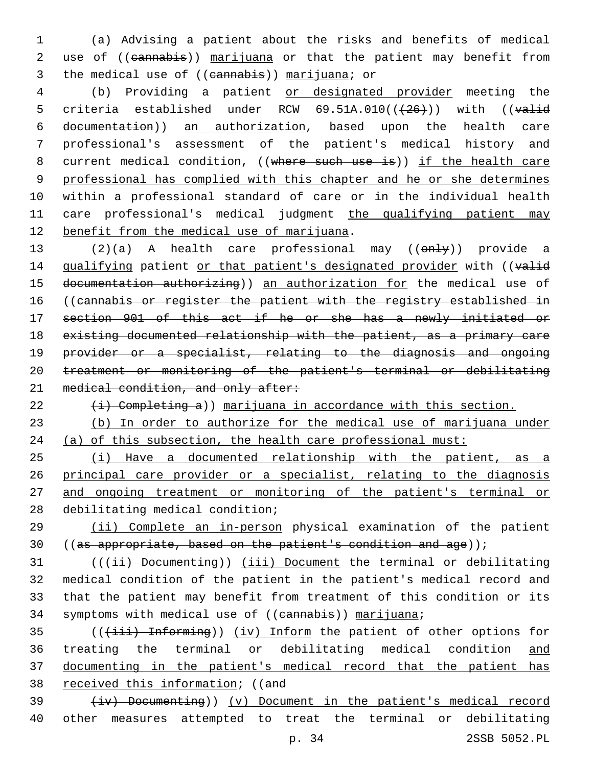(a) Advising a patient about the risks and benefits of medical use of ((~~cannabis~~)) marijuana or that the patient may benefit from the medical use of ((~~cannabis~~)) marijuana; or

(b) Providing a patient or designated provider meeting the criteria established under RCW 69.51A.010((~~(26)~~)) with ((~~valid documentation~~)) an authorization, based upon the health care professional's assessment of the patient's medical history and current medical condition, ((~~where such use is~~)) if the health care professional has complied with this chapter and he or she determines within a professional standard of care or in the individual health care professional's medical judgment the qualifying patient may benefit from the medical use of marijuana.

(2)(a) A health care professional may ((~~only~~)) provide a qualifying patient or that patient's designated provider with ((~~valid documentation authorizing~~)) an authorization for the medical use of ((~~cannabis or register the patient with the registry established in section 901 of this act if he or she has a newly initiated or existing documented relationship with the patient, as a primary care provider or a specialist, relating to the diagnosis and ongoing treatment or monitoring of the patient's terminal or debilitating medical condition, and only after:~~

~~(i) Completing a~~)) marijuana in accordance with this section.

(b) In order to authorize for the medical use of marijuana under (a) of this subsection, the health care professional must:

(i) Have a documented relationship with the patient, as a principal care provider or a specialist, relating to the diagnosis and ongoing treatment or monitoring of the patient's terminal or debilitating medical condition;

(ii) Complete an in-person physical examination of the patient ((~~as appropriate, based on the patient's condition and age~~));

((~~(ii) Documenting~~)) (iii) Document the terminal or debilitating medical condition of the patient in the patient's medical record and that the patient may benefit from treatment of this condition or its symptoms with medical use of ((~~cannabis~~)) marijuana;

((~~(iii) Informing~~)) (iv) Inform the patient of other options for treating the terminal or debilitating medical condition and documenting in the patient's medical record that the patient has received this information; ((~~and~~

~~(iv) Documenting~~)) (v) Document in the patient's medical record other measures attempted to treat the terminal or debilitating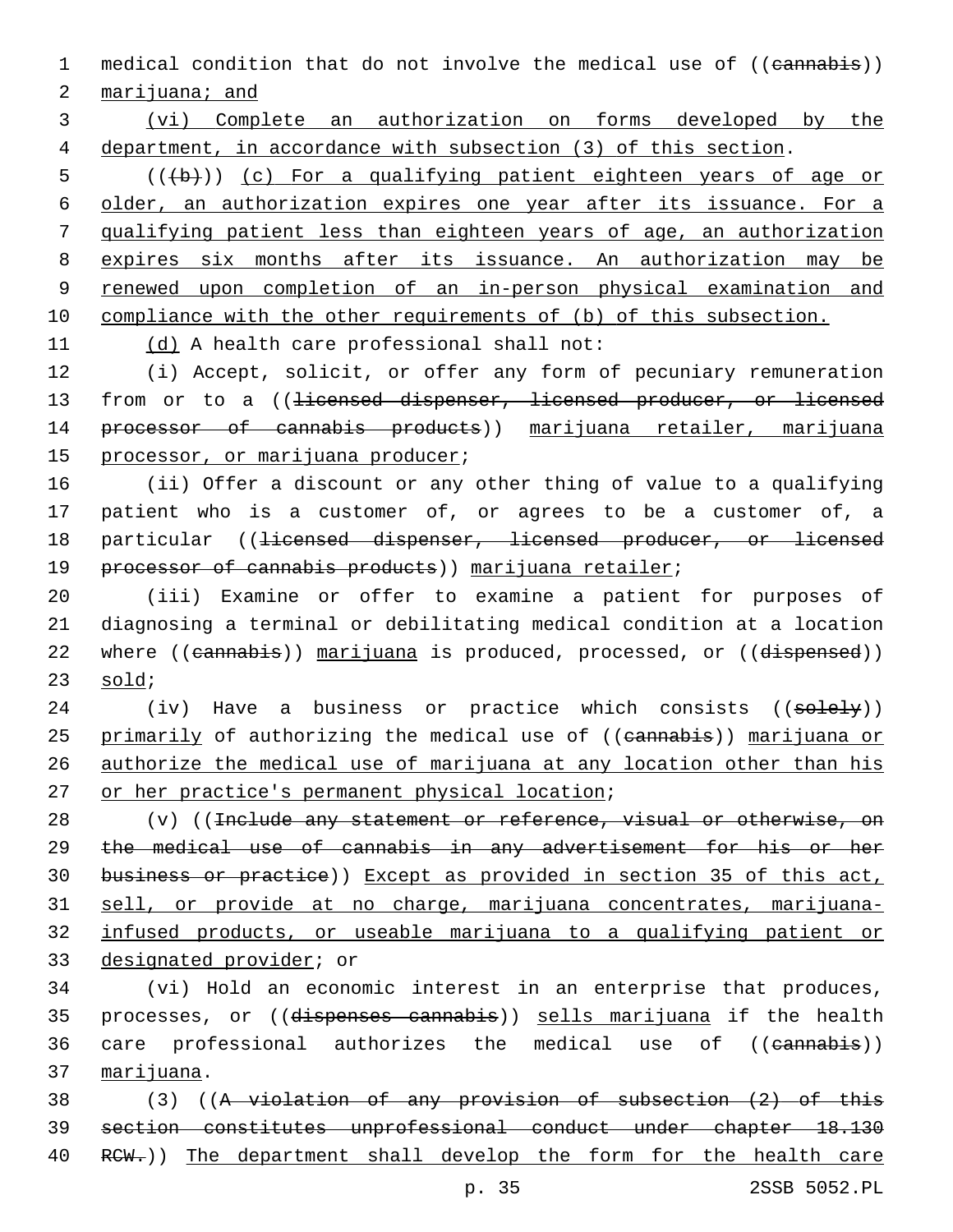medical condition that do not involve the medical use of ((cannabis)) marijuana; and

(vi) Complete an authorization on forms developed by the department, in accordance with subsection (3) of this section.

(((b))) (c) For a qualifying patient eighteen years of age or older, an authorization expires one year after its issuance. For a qualifying patient less than eighteen years of age, an authorization expires six months after its issuance. An authorization may be renewed upon completion of an in-person physical examination and compliance with the other requirements of (b) of this subsection.

(d) A health care professional shall not:

(i) Accept, solicit, or offer any form of pecuniary remuneration from or to a ((licensed dispenser, licensed producer, or licensed processor of cannabis products)) marijuana retailer, marijuana processor, or marijuana producer;

(ii) Offer a discount or any other thing of value to a qualifying patient who is a customer of, or agrees to be a customer of, a particular ((licensed dispenser, licensed producer, or licensed processor of cannabis products)) marijuana retailer;

(iii) Examine or offer to examine a patient for purposes of diagnosing a terminal or debilitating medical condition at a location where ((cannabis)) marijuana is produced, processed, or ((dispensed)) sold;

(iv) Have a business or practice which consists ((solely)) primarily of authorizing the medical use of ((cannabis)) marijuana or authorize the medical use of marijuana at any location other than his or her practice's permanent physical location;

(v) ((Include any statement or reference, visual or otherwise, on the medical use of cannabis in any advertisement for his or her business or practice)) Except as provided in section 35 of this act, sell, or provide at no charge, marijuana concentrates, marijuana-infused products, or useable marijuana to a qualifying patient or designated provider; or

(vi) Hold an economic interest in an enterprise that produces, processes, or ((dispenses cannabis)) sells marijuana if the health care professional authorizes the medical use of ((cannabis)) marijuana.

(3) ((A violation of any provision of subsection (2) of this section constitutes unprofessional conduct under chapter 18.130 RCW.)) The department shall develop the form for the health care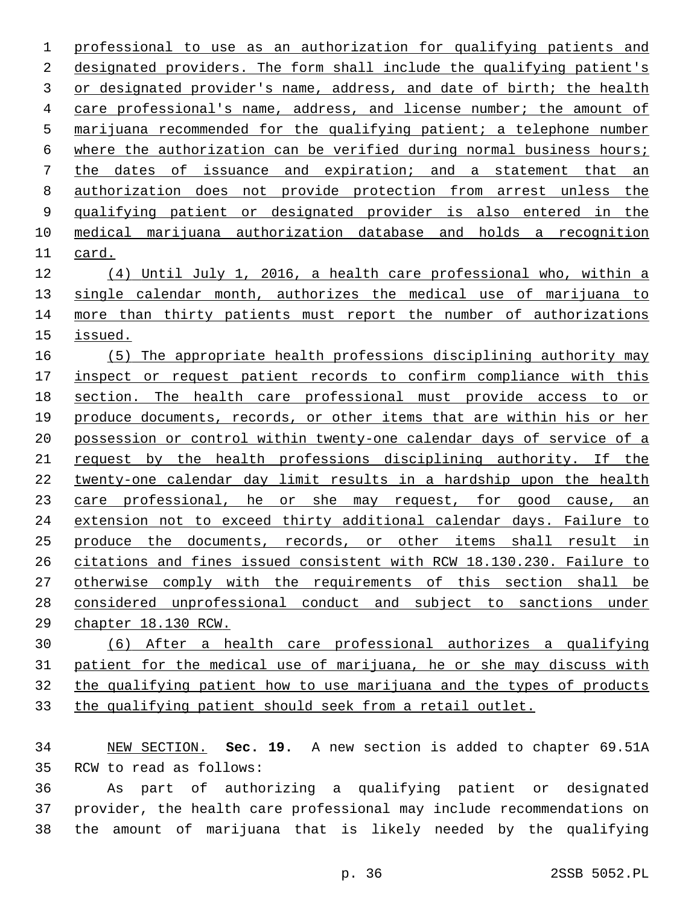professional to use as an authorization for qualifying patients and designated providers. The form shall include the qualifying patient's or designated provider's name, address, and date of birth; the health care professional's name, address, and license number; the amount of marijuana recommended for the qualifying patient; a telephone number where the authorization can be verified during normal business hours; the dates of issuance and expiration; and a statement that an authorization does not provide protection from arrest unless the qualifying patient or designated provider is also entered in the medical marijuana authorization database and holds a recognition card.

(4) Until July 1, 2016, a health care professional who, within a single calendar month, authorizes the medical use of marijuana to more than thirty patients must report the number of authorizations issued.

(5) The appropriate health professions disciplining authority may inspect or request patient records to confirm compliance with this section. The health care professional must provide access to or produce documents, records, or other items that are within his or her possession or control within twenty-one calendar days of service of a request by the health professions disciplining authority. If the twenty-one calendar day limit results in a hardship upon the health care professional, he or she may request, for good cause, an extension not to exceed thirty additional calendar days. Failure to produce the documents, records, or other items shall result in citations and fines issued consistent with RCW 18.130.230. Failure to otherwise comply with the requirements of this section shall be considered unprofessional conduct and subject to sanctions under chapter 18.130 RCW.

(6) After a health care professional authorizes a qualifying patient for the medical use of marijuana, he or she may discuss with the qualifying patient how to use marijuana and the types of products the qualifying patient should seek from a retail outlet.

NEW SECTION. **Sec. 19.** A new section is added to chapter 69.51A RCW to read as follows:

As part of authorizing a qualifying patient or designated provider, the health care professional may include recommendations on the amount of marijuana that is likely needed by the qualifying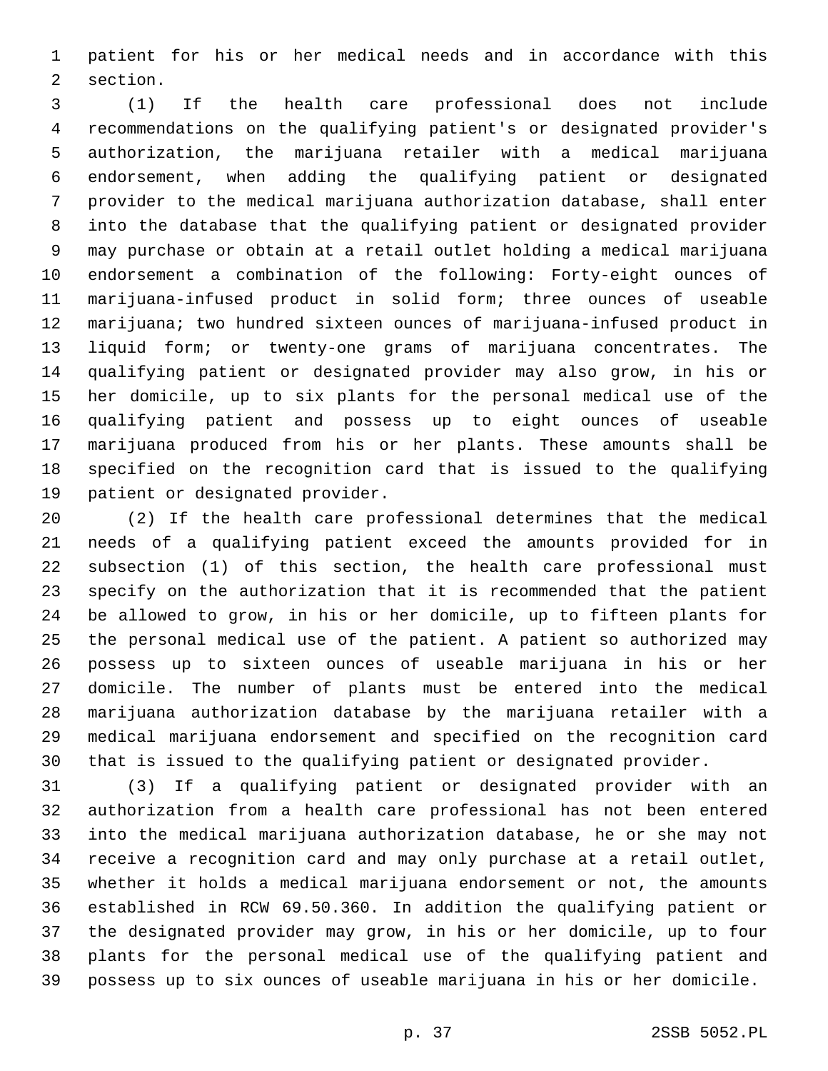patient for his or her medical needs and in accordance with this section.

(1) If the health care professional does not include recommendations on the qualifying patient's or designated provider's authorization, the marijuana retailer with a medical marijuana endorsement, when adding the qualifying patient or designated provider to the medical marijuana authorization database, shall enter into the database that the qualifying patient or designated provider may purchase or obtain at a retail outlet holding a medical marijuana endorsement a combination of the following: Forty-eight ounces of marijuana-infused product in solid form; three ounces of useable marijuana; two hundred sixteen ounces of marijuana-infused product in liquid form; or twenty-one grams of marijuana concentrates. The qualifying patient or designated provider may also grow, in his or her domicile, up to six plants for the personal medical use of the qualifying patient and possess up to eight ounces of useable marijuana produced from his or her plants. These amounts shall be specified on the recognition card that is issued to the qualifying patient or designated provider.

(2) If the health care professional determines that the medical needs of a qualifying patient exceed the amounts provided for in subsection (1) of this section, the health care professional must specify on the authorization that it is recommended that the patient be allowed to grow, in his or her domicile, up to fifteen plants for the personal medical use of the patient. A patient so authorized may possess up to sixteen ounces of useable marijuana in his or her domicile. The number of plants must be entered into the medical marijuana authorization database by the marijuana retailer with a medical marijuana endorsement and specified on the recognition card that is issued to the qualifying patient or designated provider.

(3) If a qualifying patient or designated provider with an authorization from a health care professional has not been entered into the medical marijuana authorization database, he or she may not receive a recognition card and may only purchase at a retail outlet, whether it holds a medical marijuana endorsement or not, the amounts established in RCW 69.50.360. In addition the qualifying patient or the designated provider may grow, in his or her domicile, up to four plants for the personal medical use of the qualifying patient and possess up to six ounces of useable marijuana in his or her domicile.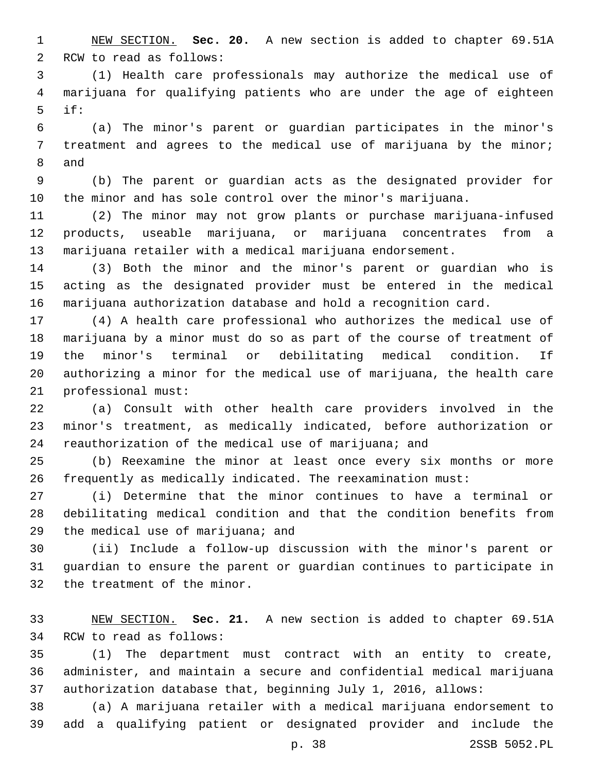NEW SECTION. **Sec. 20.** A new section is added to chapter 69.51A RCW to read as follows:

(1) Health care professionals may authorize the medical use of marijuana for qualifying patients who are under the age of eighteen if:

(a) The minor's parent or guardian participates in the minor's treatment and agrees to the medical use of marijuana by the minor; and

(b) The parent or guardian acts as the designated provider for the minor and has sole control over the minor's marijuana.

(2) The minor may not grow plants or purchase marijuana-infused products, useable marijuana, or marijuana concentrates from a marijuana retailer with a medical marijuana endorsement.

(3) Both the minor and the minor's parent or guardian who is acting as the designated provider must be entered in the medical marijuana authorization database and hold a recognition card.

(4) A health care professional who authorizes the medical use of marijuana by a minor must do so as part of the course of treatment of the minor's terminal or debilitating medical condition. If authorizing a minor for the medical use of marijuana, the health care professional must:

(a) Consult with other health care providers involved in the minor's treatment, as medically indicated, before authorization or reauthorization of the medical use of marijuana; and

(b) Reexamine the minor at least once every six months or more frequently as medically indicated. The reexamination must:

(i) Determine that the minor continues to have a terminal or debilitating medical condition and that the condition benefits from the medical use of marijuana; and

(ii) Include a follow-up discussion with the minor's parent or guardian to ensure the parent or guardian continues to participate in the treatment of the minor.

NEW SECTION. **Sec. 21.** A new section is added to chapter 69.51A RCW to read as follows:

(1) The department must contract with an entity to create, administer, and maintain a secure and confidential medical marijuana authorization database that, beginning July 1, 2016, allows:

(a) A marijuana retailer with a medical marijuana endorsement to add a qualifying patient or designated provider and include the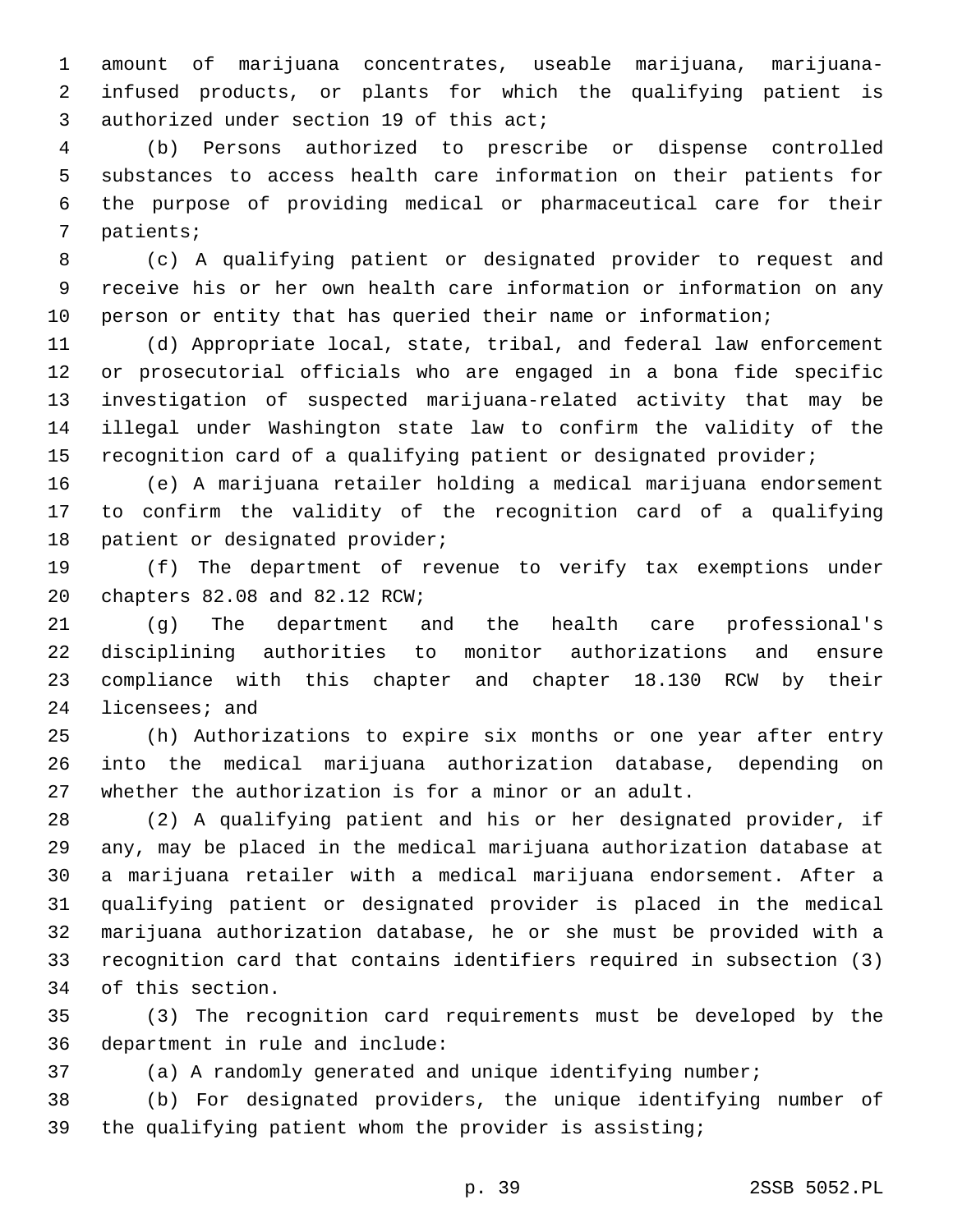amount of marijuana concentrates, useable marijuana, marijuana-infused products, or plants for which the qualifying patient is authorized under section 19 of this act;

(b) Persons authorized to prescribe or dispense controlled substances to access health care information on their patients for the purpose of providing medical or pharmaceutical care for their patients;

(c) A qualifying patient or designated provider to request and receive his or her own health care information or information on any person or entity that has queried their name or information;

(d) Appropriate local, state, tribal, and federal law enforcement or prosecutorial officials who are engaged in a bona fide specific investigation of suspected marijuana-related activity that may be illegal under Washington state law to confirm the validity of the recognition card of a qualifying patient or designated provider;

(e) A marijuana retailer holding a medical marijuana endorsement to confirm the validity of the recognition card of a qualifying patient or designated provider;

(f) The department of revenue to verify tax exemptions under chapters 82.08 and 82.12 RCW;

(g) The department and the health care professional's disciplining authorities to monitor authorizations and ensure compliance with this chapter and chapter 18.130 RCW by their licensees; and

(h) Authorizations to expire six months or one year after entry into the medical marijuana authorization database, depending on whether the authorization is for a minor or an adult.

(2) A qualifying patient and his or her designated provider, if any, may be placed in the medical marijuana authorization database at a marijuana retailer with a medical marijuana endorsement. After a qualifying patient or designated provider is placed in the medical marijuana authorization database, he or she must be provided with a recognition card that contains identifiers required in subsection (3) of this section.

(3) The recognition card requirements must be developed by the department in rule and include:

(a) A randomly generated and unique identifying number;

(b) For designated providers, the unique identifying number of the qualifying patient whom the provider is assisting;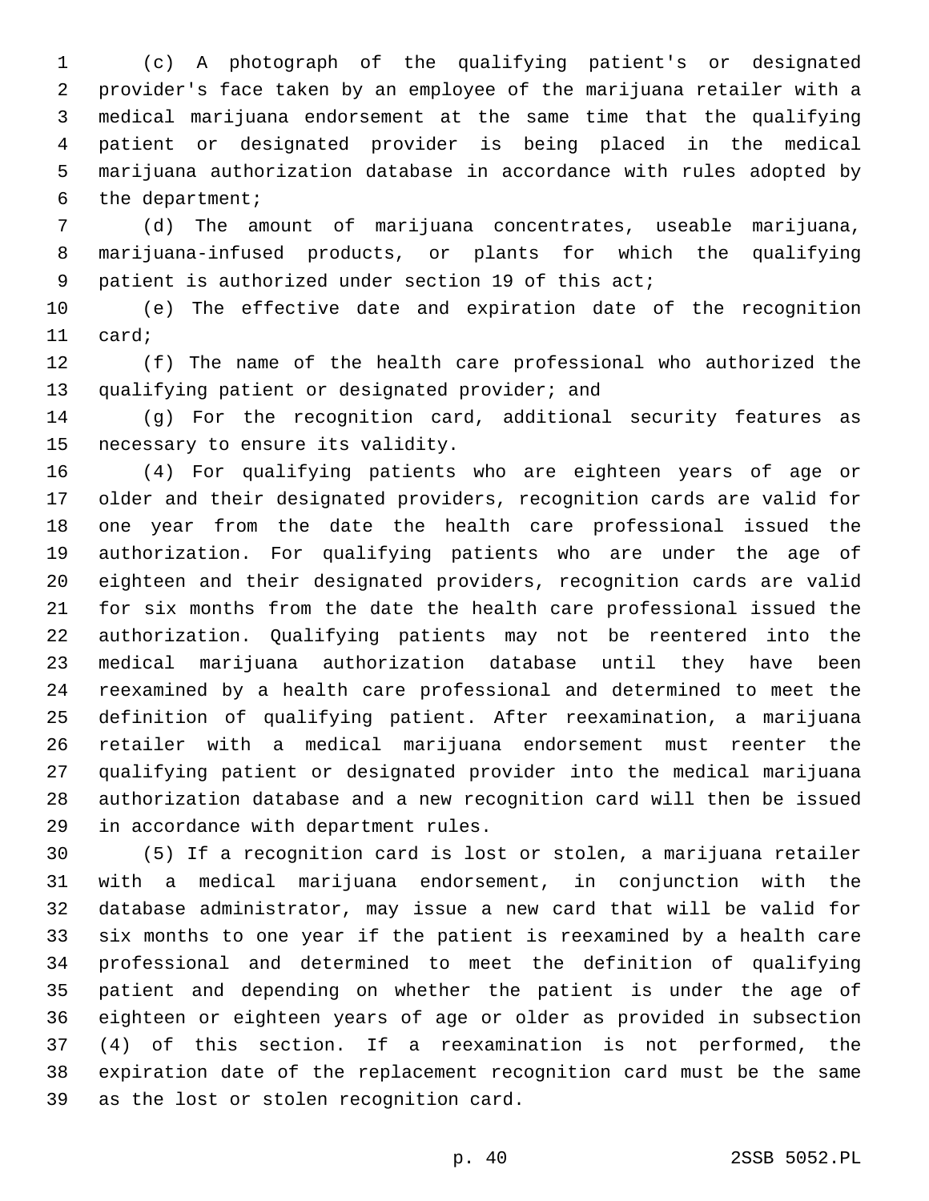(c) A photograph of the qualifying patient's or designated provider's face taken by an employee of the marijuana retailer with a medical marijuana endorsement at the same time that the qualifying patient or designated provider is being placed in the medical marijuana authorization database in accordance with rules adopted by the department;

(d) The amount of marijuana concentrates, useable marijuana, marijuana-infused products, or plants for which the qualifying patient is authorized under section 19 of this act;

(e) The effective date and expiration date of the recognition card;

(f) The name of the health care professional who authorized the qualifying patient or designated provider; and

(g) For the recognition card, additional security features as necessary to ensure its validity.

(4) For qualifying patients who are eighteen years of age or older and their designated providers, recognition cards are valid for one year from the date the health care professional issued the authorization. For qualifying patients who are under the age of eighteen and their designated providers, recognition cards are valid for six months from the date the health care professional issued the authorization. Qualifying patients may not be reentered into the medical marijuana authorization database until they have been reexamined by a health care professional and determined to meet the definition of qualifying patient. After reexamination, a marijuana retailer with a medical marijuana endorsement must reenter the qualifying patient or designated provider into the medical marijuana authorization database and a new recognition card will then be issued in accordance with department rules.

(5) If a recognition card is lost or stolen, a marijuana retailer with a medical marijuana endorsement, in conjunction with the database administrator, may issue a new card that will be valid for six months to one year if the patient is reexamined by a health care professional and determined to meet the definition of qualifying patient and depending on whether the patient is under the age of eighteen or eighteen years of age or older as provided in subsection (4) of this section. If a reexamination is not performed, the expiration date of the replacement recognition card must be the same as the lost or stolen recognition card.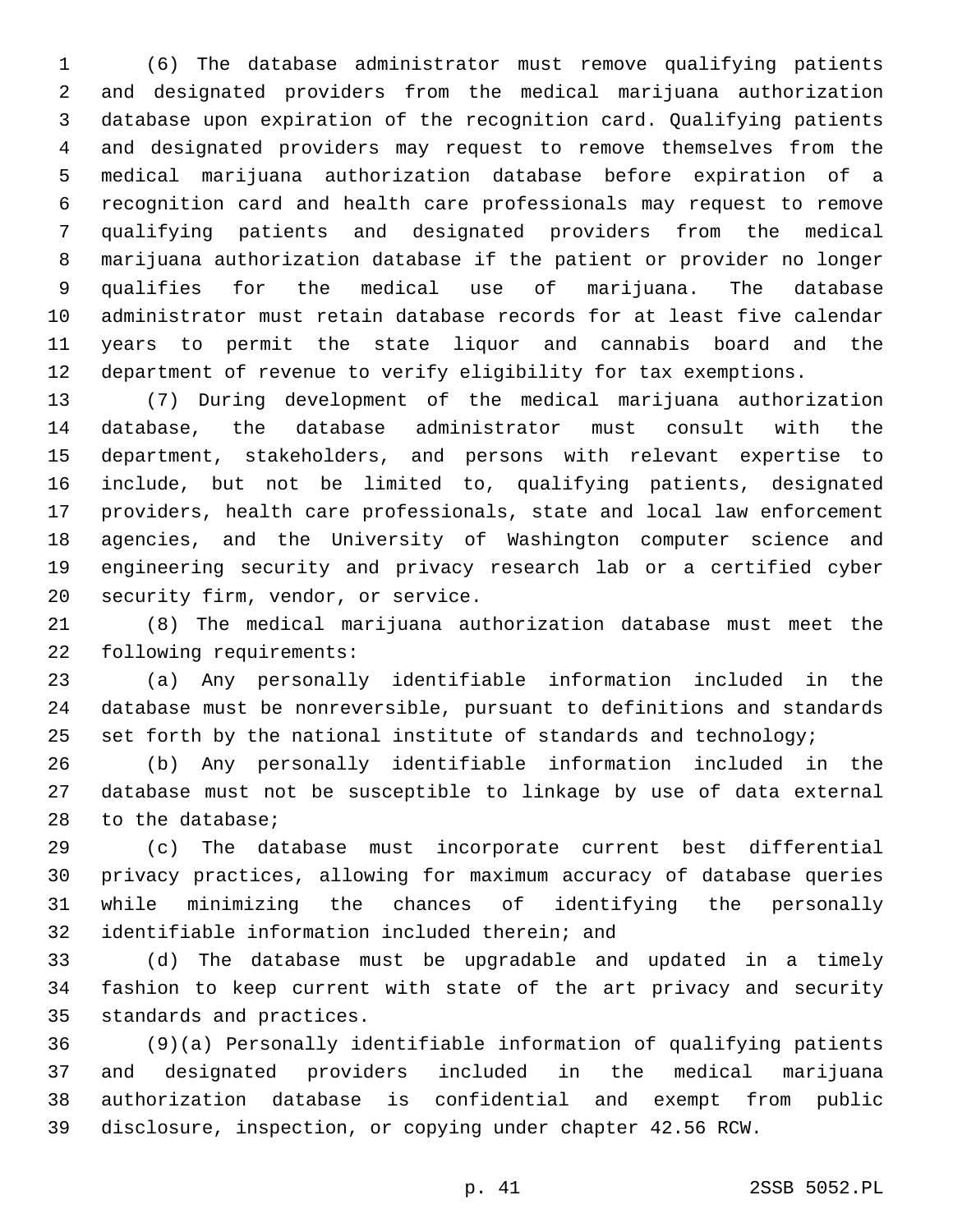(6) The database administrator must remove qualifying patients and designated providers from the medical marijuana authorization database upon expiration of the recognition card. Qualifying patients and designated providers may request to remove themselves from the medical marijuana authorization database before expiration of a recognition card and health care professionals may request to remove qualifying patients and designated providers from the medical marijuana authorization database if the patient or provider no longer qualifies for the medical use of marijuana. The database administrator must retain database records for at least five calendar years to permit the state liquor and cannabis board and the department of revenue to verify eligibility for tax exemptions.

(7) During development of the medical marijuana authorization database, the database administrator must consult with the department, stakeholders, and persons with relevant expertise to include, but not be limited to, qualifying patients, designated providers, health care professionals, state and local law enforcement agencies, and the University of Washington computer science and engineering security and privacy research lab or a certified cyber security firm, vendor, or service.

(8) The medical marijuana authorization database must meet the following requirements:

(a) Any personally identifiable information included in the database must be nonreversible, pursuant to definitions and standards set forth by the national institute of standards and technology;

(b) Any personally identifiable information included in the database must not be susceptible to linkage by use of data external to the database;

(c) The database must incorporate current best differential privacy practices, allowing for maximum accuracy of database queries while minimizing the chances of identifying the personally identifiable information included therein; and

(d) The database must be upgradable and updated in a timely fashion to keep current with state of the art privacy and security standards and practices.

(9)(a) Personally identifiable information of qualifying patients and designated providers included in the medical marijuana authorization database is confidential and exempt from public disclosure, inspection, or copying under chapter 42.56 RCW.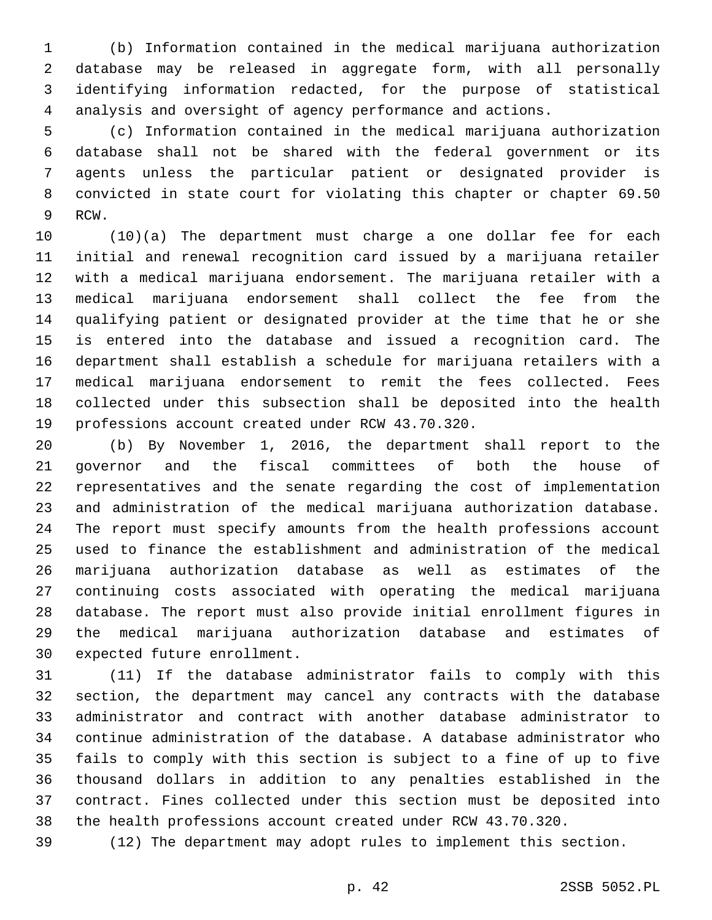(b) Information contained in the medical marijuana authorization database may be released in aggregate form, with all personally identifying information redacted, for the purpose of statistical analysis and oversight of agency performance and actions.

(c) Information contained in the medical marijuana authorization database shall not be shared with the federal government or its agents unless the particular patient or designated provider is convicted in state court for violating this chapter or chapter 69.50 RCW.

(10)(a) The department must charge a one dollar fee for each initial and renewal recognition card issued by a marijuana retailer with a medical marijuana endorsement. The marijuana retailer with a medical marijuana endorsement shall collect the fee from the qualifying patient or designated provider at the time that he or she is entered into the database and issued a recognition card. The department shall establish a schedule for marijuana retailers with a medical marijuana endorsement to remit the fees collected. Fees collected under this subsection shall be deposited into the health professions account created under RCW 43.70.320.

(b) By November 1, 2016, the department shall report to the governor and the fiscal committees of both the house of representatives and the senate regarding the cost of implementation and administration of the medical marijuana authorization database. The report must specify amounts from the health professions account used to finance the establishment and administration of the medical marijuana authorization database as well as estimates of the continuing costs associated with operating the medical marijuana database. The report must also provide initial enrollment figures in the medical marijuana authorization database and estimates of expected future enrollment.

(11) If the database administrator fails to comply with this section, the department may cancel any contracts with the database administrator and contract with another database administrator to continue administration of the database. A database administrator who fails to comply with this section is subject to a fine of up to five thousand dollars in addition to any penalties established in the contract. Fines collected under this section must be deposited into the health professions account created under RCW 43.70.320.

(12) The department may adopt rules to implement this section.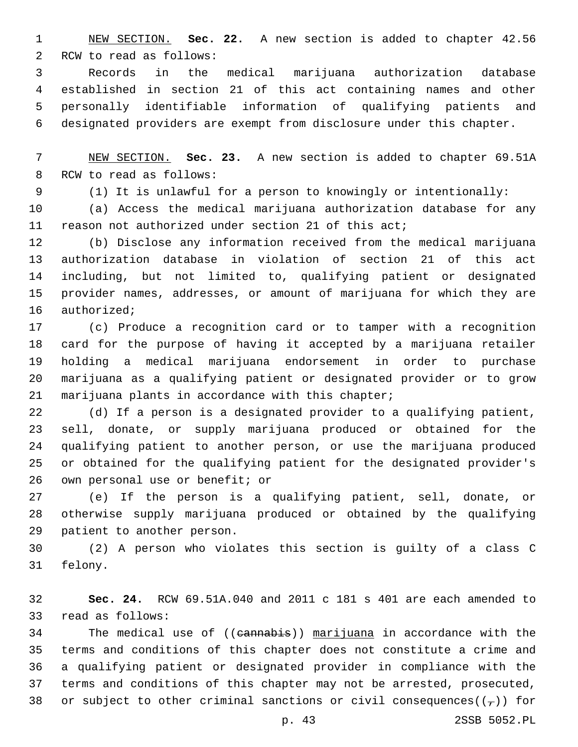NEW SECTION. **Sec. 22.** A new section is added to chapter 42.56 RCW to read as follows:

Records in the medical marijuana authorization database established in section 21 of this act containing names and other personally identifiable information of qualifying patients and designated providers are exempt from disclosure under this chapter.

NEW SECTION. **Sec. 23.** A new section is added to chapter 69.51A RCW to read as follows:

(1) It is unlawful for a person to knowingly or intentionally:

(a) Access the medical marijuana authorization database for any reason not authorized under section 21 of this act;

(b) Disclose any information received from the medical marijuana authorization database in violation of section 21 of this act including, but not limited to, qualifying patient or designated provider names, addresses, or amount of marijuana for which they are authorized;

(c) Produce a recognition card or to tamper with a recognition card for the purpose of having it accepted by a marijuana retailer holding a medical marijuana endorsement in order to purchase marijuana as a qualifying patient or designated provider or to grow marijuana plants in accordance with this chapter;

(d) If a person is a designated provider to a qualifying patient, sell, donate, or supply marijuana produced or obtained for the qualifying patient to another person, or use the marijuana produced or obtained for the qualifying patient for the designated provider's own personal use or benefit; or

(e) If the person is a qualifying patient, sell, donate, or otherwise supply marijuana produced or obtained by the qualifying patient to another person.

(2) A person who violates this section is guilty of a class C felony.

**Sec. 24.** RCW 69.51A.040 and 2011 c 181 s 401 are each amended to read as follows:

The medical use of ((~~cannabis~~)) marijuana in accordance with the terms and conditions of this chapter does not constitute a crime and a qualifying patient or designated provider in compliance with the terms and conditions of this chapter may not be arrested, prosecuted, or subject to other criminal sanctions or civil consequences((~~,~~)) for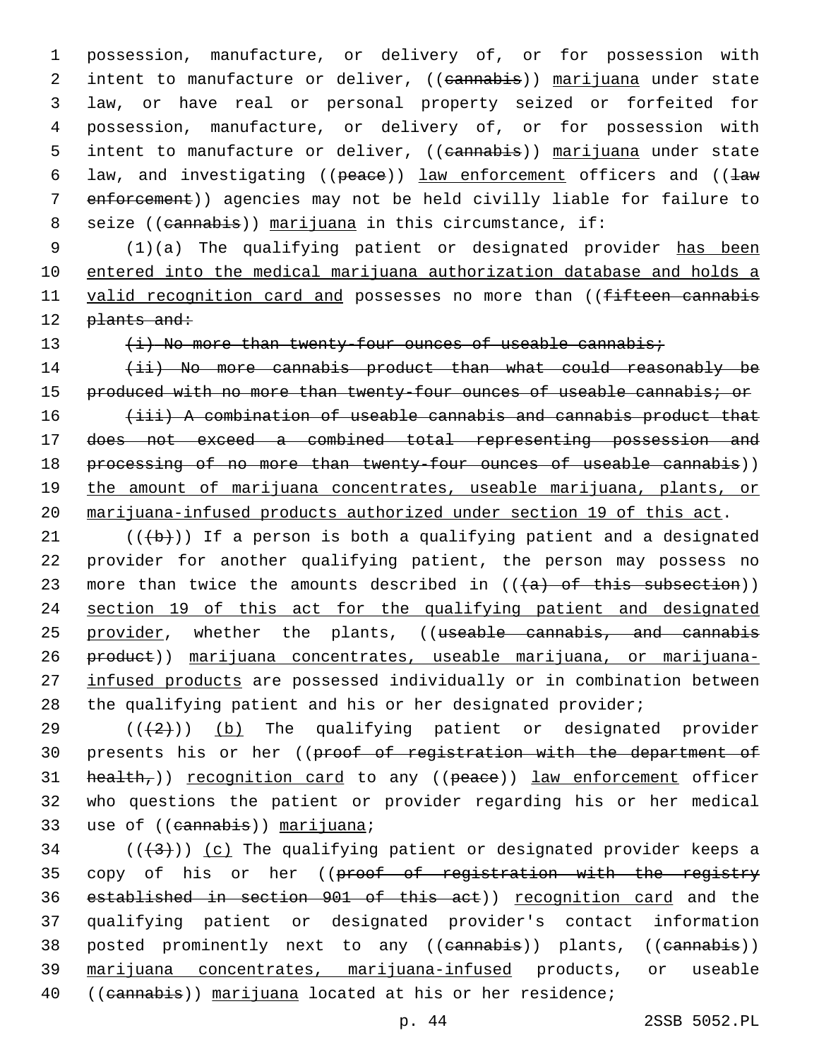possession, manufacture, or delivery of, or for possession with intent to manufacture or deliver, ((cannabis)) marijuana under state law, or have real or personal property seized or forfeited for possession, manufacture, or delivery of, or for possession with intent to manufacture or deliver, ((cannabis)) marijuana under state law, and investigating ((peace)) law enforcement officers and ((law enforcement)) agencies may not be held civilly liable for failure to seize ((cannabis)) marijuana in this circumstance, if:

(1)(a) The qualifying patient or designated provider has been entered into the medical marijuana authorization database and holds a valid recognition card and possesses no more than ((fifteen cannabis plants and:

(i) No more than twenty-four ounces of useable cannabis;

(ii) No more cannabis product than what could reasonably be produced with no more than twenty-four ounces of useable cannabis; or

(iii) A combination of useable cannabis and cannabis product that does not exceed a combined total representing possession and processing of no more than twenty-four ounces of useable cannabis)) the amount of marijuana concentrates, useable marijuana, plants, or marijuana-infused products authorized under section 19 of this act.

(((b))) If a person is both a qualifying patient and a designated provider for another qualifying patient, the person may possess no more than twice the amounts described in (((a) of this subsection)) section 19 of this act for the qualifying patient and designated provider, whether the plants, ((useable cannabis, and cannabis product)) marijuana concentrates, useable marijuana, or marijuana-infused products are possessed individually or in combination between the qualifying patient and his or her designated provider;

(((2))) (b) The qualifying patient or designated provider presents his or her ((proof of registration with the department of health,)) recognition card to any ((peace)) law enforcement officer who questions the patient or provider regarding his or her medical use of ((cannabis)) marijuana;

(((3))) (c) The qualifying patient or designated provider keeps a copy of his or her ((proof of registration with the registry established in section 901 of this act)) recognition card and the qualifying patient or designated provider's contact information posted prominently next to any ((cannabis)) plants, ((cannabis)) marijuana concentrates, marijuana-infused products, or useable ((cannabis)) marijuana located at his or her residence;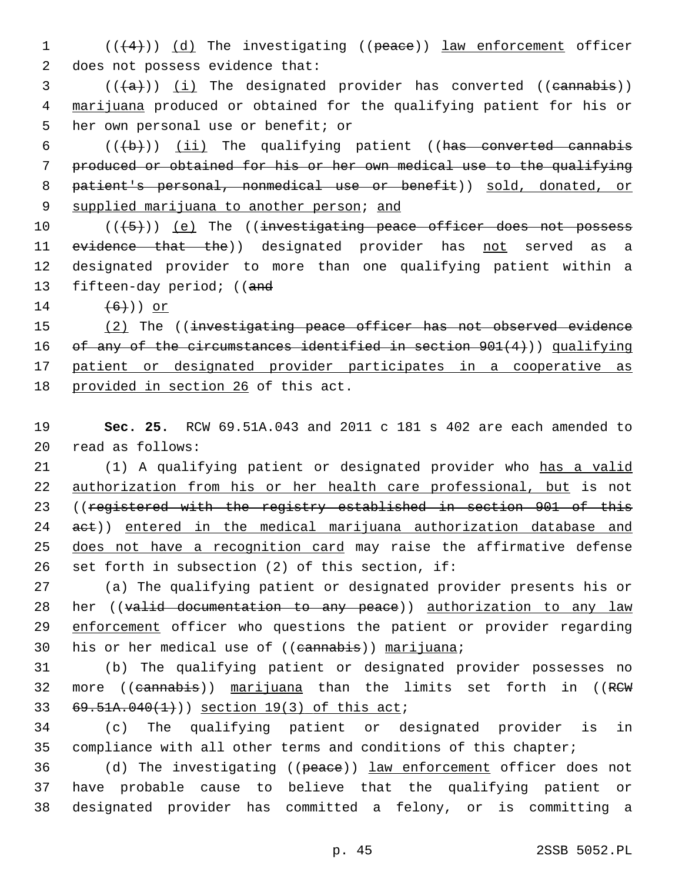((~~(4)~~)) <u>(d)</u> The investigating ((~~peace~~)) <u>law enforcement</u> officer does not possess evidence that:

((~~(a)~~)) <u>(i)</u> The designated provider has converted ((~~cannabis~~)) <u>marijuana</u> produced or obtained for the qualifying patient for his or her own personal use or benefit; or

((~~(b)~~)) <u>(ii)</u> The qualifying patient ((~~has converted cannabis produced or obtained for his or her own medical use to the qualifying patient's personal, nonmedical use or benefit~~)) <u>sold, donated, or supplied marijuana to another person</u>; <u>and</u>

((~~(5)~~)) <u>(e)</u> The ((~~investigating peace officer does not possess evidence that the~~)) designated provider has <u>not</u> served as a designated provider to more than one qualifying patient within a fifteen-day period; ((~~and~~

~~(6)~~)) <u>or</u>

<u>(2)</u> The ((~~investigating peace officer has not observed evidence of any of the circumstances identified in section 901(4)~~)) <u>qualifying patient or designated provider participates in a cooperative as provided in section 26</u> of this act.

**Sec. 25.** RCW 69.51A.043 and 2011 c 181 s 402 are each amended to read as follows:

(1) A qualifying patient or designated provider who <u>has a valid authorization from his or her health care professional, but</u> is not ((~~registered with the registry established in section 901 of this act~~)) <u>entered in the medical marijuana authorization database and does not have a recognition card</u> may raise the affirmative defense set forth in subsection (2) of this section, if:

(a) The qualifying patient or designated provider presents his or her ((~~valid documentation to any peace~~)) <u>authorization to any law enforcement</u> officer who questions the patient or provider regarding his or her medical use of ((~~cannabis~~)) <u>marijuana</u>;

(b) The qualifying patient or designated provider possesses no more ((~~cannabis~~)) <u>marijuana</u> than the limits set forth in ((~~RCW 69.51A.040(1)~~)) <u>section 19(3) of this act</u>;

(c) The qualifying patient or designated provider is in compliance with all other terms and conditions of this chapter;

(d) The investigating ((~~peace~~)) <u>law enforcement</u> officer does not have probable cause to believe that the qualifying patient or designated provider has committed a felony, or is committing a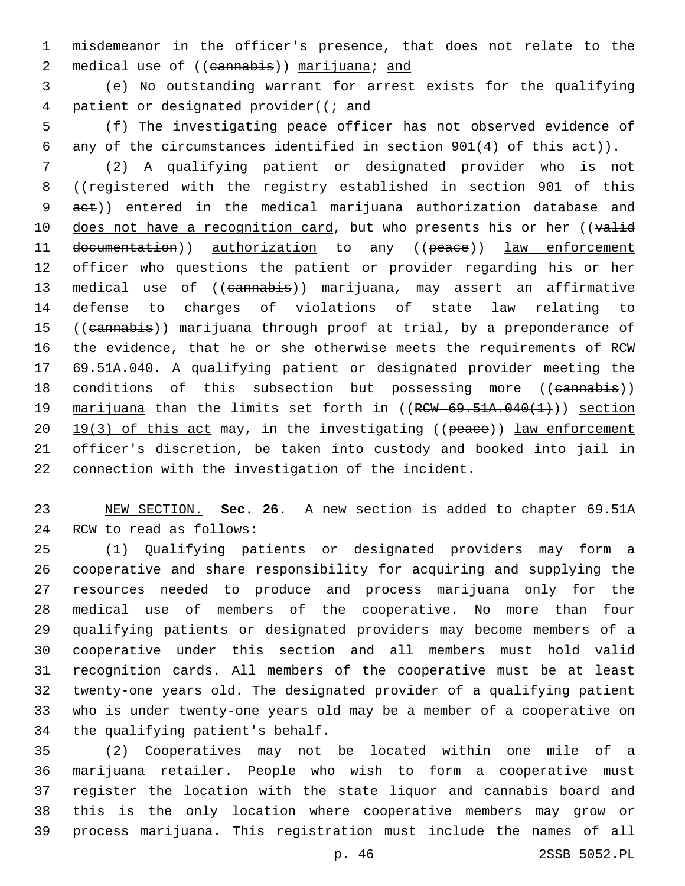misdemeanor in the officer's presence, that does not relate to the medical use of ((~~cannabis~~)) <u>marijuana</u>; <u>and</u>

(e) No outstanding warrant for arrest exists for the qualifying patient or designated provider((~~; and~~

~~(f) The investigating peace officer has not observed evidence of any of the circumstances identified in section 901(4) of this act~~)).

(2) A qualifying patient or designated provider who is not ((~~registered with the registry established in section 901 of this act~~)) <u>entered in the medical marijuana authorization database and does not have a recognition card</u>, but who presents his or her ((~~valid documentation~~)) <u>authorization</u> to any ((~~peace~~)) <u>law enforcement</u> officer who questions the patient or provider regarding his or her medical use of ((~~cannabis~~)) <u>marijuana</u>, may assert an affirmative defense to charges of violations of state law relating to ((~~cannabis~~)) <u>marijuana</u> through proof at trial, by a preponderance of the evidence, that he or she otherwise meets the requirements of RCW 69.51A.040. A qualifying patient or designated provider meeting the conditions of this subsection but possessing more ((~~cannabis~~)) <u>marijuana</u> than the limits set forth in ((~~RCW 69.51A.040(1)~~)) <u>section 19(3) of this act</u> may, in the investigating ((~~peace~~)) <u>law enforcement</u> officer's discretion, be taken into custody and booked into jail in connection with the investigation of the incident.

<u>NEW SECTION.</u> **Sec. 26.** A new section is added to chapter 69.51A RCW to read as follows:

(1) Qualifying patients or designated providers may form a cooperative and share responsibility for acquiring and supplying the resources needed to produce and process marijuana only for the medical use of members of the cooperative. No more than four qualifying patients or designated providers may become members of a cooperative under this section and all members must hold valid recognition cards. All members of the cooperative must be at least twenty-one years old. The designated provider of a qualifying patient who is under twenty-one years old may be a member of a cooperative on the qualifying patient's behalf.

(2) Cooperatives may not be located within one mile of a marijuana retailer. People who wish to form a cooperative must register the location with the state liquor and cannabis board and this is the only location where cooperative members may grow or process marijuana. This registration must include the names of all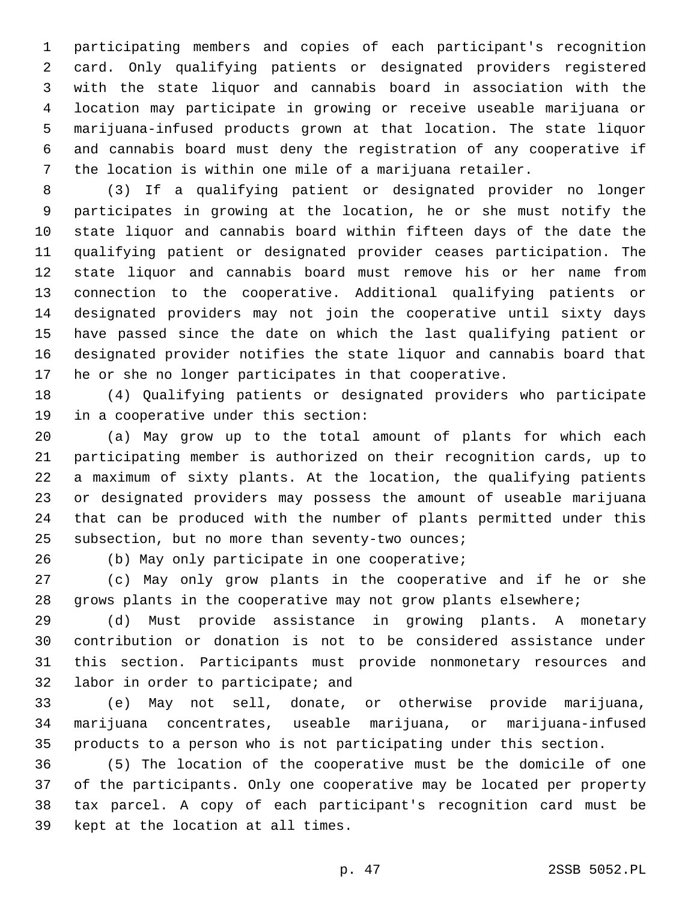participating members and copies of each participant's recognition card. Only qualifying patients or designated providers registered with the state liquor and cannabis board in association with the location may participate in growing or receive useable marijuana or marijuana-infused products grown at that location. The state liquor and cannabis board must deny the registration of any cooperative if the location is within one mile of a marijuana retailer.

(3) If a qualifying patient or designated provider no longer participates in growing at the location, he or she must notify the state liquor and cannabis board within fifteen days of the date the qualifying patient or designated provider ceases participation. The state liquor and cannabis board must remove his or her name from connection to the cooperative. Additional qualifying patients or designated providers may not join the cooperative until sixty days have passed since the date on which the last qualifying patient or designated provider notifies the state liquor and cannabis board that he or she no longer participates in that cooperative.

(4) Qualifying patients or designated providers who participate in a cooperative under this section:

(a) May grow up to the total amount of plants for which each participating member is authorized on their recognition cards, up to a maximum of sixty plants. At the location, the qualifying patients or designated providers may possess the amount of useable marijuana that can be produced with the number of plants permitted under this subsection, but no more than seventy-two ounces;

(b) May only participate in one cooperative;

(c) May only grow plants in the cooperative and if he or she grows plants in the cooperative may not grow plants elsewhere;

(d) Must provide assistance in growing plants. A monetary contribution or donation is not to be considered assistance under this section. Participants must provide nonmonetary resources and labor in order to participate; and

(e) May not sell, donate, or otherwise provide marijuana, marijuana concentrates, useable marijuana, or marijuana-infused products to a person who is not participating under this section.

(5) The location of the cooperative must be the domicile of one of the participants. Only one cooperative may be located per property tax parcel. A copy of each participant's recognition card must be kept at the location at all times.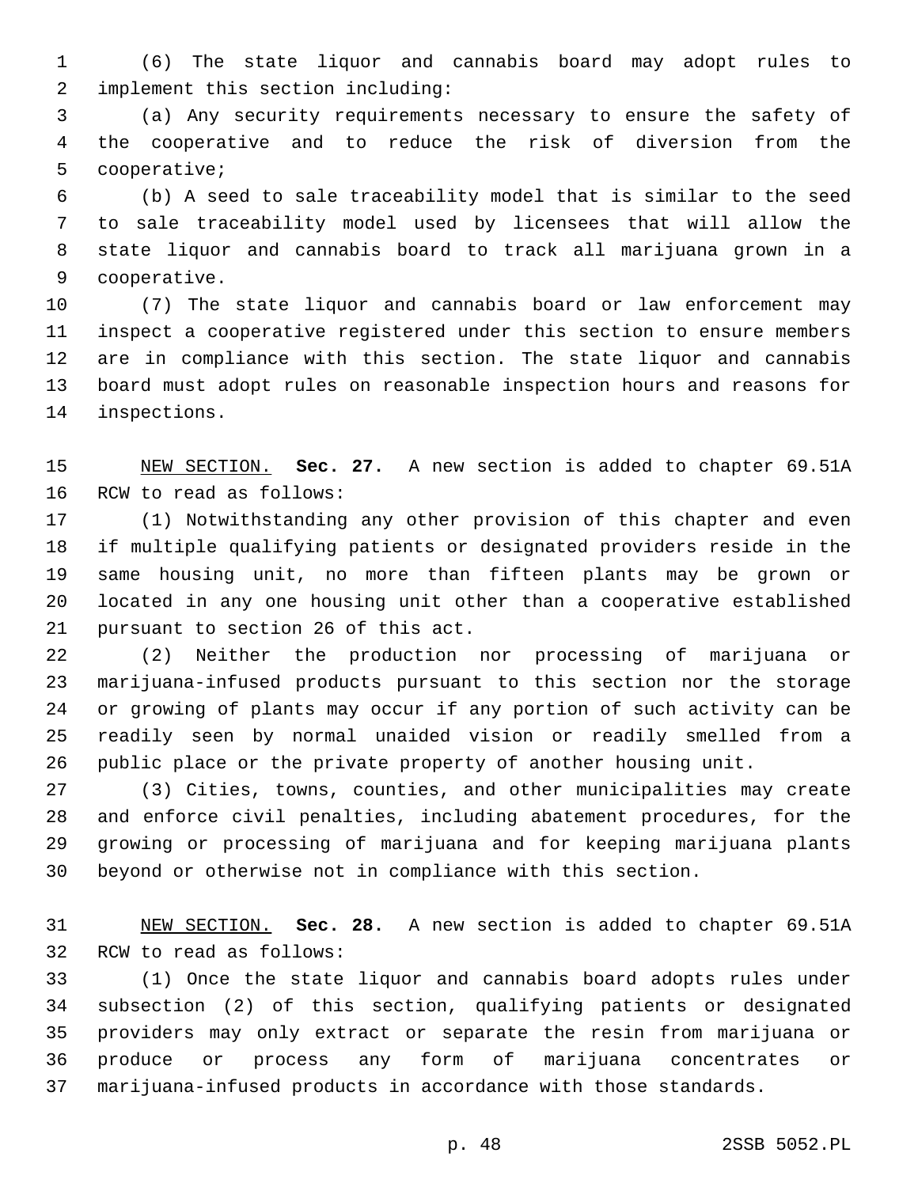(6) The state liquor and cannabis board may adopt rules to implement this section including:

(a) Any security requirements necessary to ensure the safety of the cooperative and to reduce the risk of diversion from the cooperative;

(b) A seed to sale traceability model that is similar to the seed to sale traceability model used by licensees that will allow the state liquor and cannabis board to track all marijuana grown in a cooperative.

(7) The state liquor and cannabis board or law enforcement may inspect a cooperative registered under this section to ensure members are in compliance with this section. The state liquor and cannabis board must adopt rules on reasonable inspection hours and reasons for inspections.

NEW SECTION. **Sec. 27.** A new section is added to chapter 69.51A RCW to read as follows:

(1) Notwithstanding any other provision of this chapter and even if multiple qualifying patients or designated providers reside in the same housing unit, no more than fifteen plants may be grown or located in any one housing unit other than a cooperative established pursuant to section 26 of this act.

(2) Neither the production nor processing of marijuana or marijuana-infused products pursuant to this section nor the storage or growing of plants may occur if any portion of such activity can be readily seen by normal unaided vision or readily smelled from a public place or the private property of another housing unit.

(3) Cities, towns, counties, and other municipalities may create and enforce civil penalties, including abatement procedures, for the growing or processing of marijuana and for keeping marijuana plants beyond or otherwise not in compliance with this section.

NEW SECTION. **Sec. 28.** A new section is added to chapter 69.51A RCW to read as follows:

(1) Once the state liquor and cannabis board adopts rules under subsection (2) of this section, qualifying patients or designated providers may only extract or separate the resin from marijuana or produce or process any form of marijuana concentrates or marijuana-infused products in accordance with those standards.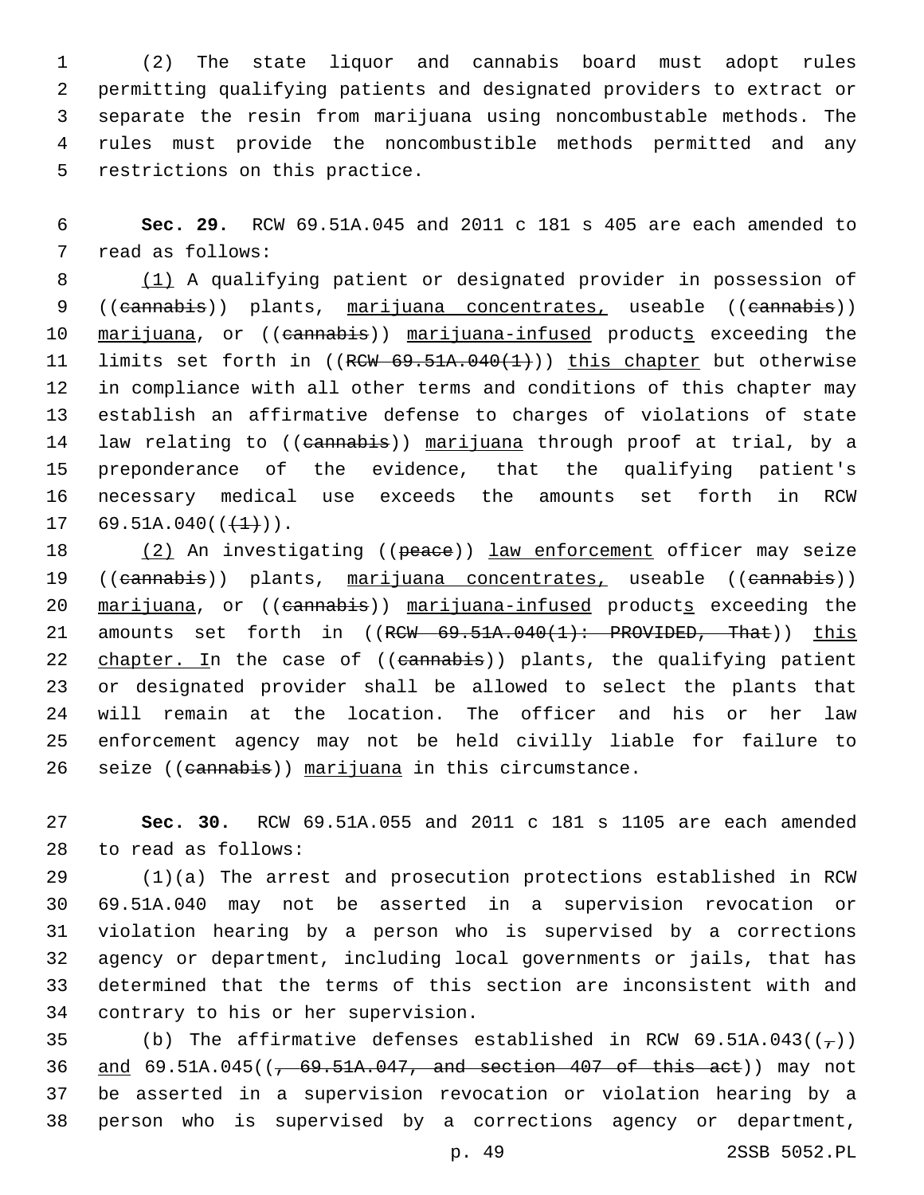(2) The state liquor and cannabis board must adopt rules permitting qualifying patients and designated providers to extract or separate the resin from marijuana using noncombustable methods. The rules must provide the noncombustible methods permitted and any restrictions on this practice.

**Sec. 29.** RCW 69.51A.045 and 2011 c 181 s 405 are each amended to read as follows:

(1) A qualifying patient or designated provider in possession of ((~~cannabis~~)) plants, marijuana concentrates, useable ((~~cannabis~~)) marijuana, or ((~~cannabis~~)) marijuana-infused products exceeding the limits set forth in ((~~RCW 69.51A.040(1)~~)) this chapter but otherwise in compliance with all other terms and conditions of this chapter may establish an affirmative defense to charges of violations of state law relating to ((~~cannabis~~)) marijuana through proof at trial, by a preponderance of the evidence, that the qualifying patient's necessary medical use exceeds the amounts set forth in RCW 69.51A.040((~~(1)~~)).

(2) An investigating ((~~peace~~)) law enforcement officer may seize ((~~cannabis~~)) plants, marijuana concentrates, useable ((~~cannabis~~)) marijuana, or ((~~cannabis~~)) marijuana-infused products exceeding the amounts set forth in ((~~RCW 69.51A.040(1): PROVIDED, That~~)) this chapter. In the case of ((~~cannabis~~)) plants, the qualifying patient or designated provider shall be allowed to select the plants that will remain at the location. The officer and his or her law enforcement agency may not be held civilly liable for failure to seize ((~~cannabis~~)) marijuana in this circumstance.

**Sec. 30.** RCW 69.51A.055 and 2011 c 181 s 1105 are each amended to read as follows:

(1)(a) The arrest and prosecution protections established in RCW 69.51A.040 may not be asserted in a supervision revocation or violation hearing by a person who is supervised by a corrections agency or department, including local governments or jails, that has determined that the terms of this section are inconsistent with and contrary to his or her supervision.

(b) The affirmative defenses established in RCW 69.51A.043((~~,~~)) and 69.51A.045((~~, 69.51A.047, and section 407 of this act~~)) may not be asserted in a supervision revocation or violation hearing by a person who is supervised by a corrections agency or department,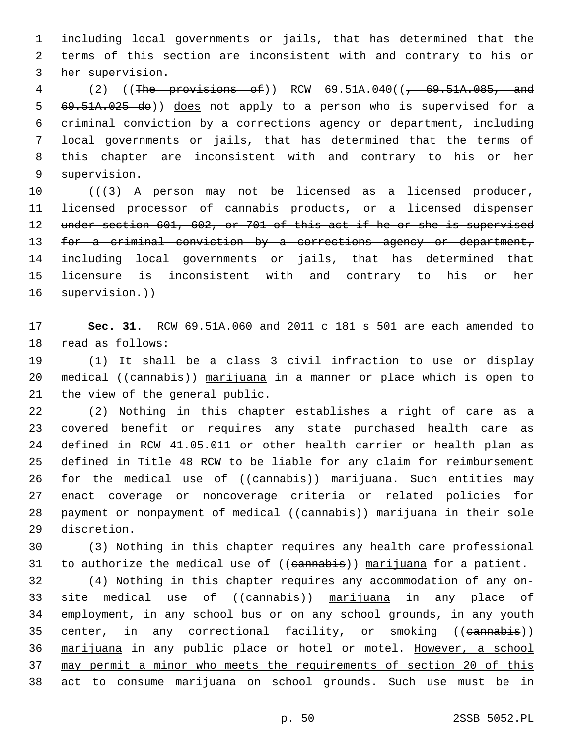including local governments or jails, that has determined that the terms of this section are inconsistent with and contrary to his or her supervision.

(2) ((~~The provisions of~~)) RCW 69.51A.040((~~, 69.51A.085, and 69.51A.025 do~~)) <u>does</u> not apply to a person who is supervised for a criminal conviction by a corrections agency or department, including local governments or jails, that has determined that the terms of this chapter are inconsistent with and contrary to his or her supervision.

((~~(3) A person may not be licensed as a licensed producer, licensed processor of cannabis products, or a licensed dispenser under section 601, 602, or 701 of this act if he or she is supervised for a criminal conviction by a corrections agency or department, including local governments or jails, that has determined that licensure is inconsistent with and contrary to his or her supervision.~~))

**Sec. 31.** RCW 69.51A.060 and 2011 c 181 s 501 are each amended to read as follows:

(1) It shall be a class 3 civil infraction to use or display medical ((~~cannabis~~)) <u>marijuana</u> in a manner or place which is open to the view of the general public.

(2) Nothing in this chapter establishes a right of care as a covered benefit or requires any state purchased health care as defined in RCW 41.05.011 or other health carrier or health plan as defined in Title 48 RCW to be liable for any claim for reimbursement for the medical use of ((~~cannabis~~)) <u>marijuana</u>. Such entities may enact coverage or noncoverage criteria or related policies for payment or nonpayment of medical ((~~cannabis~~)) <u>marijuana</u> in their sole discretion.

(3) Nothing in this chapter requires any health care professional to authorize the medical use of ((~~cannabis~~)) <u>marijuana</u> for a patient.

(4) Nothing in this chapter requires any accommodation of any on-site medical use of ((~~cannabis~~)) <u>marijuana</u> in any place of employment, in any school bus or on any school grounds, in any youth center, in any correctional facility, or smoking ((~~cannabis~~)) <u>marijuana</u> in any public place or hotel or motel. <u>However, a school may permit a minor who meets the requirements of section 20 of this act to consume marijuana on school grounds. Such use must be in</u>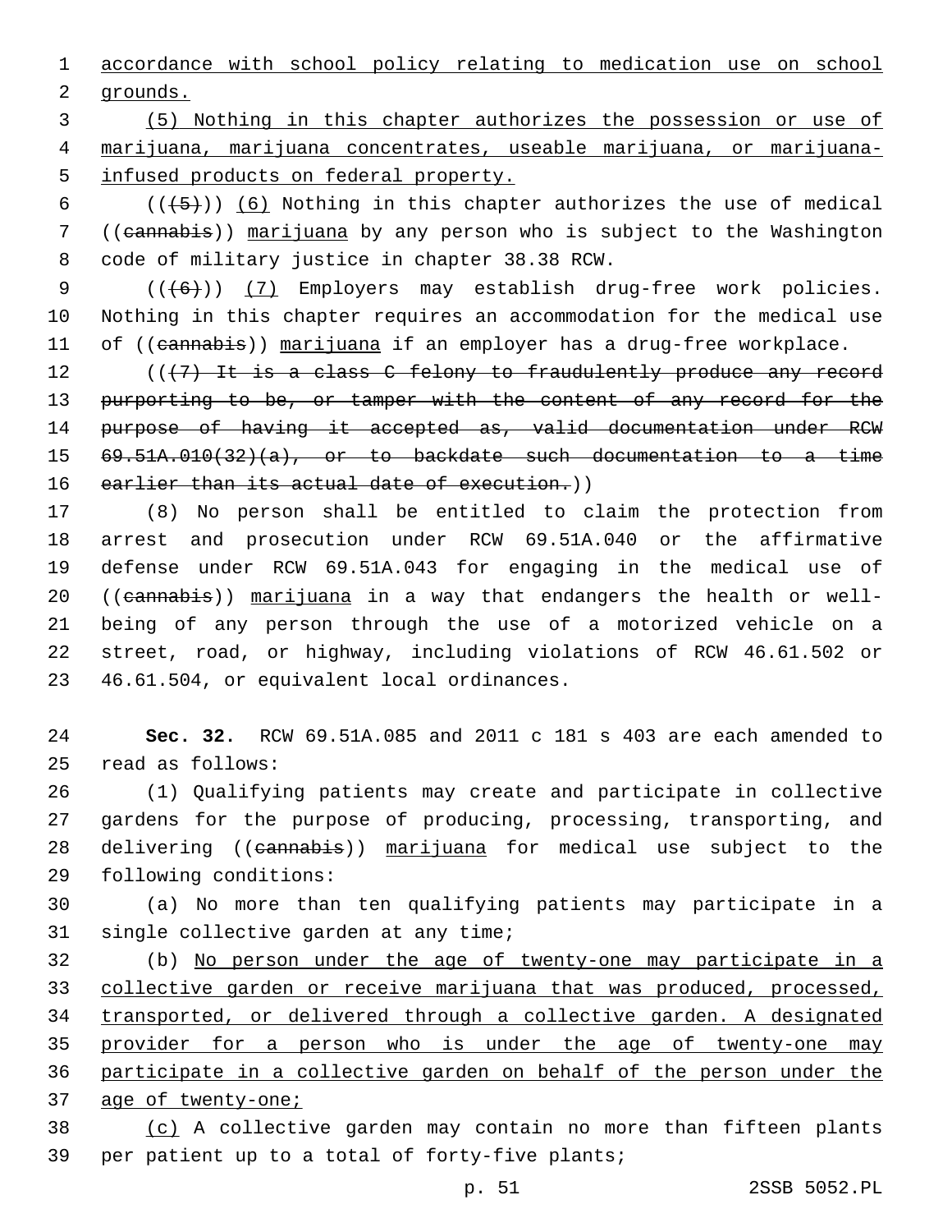accordance with school policy relating to medication use on school grounds.

(5) Nothing in this chapter authorizes the possession or use of marijuana, marijuana concentrates, useable marijuana, or marijuana-infused products on federal property.

(((5))) (6) Nothing in this chapter authorizes the use of medical ((cannabis)) marijuana by any person who is subject to the Washington code of military justice in chapter 38.38 RCW.

(((6))) (7) Employers may establish drug-free work policies. Nothing in this chapter requires an accommodation for the medical use of ((cannabis)) marijuana if an employer has a drug-free workplace.

(((7) It is a class C felony to fraudulently produce any record purporting to be, or tamper with the content of any record for the purpose of having it accepted as, valid documentation under RCW 69.51A.010(32)(a), or to backdate such documentation to a time earlier than its actual date of execution.))

(8) No person shall be entitled to claim the protection from arrest and prosecution under RCW 69.51A.040 or the affirmative defense under RCW 69.51A.043 for engaging in the medical use of ((cannabis)) marijuana in a way that endangers the health or well-being of any person through the use of a motorized vehicle on a street, road, or highway, including violations of RCW 46.61.502 or 46.61.504, or equivalent local ordinances.

**Sec. 32.** RCW 69.51A.085 and 2011 c 181 s 403 are each amended to read as follows:

(1) Qualifying patients may create and participate in collective gardens for the purpose of producing, processing, transporting, and delivering ((cannabis)) marijuana for medical use subject to the following conditions:

(a) No more than ten qualifying patients may participate in a single collective garden at any time;

(b) No person under the age of twenty-one may participate in a collective garden or receive marijuana that was produced, processed, transported, or delivered through a collective garden. A designated provider for a person who is under the age of twenty-one may participate in a collective garden on behalf of the person under the age of twenty-one;

(c) A collective garden may contain no more than fifteen plants per patient up to a total of forty-five plants;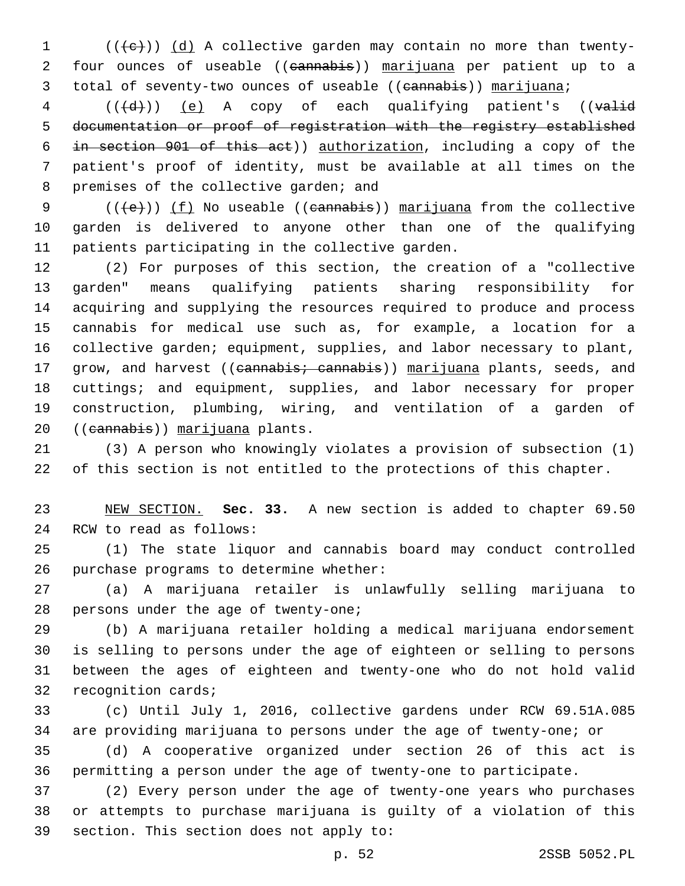(((~~c~~)) <u>(d)</u> A collective garden may contain no more than twenty-four ounces of useable ((~~cannabis~~)) <u>marijuana</u> per patient up to a total of seventy-two ounces of useable ((~~cannabis~~)) <u>marijuana</u>;

(((~~d~~)) <u>(e)</u> A copy of each qualifying patient's ((~~valid documentation or proof of registration with the registry established in section 901 of this act~~)) <u>authorization</u>, including a copy of the patient's proof of identity, must be available at all times on the premises of the collective garden; and

(((~~e~~)) <u>(f)</u> No useable ((~~cannabis~~)) <u>marijuana</u> from the collective garden is delivered to anyone other than one of the qualifying patients participating in the collective garden.

(2) For purposes of this section, the creation of a "collective garden" means qualifying patients sharing responsibility for acquiring and supplying the resources required to produce and process cannabis for medical use such as, for example, a location for a collective garden; equipment, supplies, and labor necessary to plant, grow, and harvest ((~~cannabis; cannabis~~)) <u>marijuana</u> plants, seeds, and cuttings; and equipment, supplies, and labor necessary for proper construction, plumbing, wiring, and ventilation of a garden of ((~~cannabis~~)) <u>marijuana</u> plants.

(3) A person who knowingly violates a provision of subsection (1) of this section is not entitled to the protections of this chapter.

<u>NEW SECTION.</u> **Sec. 33.** A new section is added to chapter 69.50 RCW to read as follows:

(1) The state liquor and cannabis board may conduct controlled purchase programs to determine whether:

(a) A marijuana retailer is unlawfully selling marijuana to persons under the age of twenty-one;

(b) A marijuana retailer holding a medical marijuana endorsement is selling to persons under the age of eighteen or selling to persons between the ages of eighteen and twenty-one who do not hold valid recognition cards;

(c) Until July 1, 2016, collective gardens under RCW 69.51A.085 are providing marijuana to persons under the age of twenty-one; or

(d) A cooperative organized under section 26 of this act is permitting a person under the age of twenty-one to participate.

(2) Every person under the age of twenty-one years who purchases or attempts to purchase marijuana is guilty of a violation of this section. This section does not apply to: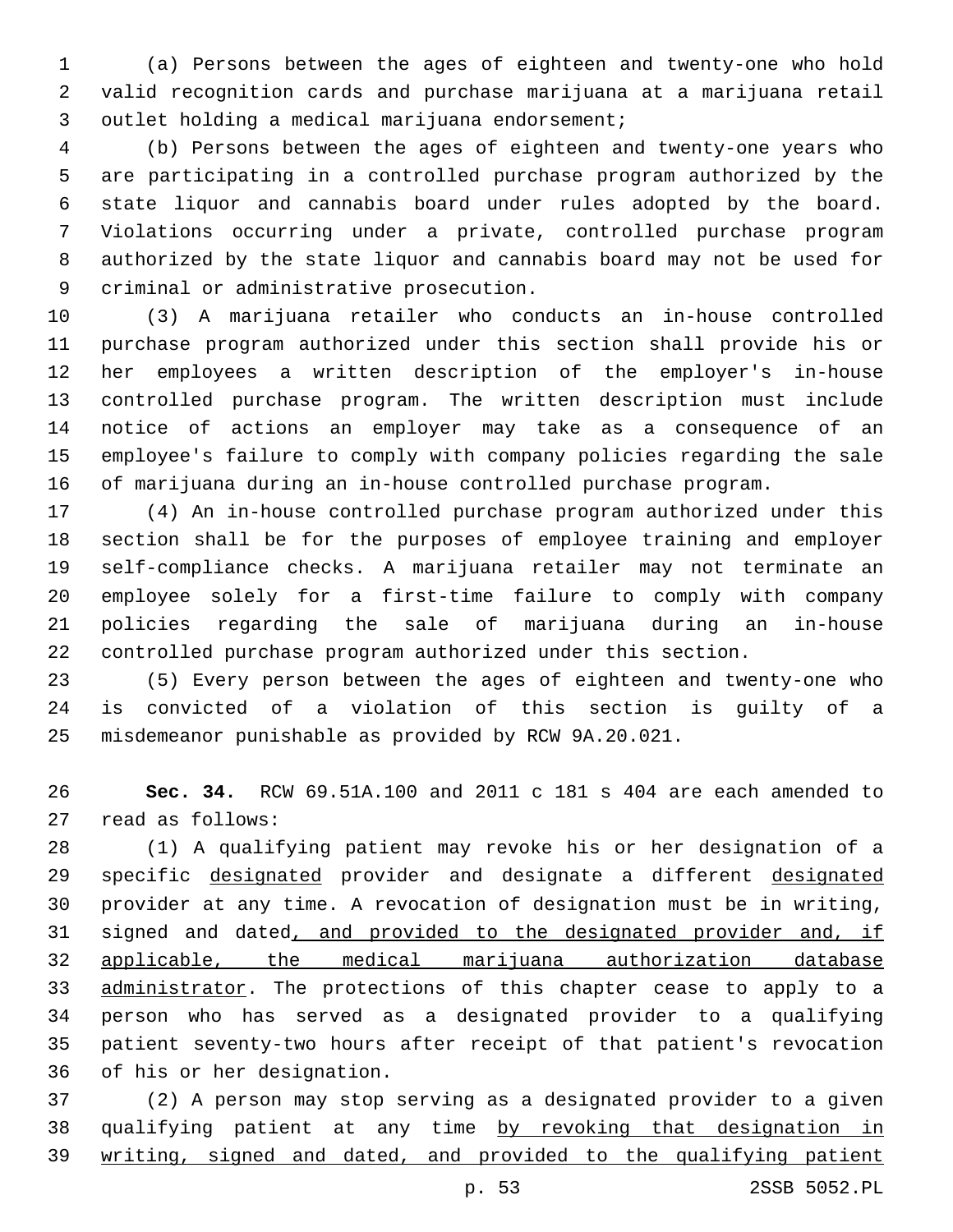(a) Persons between the ages of eighteen and twenty-one who hold valid recognition cards and purchase marijuana at a marijuana retail outlet holding a medical marijuana endorsement;

(b) Persons between the ages of eighteen and twenty-one years who are participating in a controlled purchase program authorized by the state liquor and cannabis board under rules adopted by the board. Violations occurring under a private, controlled purchase program authorized by the state liquor and cannabis board may not be used for criminal or administrative prosecution.

(3) A marijuana retailer who conducts an in-house controlled purchase program authorized under this section shall provide his or her employees a written description of the employer's in-house controlled purchase program. The written description must include notice of actions an employer may take as a consequence of an employee's failure to comply with company policies regarding the sale of marijuana during an in-house controlled purchase program.

(4) An in-house controlled purchase program authorized under this section shall be for the purposes of employee training and employer self-compliance checks. A marijuana retailer may not terminate an employee solely for a first-time failure to comply with company policies regarding the sale of marijuana during an in-house controlled purchase program authorized under this section.

(5) Every person between the ages of eighteen and twenty-one who is convicted of a violation of this section is guilty of a misdemeanor punishable as provided by RCW 9A.20.021.

**Sec. 34.** RCW 69.51A.100 and 2011 c 181 s 404 are each amended to read as follows:

(1) A qualifying patient may revoke his or her designation of a specific designated provider and designate a different designated provider at any time. A revocation of designation must be in writing, signed and dated, and provided to the designated provider and, if applicable, the medical marijuana authorization database administrator. The protections of this chapter cease to apply to a person who has served as a designated provider to a qualifying patient seventy-two hours after receipt of that patient's revocation of his or her designation.

(2) A person may stop serving as a designated provider to a given qualifying patient at any time by revoking that designation in writing, signed and dated, and provided to the qualifying patient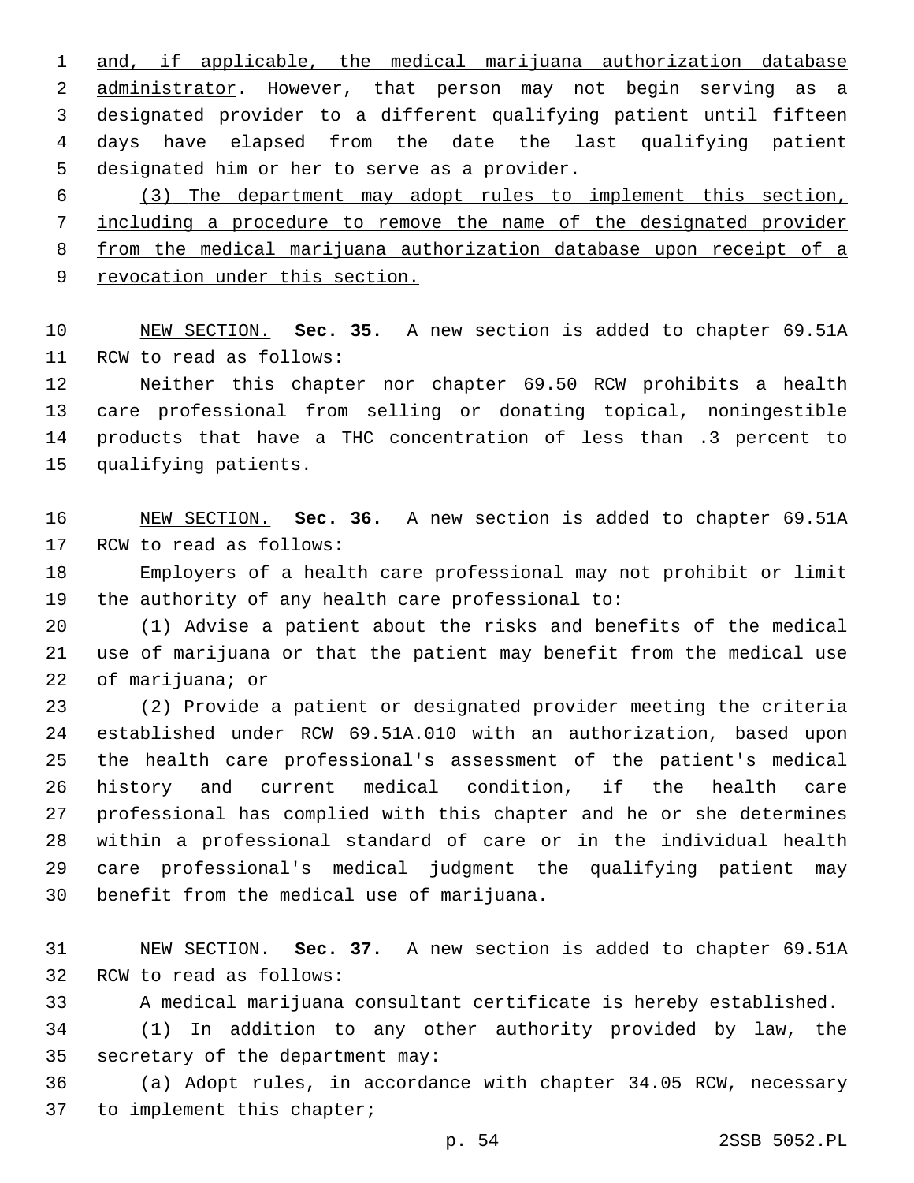and, if applicable, the medical marijuana authorization database administrator. However, that person may not begin serving as a designated provider to a different qualifying patient until fifteen days have elapsed from the date the last qualifying patient designated him or her to serve as a provider.

(3) The department may adopt rules to implement this section, including a procedure to remove the name of the designated provider from the medical marijuana authorization database upon receipt of a revocation under this section.

NEW SECTION. **Sec. 35.** A new section is added to chapter 69.51A RCW to read as follows:

Neither this chapter nor chapter 69.50 RCW prohibits a health care professional from selling or donating topical, noningestible products that have a THC concentration of less than .3 percent to qualifying patients.

NEW SECTION. **Sec. 36.** A new section is added to chapter 69.51A RCW to read as follows:

Employers of a health care professional may not prohibit or limit the authority of any health care professional to:

(1) Advise a patient about the risks and benefits of the medical use of marijuana or that the patient may benefit from the medical use of marijuana; or

(2) Provide a patient or designated provider meeting the criteria established under RCW 69.51A.010 with an authorization, based upon the health care professional's assessment of the patient's medical history and current medical condition, if the health care professional has complied with this chapter and he or she determines within a professional standard of care or in the individual health care professional's medical judgment the qualifying patient may benefit from the medical use of marijuana.

NEW SECTION. **Sec. 37.** A new section is added to chapter 69.51A RCW to read as follows:

A medical marijuana consultant certificate is hereby established.

(1) In addition to any other authority provided by law, the secretary of the department may:

(a) Adopt rules, in accordance with chapter 34.05 RCW, necessary to implement this chapter;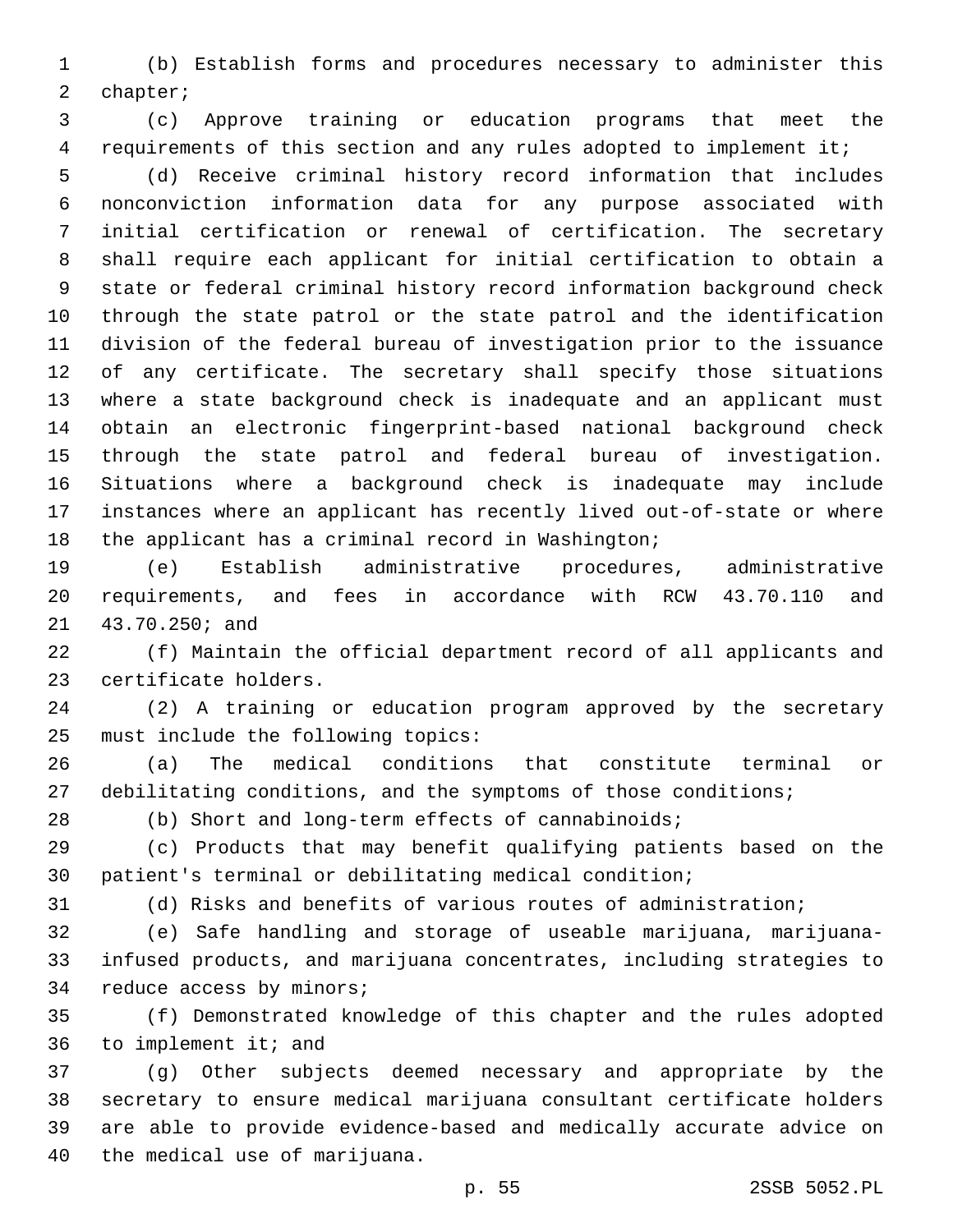(b) Establish forms and procedures necessary to administer this chapter;

(c) Approve training or education programs that meet the requirements of this section and any rules adopted to implement it;

(d) Receive criminal history record information that includes nonconviction information data for any purpose associated with initial certification or renewal of certification. The secretary shall require each applicant for initial certification to obtain a state or federal criminal history record information background check through the state patrol or the state patrol and the identification division of the federal bureau of investigation prior to the issuance of any certificate. The secretary shall specify those situations where a state background check is inadequate and an applicant must obtain an electronic fingerprint-based national background check through the state patrol and federal bureau of investigation. Situations where a background check is inadequate may include instances where an applicant has recently lived out-of-state or where the applicant has a criminal record in Washington;

(e) Establish administrative procedures, administrative requirements, and fees in accordance with RCW 43.70.110 and 43.70.250; and

(f) Maintain the official department record of all applicants and certificate holders.

(2) A training or education program approved by the secretary must include the following topics:

(a) The medical conditions that constitute terminal or debilitating conditions, and the symptoms of those conditions;

(b) Short and long-term effects of cannabinoids;

(c) Products that may benefit qualifying patients based on the patient's terminal or debilitating medical condition;

(d) Risks and benefits of various routes of administration;

(e) Safe handling and storage of useable marijuana, marijuana-infused products, and marijuana concentrates, including strategies to reduce access by minors;

(f) Demonstrated knowledge of this chapter and the rules adopted to implement it; and

(g) Other subjects deemed necessary and appropriate by the secretary to ensure medical marijuana consultant certificate holders are able to provide evidence-based and medically accurate advice on the medical use of marijuana.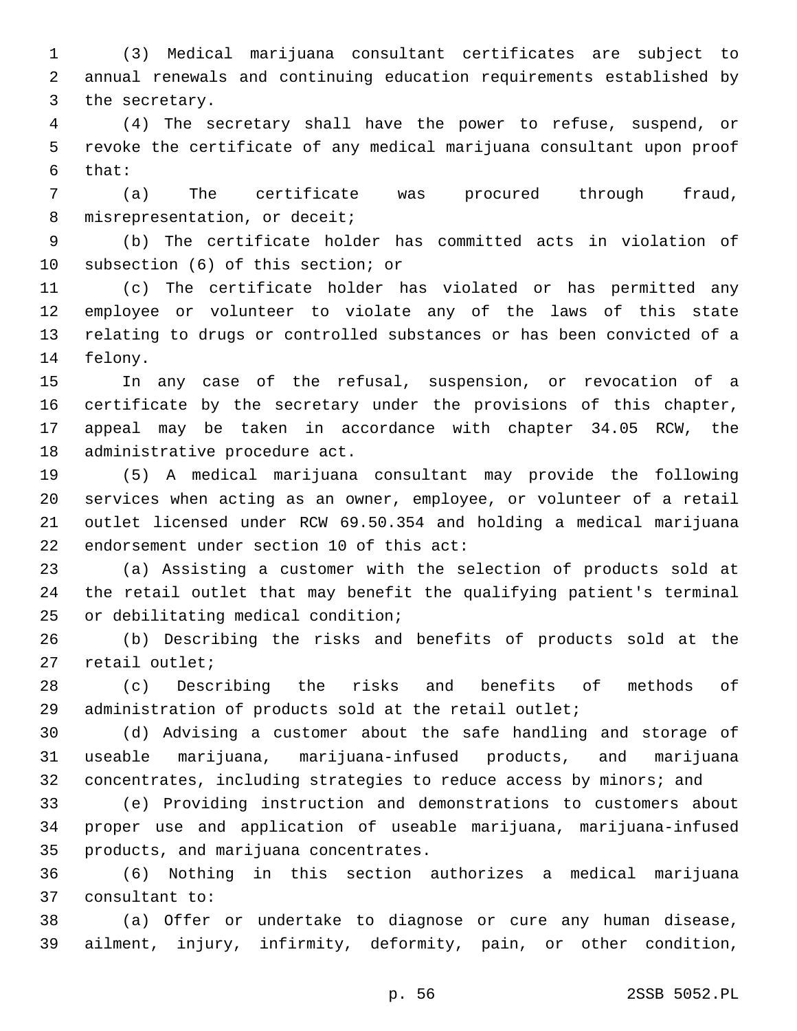(3) Medical marijuana consultant certificates are subject to annual renewals and continuing education requirements established by the secretary.

(4) The secretary shall have the power to refuse, suspend, or revoke the certificate of any medical marijuana consultant upon proof that:

(a) The certificate was procured through fraud, misrepresentation, or deceit;

(b) The certificate holder has committed acts in violation of subsection (6) of this section; or

(c) The certificate holder has violated or has permitted any employee or volunteer to violate any of the laws of this state relating to drugs or controlled substances or has been convicted of a felony.

In any case of the refusal, suspension, or revocation of a certificate by the secretary under the provisions of this chapter, appeal may be taken in accordance with chapter 34.05 RCW, the administrative procedure act.

(5) A medical marijuana consultant may provide the following services when acting as an owner, employee, or volunteer of a retail outlet licensed under RCW 69.50.354 and holding a medical marijuana endorsement under section 10 of this act:

(a) Assisting a customer with the selection of products sold at the retail outlet that may benefit the qualifying patient's terminal or debilitating medical condition;

(b) Describing the risks and benefits of products sold at the retail outlet;

(c) Describing the risks and benefits of methods of administration of products sold at the retail outlet;

(d) Advising a customer about the safe handling and storage of useable marijuana, marijuana-infused products, and marijuana concentrates, including strategies to reduce access by minors; and

(e) Providing instruction and demonstrations to customers about proper use and application of useable marijuana, marijuana-infused products, and marijuana concentrates.

(6) Nothing in this section authorizes a medical marijuana consultant to:

(a) Offer or undertake to diagnose or cure any human disease, ailment, injury, infirmity, deformity, pain, or other condition,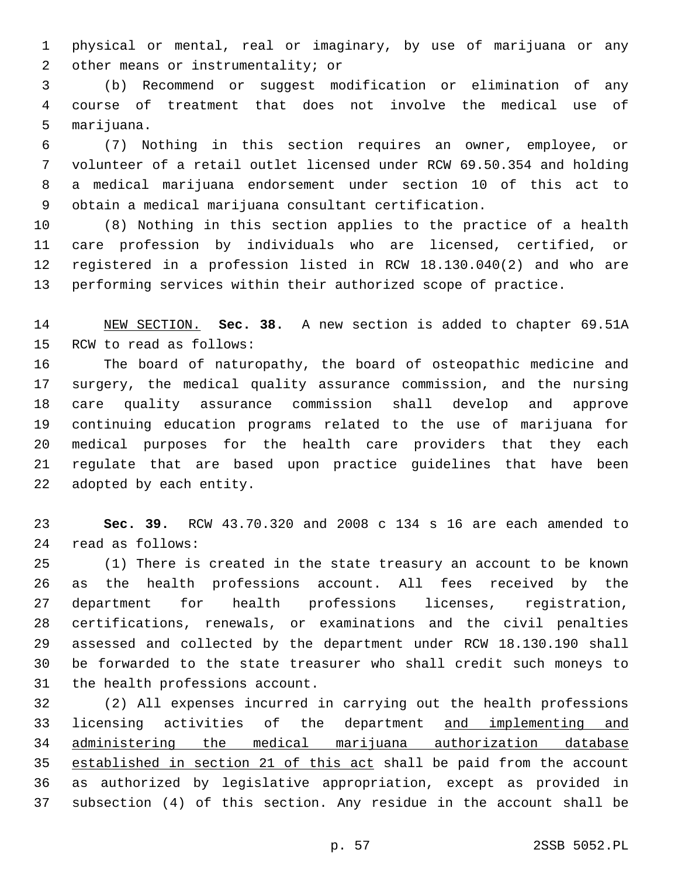physical or mental, real or imaginary, by use of marijuana or any other means or instrumentality; or

(b) Recommend or suggest modification or elimination of any course of treatment that does not involve the medical use of marijuana.

(7) Nothing in this section requires an owner, employee, or volunteer of a retail outlet licensed under RCW 69.50.354 and holding a medical marijuana endorsement under section 10 of this act to obtain a medical marijuana consultant certification.

(8) Nothing in this section applies to the practice of a health care profession by individuals who are licensed, certified, or registered in a profession listed in RCW 18.130.040(2) and who are performing services within their authorized scope of practice.

NEW SECTION. **Sec. 38.** A new section is added to chapter 69.51A RCW to read as follows:

The board of naturopathy, the board of osteopathic medicine and surgery, the medical quality assurance commission, and the nursing care quality assurance commission shall develop and approve continuing education programs related to the use of marijuana for medical purposes for the health care providers that they each regulate that are based upon practice guidelines that have been adopted by each entity.

**Sec. 39.** RCW 43.70.320 and 2008 c 134 s 16 are each amended to read as follows:

(1) There is created in the state treasury an account to be known as the health professions account. All fees received by the department for health professions licenses, registration, certifications, renewals, or examinations and the civil penalties assessed and collected by the department under RCW 18.130.190 shall be forwarded to the state treasurer who shall credit such moneys to the health professions account.

(2) All expenses incurred in carrying out the health professions licensing activities of the department and implementing and administering the medical marijuana authorization database established in section 21 of this act shall be paid from the account as authorized by legislative appropriation, except as provided in subsection (4) of this section. Any residue in the account shall be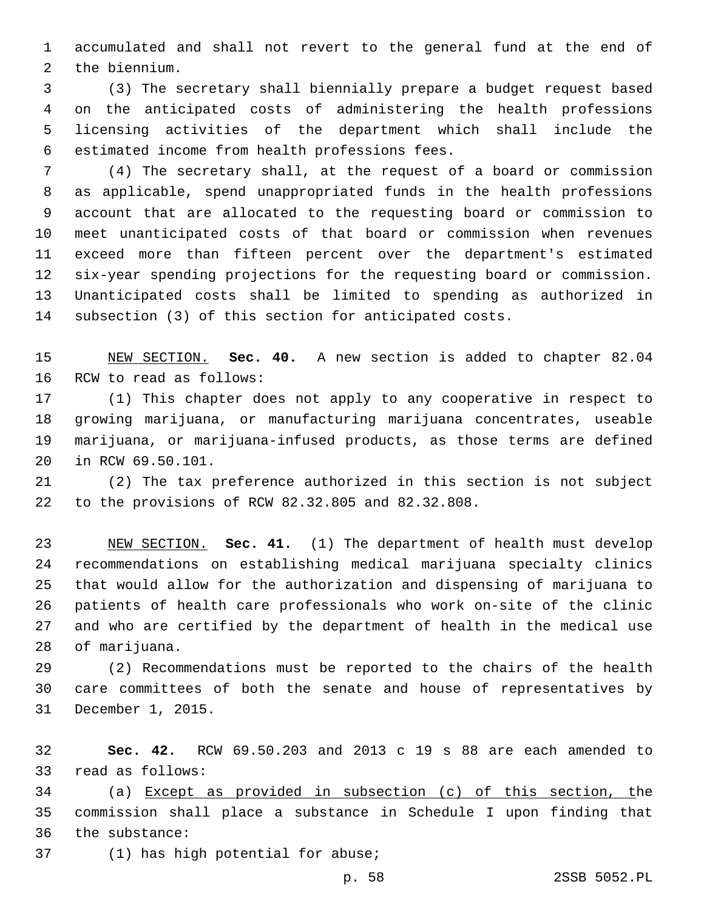accumulated and shall not revert to the general fund at the end of the biennium.

(3) The secretary shall biennially prepare a budget request based on the anticipated costs of administering the health professions licensing activities of the department which shall include the estimated income from health professions fees.

(4) The secretary shall, at the request of a board or commission as applicable, spend unappropriated funds in the health professions account that are allocated to the requesting board or commission to meet unanticipated costs of that board or commission when revenues exceed more than fifteen percent over the department's estimated six-year spending projections for the requesting board or commission. Unanticipated costs shall be limited to spending as authorized in subsection (3) of this section for anticipated costs.

NEW SECTION. **Sec. 40.** A new section is added to chapter 82.04 RCW to read as follows:

(1) This chapter does not apply to any cooperative in respect to growing marijuana, or manufacturing marijuana concentrates, useable marijuana, or marijuana-infused products, as those terms are defined in RCW 69.50.101.

(2) The tax preference authorized in this section is not subject to the provisions of RCW 82.32.805 and 82.32.808.

NEW SECTION. **Sec. 41.** (1) The department of health must develop recommendations on establishing medical marijuana specialty clinics that would allow for the authorization and dispensing of marijuana to patients of health care professionals who work on-site of the clinic and who are certified by the department of health in the medical use of marijuana.

(2) Recommendations must be reported to the chairs of the health care committees of both the senate and house of representatives by December 1, 2015.

**Sec. 42.** RCW 69.50.203 and 2013 c 19 s 88 are each amended to read as follows:

(a) Except as provided in subsection (c) of this section, the commission shall place a substance in Schedule I upon finding that the substance:

(1) has high potential for abuse;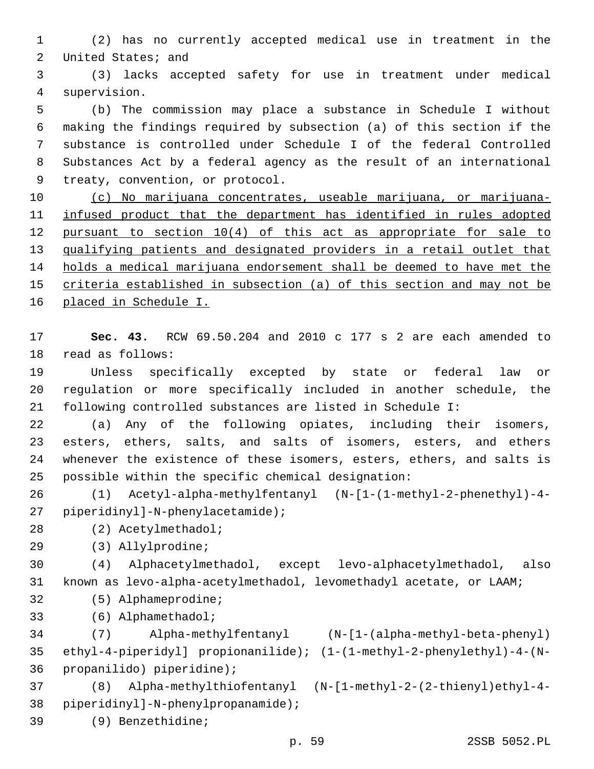(2) has no currently accepted medical use in treatment in the United States; and

(3) lacks accepted safety for use in treatment under medical supervision.

(b) The commission may place a substance in Schedule I without making the findings required by subsection (a) of this section if the substance is controlled under Schedule I of the federal Controlled Substances Act by a federal agency as the result of an international treaty, convention, or protocol.

<u>(c) No marijuana concentrates, useable marijuana, or marijuana-infused product that the department has identified in rules adopted pursuant to section 10(4) of this act as appropriate for sale to qualifying patients and designated providers in a retail outlet that holds a medical marijuana endorsement shall be deemed to have met the criteria established in subsection (a) of this section and may not be placed in Schedule I.</u>

**Sec. 43.** RCW 69.50.204 and 2010 c 177 s 2 are each amended to read as follows:

Unless specifically excepted by state or federal law or regulation or more specifically included in another schedule, the following controlled substances are listed in Schedule I:

(a) Any of the following opiates, including their isomers, esters, ethers, salts, and salts of isomers, esters, and ethers whenever the existence of these isomers, esters, ethers, and salts is possible within the specific chemical designation:

(1) Acetyl-alpha-methylfentanyl (N-[1-(1-methyl-2-phenethyl)-4-piperidinyl]-N-phenylacetamide);

(2) Acetylmethadol;

(3) Allylprodine;

(4) Alphacetylmethadol, except levo-alphacetylmethadol, also known as levo-alpha-acetylmethadol, levomethadyl acetate, or LAAM;

(5) Alphameprodine;

(6) Alphamethadol;

(7) Alpha-methylfentanyl (N-[1-(alpha-methyl-beta-phenyl) ethyl-4-piperidyl] propionanilide); (1-(1-methyl-2-phenylethyl)-4-(N-propanilido) piperidine);

(8) Alpha-methylthiofentanyl (N-[1-methyl-2-(2-thienyl)ethyl-4-piperidinyl]-N-phenylpropanamide);

(9) Benzethidine;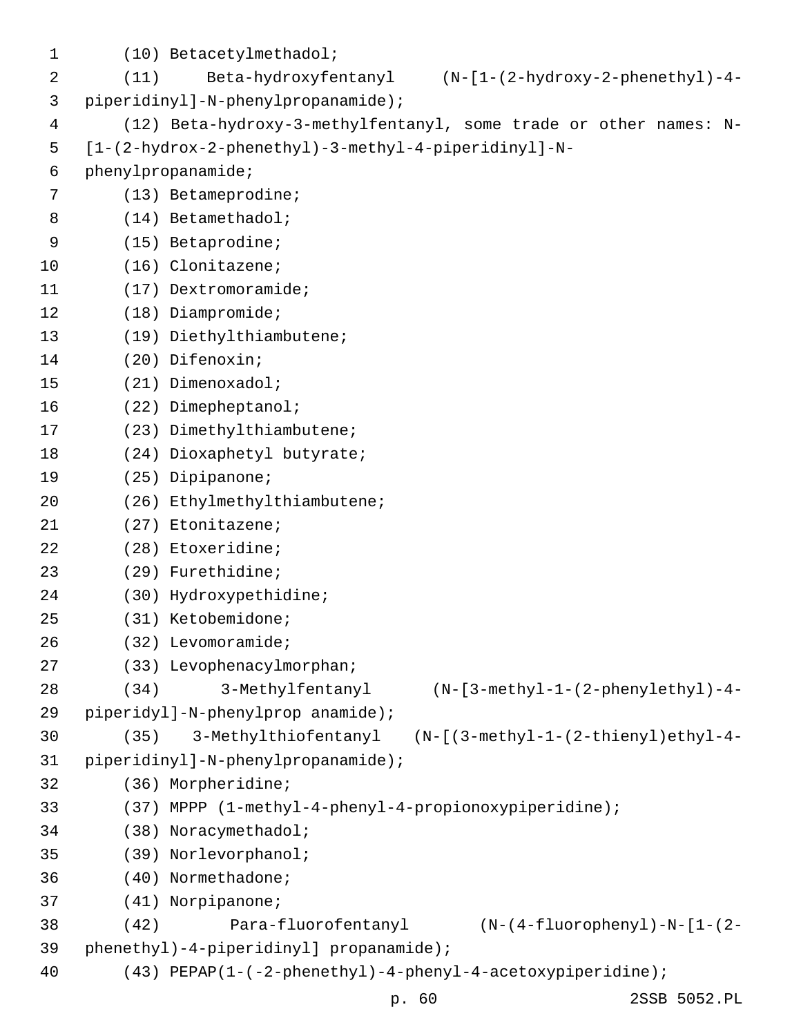(10) Betacetylmethadol;

(11) Beta-hydroxyfentanyl (N-[1-(2-hydroxy-2-phenethyl)-4-piperidinyl]-N-phenylpropanamide);

(12) Beta-hydroxy-3-methylfentanyl, some trade or other names: N-[1-(2-hydrox-2-phenethyl)-3-methyl-4-piperidinyl]-N-phenylpropanamide;

(13) Betameprodine;

(14) Betamethadol;

(15) Betaprodine;

(16) Clonitazene;

(17) Dextromoramide;

(18) Diampromide;

(19) Diethylthiambutene;

(20) Difenoxin;

(21) Dimenoxadol;

(22) Dimepheptanol;

(23) Dimethylthiambutene;

(24) Dioxaphetyl butyrate;

(25) Dipipanone;

(26) Ethylmethylthiambutene;

(27) Etonitazene;

(28) Etoxeridine;

(29) Furethidine;

(30) Hydroxypethidine;

(31) Ketobemidone;

(32) Levomoramide;

(33) Levophenacylmorphan;

(34) 3-Methylfentanyl (N-[3-methyl-1-(2-phenylethyl)-4-piperidyl]-N-phenylprop anamide);

(35) 3-Methylthiofentanyl (N-[(3-methyl-1-(2-thienyl)ethyl-4-piperidinyl]-N-phenylpropanamide);

(36) Morpheridine;

(37) MPPP (1-methyl-4-phenyl-4-propionoxypiperidine);

(38) Noracymethadol;

(39) Norlevorphanol;

(40) Normethadone;

(41) Norpipanone;

(42) Para-fluorofentanyl (N-(4-fluorophenyl)-N-[1-(2-phenethyl)-4-piperidinyl] propanamide);

(43) PEPAP(1-(-2-phenethyl)-4-phenyl-4-acetoxypiperidine);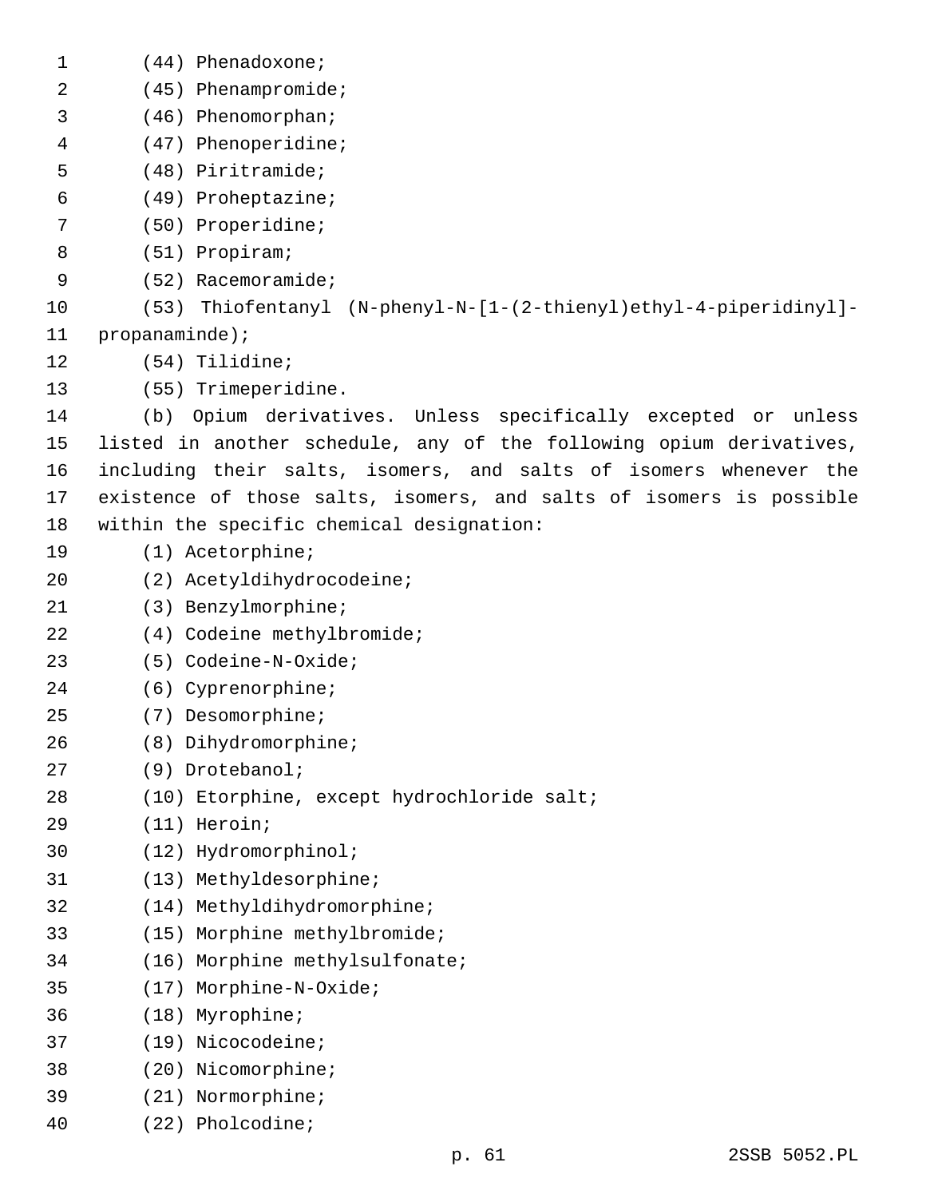(44) Phenadoxone;

(45) Phenampromide;

(46) Phenomorphan;

(47) Phenoperidine;

(48) Piritramide;

(49) Proheptazine;

(50) Properidine;

(51) Propiram;

(52) Racemoramide;

(53) Thiofentanyl (N-phenyl-N-[1-(2-thienyl)ethyl-4-piperidinyl]-propanaminde);

(54) Tilidine;

(55) Trimeperidine.

(b) Opium derivatives. Unless specifically excepted or unless listed in another schedule, any of the following opium derivatives, including their salts, isomers, and salts of isomers whenever the existence of those salts, isomers, and salts of isomers is possible within the specific chemical designation:

(1) Acetorphine;

(2) Acetyldihydrocodeine;

(3) Benzylmorphine;

(4) Codeine methylbromide;

(5) Codeine-N-Oxide;

(6) Cyprenorphine;

(7) Desomorphine;

(8) Dihydromorphine;

(9) Drotebanol;

(10) Etorphine, except hydrochloride salt;

(11) Heroin;

(12) Hydromorphinol;

(13) Methyldesorphine;

(14) Methyldihydromorphine;

(15) Morphine methylbromide;

(16) Morphine methylsulfonate;

(17) Morphine-N-Oxide;

(18) Myrophine;

(19) Nicocodeine;

(20) Nicomorphine;

(21) Normorphine;

(22) Pholcodine;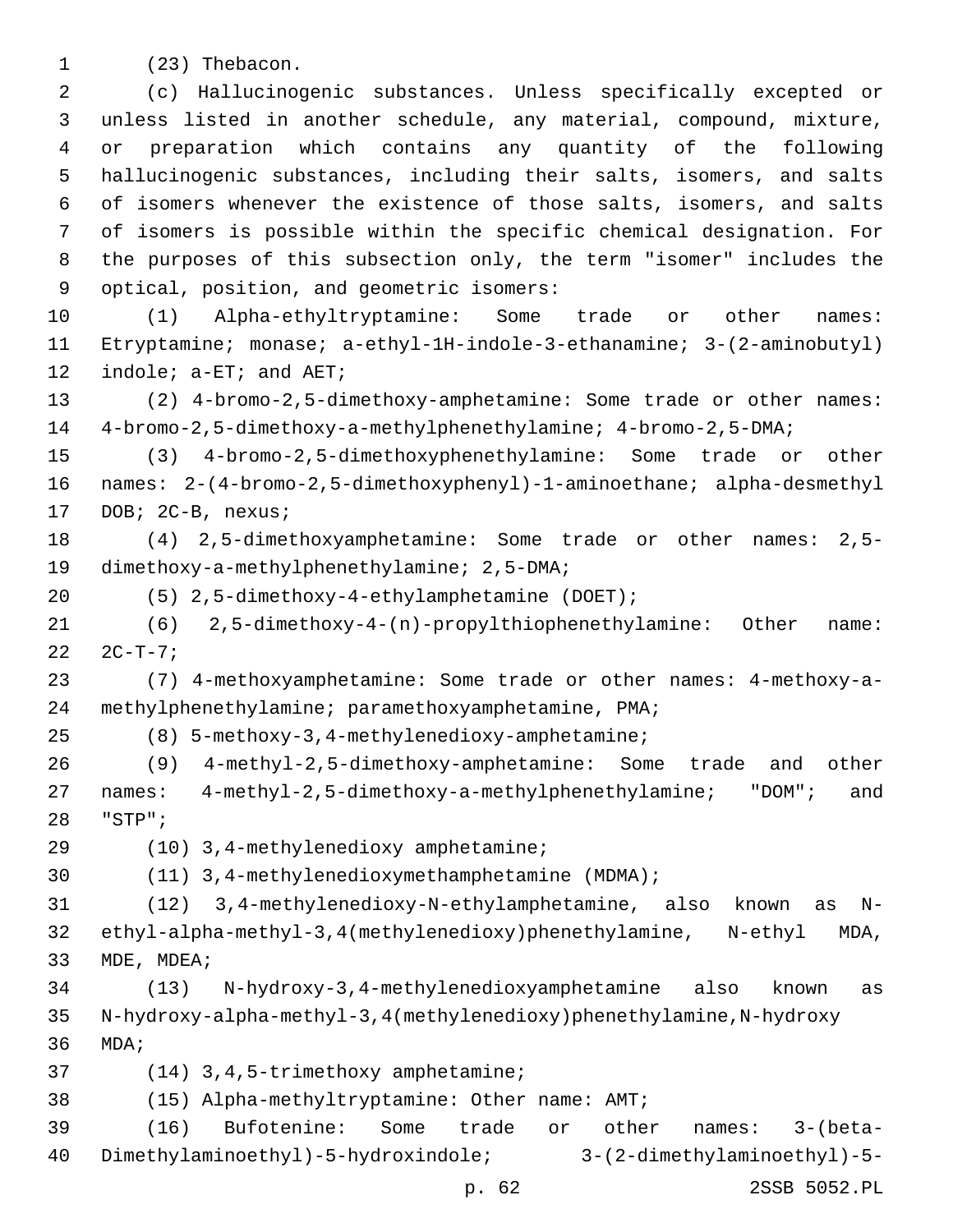(23) Thebacon.

(c) Hallucinogenic substances. Unless specifically excepted or unless listed in another schedule, any material, compound, mixture, or preparation which contains any quantity of the following hallucinogenic substances, including their salts, isomers, and salts of isomers whenever the existence of those salts, isomers, and salts of isomers is possible within the specific chemical designation. For the purposes of this subsection only, the term "isomer" includes the optical, position, and geometric isomers:

(1) Alpha-ethyltryptamine: Some trade or other names: Etryptamine; monase; a-ethyl-1H-indole-3-ethanamine; 3-(2-aminobutyl) indole; a-ET; and AET;

(2) 4-bromo-2,5-dimethoxy-amphetamine: Some trade or other names: 4-bromo-2,5-dimethoxy-a-methylphenethylamine; 4-bromo-2,5-DMA;

(3) 4-bromo-2,5-dimethoxyphenethylamine: Some trade or other names: 2-(4-bromo-2,5-dimethoxyphenyl)-1-aminoethane; alpha-desmethyl DOB; 2C-B, nexus;

(4) 2,5-dimethoxyamphetamine: Some trade or other names: 2,5-dimethoxy-a-methylphenethylamine; 2,5-DMA;

(5) 2,5-dimethoxy-4-ethylamphetamine (DOET);

(6) 2,5-dimethoxy-4-(n)-propylthiophenethylamine: Other name: 2C-T-7;

(7) 4-methoxyamphetamine: Some trade or other names: 4-methoxy-a-methylphenethylamine; paramethoxyamphetamine, PMA;

(8) 5-methoxy-3,4-methylenedioxy-amphetamine;

(9) 4-methyl-2,5-dimethoxy-amphetamine: Some trade and other names: 4-methyl-2,5-dimethoxy-a-methylphenethylamine; "DOM"; and "STP";

(10) 3,4-methylenedioxy amphetamine;

(11) 3,4-methylenedioxymethamphetamine (MDMA);

(12) 3,4-methylenedioxy-N-ethylamphetamine, also known as N-ethyl-alpha-methyl-3,4(methylenedioxy)phenethylamine, N-ethyl MDA, MDE, MDEA;

(13) N-hydroxy-3,4-methylenedioxyamphetamine also known as N-hydroxy-alpha-methyl-3,4(methylenedioxy)phenethylamine,N-hydroxy MDA;

(14) 3,4,5-trimethoxy amphetamine;

(15) Alpha-methyltryptamine: Other name: AMT;

(16) Bufotenine: Some trade or other names: 3-(beta-Dimethylaminoethyl)-5-hydroxindole; 3-(2-dimethylaminoethyl)-5-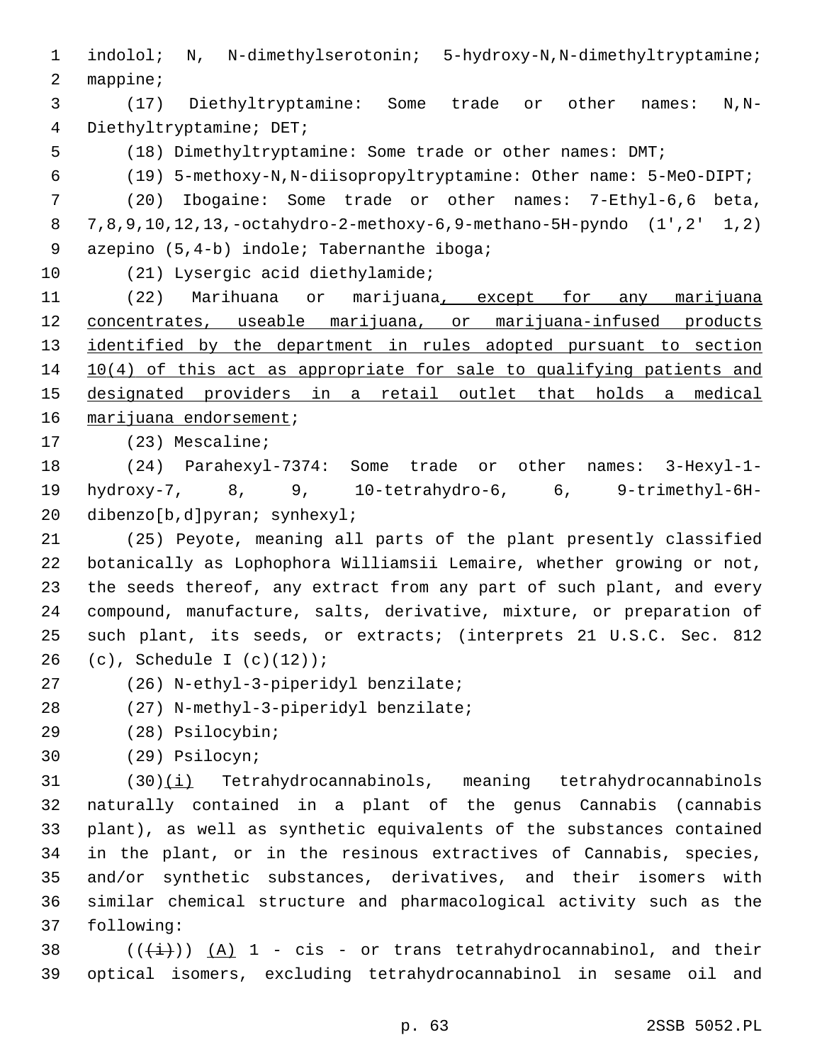indolol; N, N-dimethylserotonin; 5-hydroxy-N,N-dimethyltryptamine; mappine;

(17) Diethyltryptamine: Some trade or other names: N,N-Diethyltryptamine; DET;

(18) Dimethyltryptamine: Some trade or other names: DMT;

(19) 5-methoxy-N,N-diisopropyltryptamine: Other name: 5-MeO-DIPT;

(20) Ibogaine: Some trade or other names: 7-Ethyl-6,6 beta, 7,8,9,10,12,13,-octahydro-2-methoxy-6,9-methano-5H-pyndo (1',2' 1,2) azepino (5,4-b) indole; Tabernanthe iboga;

(21) Lysergic acid diethylamide;

(22) Marihuana or marijuana, except for any marijuana concentrates, useable marijuana, or marijuana-infused products identified by the department in rules adopted pursuant to section 10(4) of this act as appropriate for sale to qualifying patients and designated providers in a retail outlet that holds a medical marijuana endorsement;

(23) Mescaline;

(24) Parahexyl-7374: Some trade or other names: 3-Hexyl-1-hydroxy-7, 8, 9, 10-tetrahydro-6, 6, 9-trimethyl-6H-dibenzo[b,d]pyran; synhexyl;

(25) Peyote, meaning all parts of the plant presently classified botanically as Lophophora Williamsii Lemaire, whether growing or not, the seeds thereof, any extract from any part of such plant, and every compound, manufacture, salts, derivative, mixture, or preparation of such plant, its seeds, or extracts; (interprets 21 U.S.C. Sec. 812 (c), Schedule I (c)(12));

(26) N-ethyl-3-piperidyl benzilate;

(27) N-methyl-3-piperidyl benzilate;

(28) Psilocybin;

(29) Psilocyn;

(30)(i) Tetrahydrocannabinols, meaning tetrahydrocannabinols naturally contained in a plant of the genus Cannabis (cannabis plant), as well as synthetic equivalents of the substances contained in the plant, or in the resinous extractives of Cannabis, species, and/or synthetic substances, derivatives, and their isomers with similar chemical structure and pharmacological activity such as the following:

(((i))) (A) 1 - cis - or trans tetrahydrocannabinol, and their optical isomers, excluding tetrahydrocannabinol in sesame oil and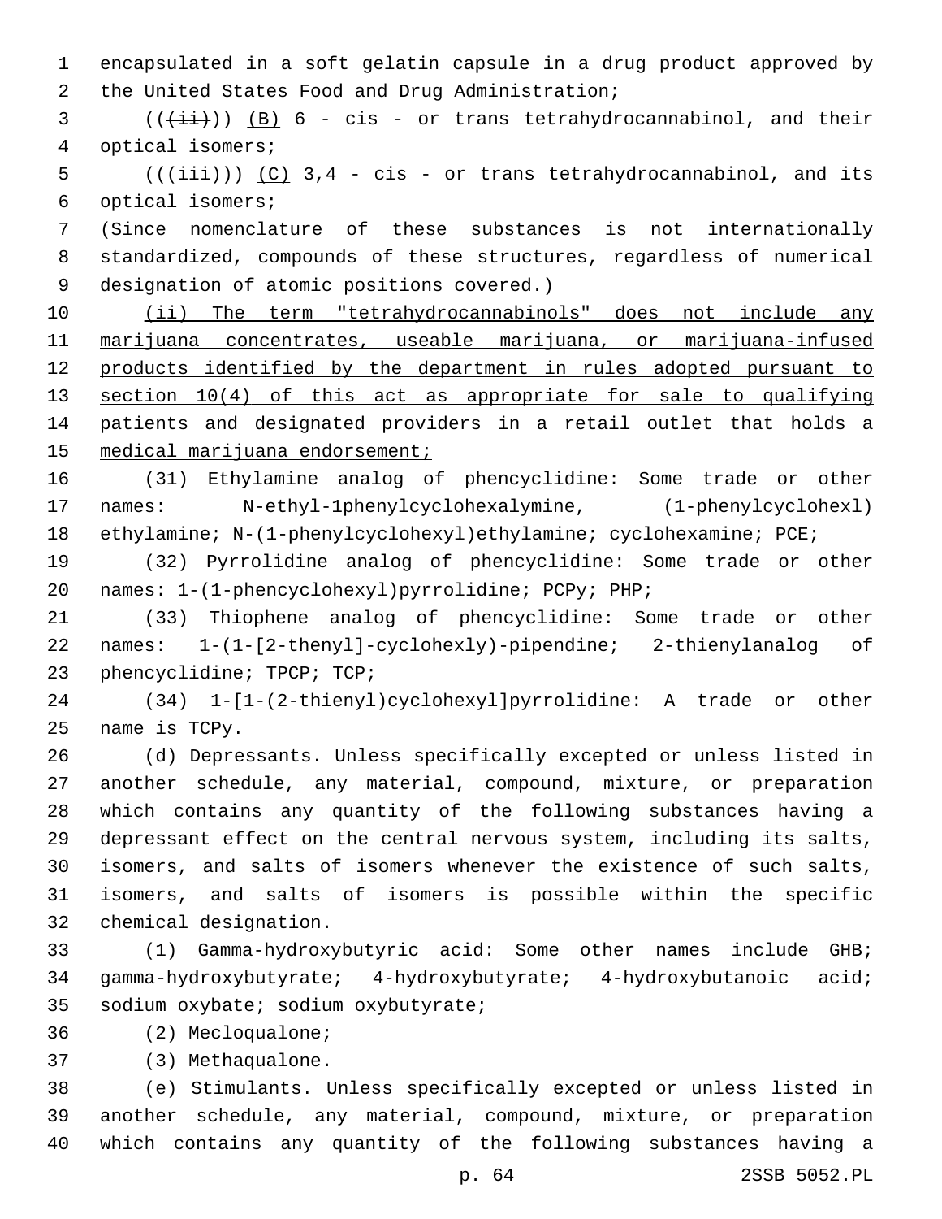encapsulated in a soft gelatin capsule in a drug product approved by the United States Food and Drug Administration;

((~~(ii)~~)) <u>(B)</u> 6 - cis - or trans tetrahydrocannabinol, and their optical isomers;

((~~(iii)~~)) <u>(C)</u> 3,4 - cis - or trans tetrahydrocannabinol, and its optical isomers;

(Since nomenclature of these substances is not internationally standardized, compounds of these structures, regardless of numerical designation of atomic positions covered.)

<u>(ii) The term "tetrahydrocannabinols" does not include any marijuana concentrates, useable marijuana, or marijuana-infused products identified by the department in rules adopted pursuant to section 10(4) of this act as appropriate for sale to qualifying patients and designated providers in a retail outlet that holds a medical marijuana endorsement;</u>

(31) Ethylamine analog of phencyclidine: Some trade or other names: N-ethyl-1phenylcyclohexalymine, (1-phenylcyclohexl) ethylamine; N-(1-phenylcyclohexyl)ethylamine; cyclohexamine; PCE;

(32) Pyrrolidine analog of phencyclidine: Some trade or other names: 1-(1-phencyclohexyl)pyrrolidine; PCPy; PHP;

(33) Thiophene analog of phencyclidine: Some trade or other names: 1-(1-[2-thenyl]-cyclohexly)-pipendine; 2-thienylanalog of phencyclidine; TPCP; TCP;

(34) 1-[1-(2-thienyl)cyclohexyl]pyrrolidine: A trade or other name is TCPy.

(d) Depressants. Unless specifically excepted or unless listed in another schedule, any material, compound, mixture, or preparation which contains any quantity of the following substances having a depressant effect on the central nervous system, including its salts, isomers, and salts of isomers whenever the existence of such salts, isomers, and salts of isomers is possible within the specific chemical designation.

(1) Gamma-hydroxybutyric acid: Some other names include GHB; gamma-hydroxybutyrate; 4-hydroxybutyrate; 4-hydroxybutanoic acid; sodium oxybate; sodium oxybutyrate;

(2) Mecloqualone;

(3) Methaqualone.

(e) Stimulants. Unless specifically excepted or unless listed in another schedule, any material, compound, mixture, or preparation which contains any quantity of the following substances having a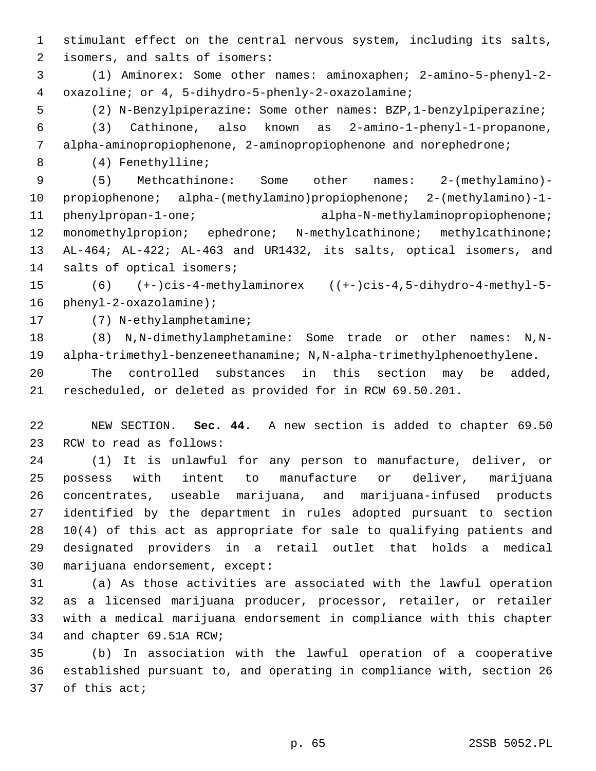stimulant effect on the central nervous system, including its salts, isomers, and salts of isomers:

(1) Aminorex: Some other names: aminoxaphen; 2-amino-5-phenyl-2-oxazoline; or 4, 5-dihydro-5-phenly-2-oxazolamine;

(2) N-Benzylpiperazine: Some other names: BZP,1-benzylpiperazine;

(3) Cathinone, also known as 2-amino-1-phenyl-1-propanone, alpha-aminopropiophenone, 2-aminopropiophenone and norephedrone;

(4) Fenethylline;

(5) Methcathinone: Some other names: 2-(methylamino)-propiophenone; alpha-(methylamino)propiophenone; 2-(methylamino)-1-phenylpropan-1-one; alpha-N-methylaminopropiophenone; monomethylpropion; ephedrone; N-methylcathinone; methylcathinone; AL-464; AL-422; AL-463 and UR1432, its salts, optical isomers, and salts of optical isomers;

(6) (+-)cis-4-methylaminorex ((+-)cis-4,5-dihydro-4-methyl-5-phenyl-2-oxazolamine);

(7) N-ethylamphetamine;

(8) N,N-dimethylamphetamine: Some trade or other names: N,N-alpha-trimethyl-benzeneethanamine; N,N-alpha-trimethylphenoethylene.

The controlled substances in this section may be added, rescheduled, or deleted as provided for in RCW 69.50.201.

NEW SECTION. **Sec. 44.** A new section is added to chapter 69.50 RCW to read as follows:

(1) It is unlawful for any person to manufacture, deliver, or possess with intent to manufacture or deliver, marijuana concentrates, useable marijuana, and marijuana-infused products identified by the department in rules adopted pursuant to section 10(4) of this act as appropriate for sale to qualifying patients and designated providers in a retail outlet that holds a medical marijuana endorsement, except:

(a) As those activities are associated with the lawful operation as a licensed marijuana producer, processor, retailer, or retailer with a medical marijuana endorsement in compliance with this chapter and chapter 69.51A RCW;

(b) In association with the lawful operation of a cooperative established pursuant to, and operating in compliance with, section 26 of this act;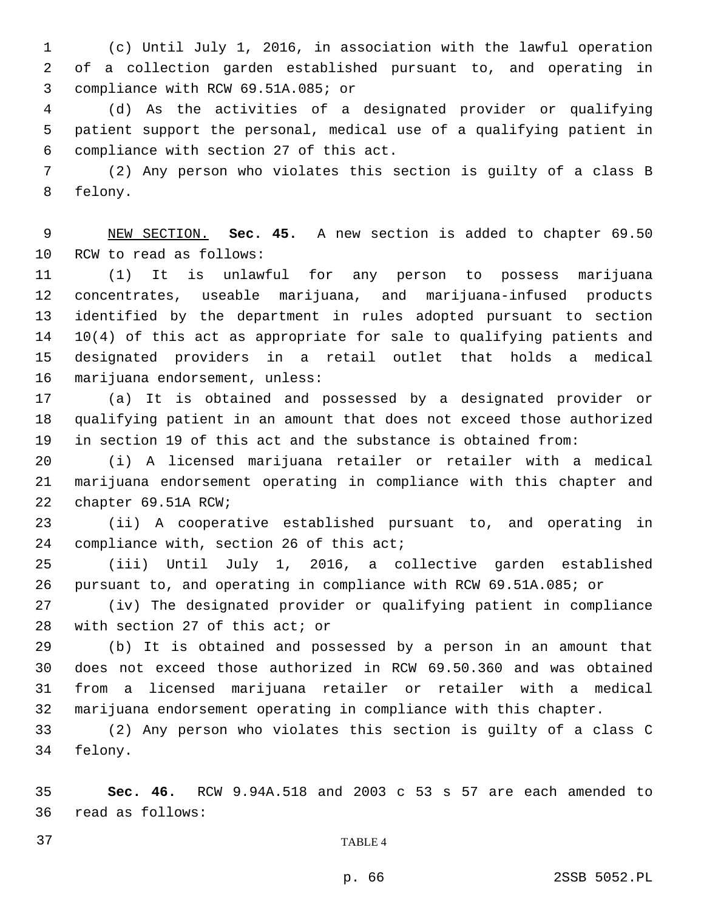(c) Until July 1, 2016, in association with the lawful operation of a collection garden established pursuant to, and operating in compliance with RCW 69.51A.085; or

(d) As the activities of a designated provider or qualifying patient support the personal, medical use of a qualifying patient in compliance with section 27 of this act.

(2) Any person who violates this section is guilty of a class B felony.

NEW SECTION. **Sec. 45.** A new section is added to chapter 69.50 RCW to read as follows:

(1) It is unlawful for any person to possess marijuana concentrates, useable marijuana, and marijuana-infused products identified by the department in rules adopted pursuant to section 10(4) of this act as appropriate for sale to qualifying patients and designated providers in a retail outlet that holds a medical marijuana endorsement, unless:

(a) It is obtained and possessed by a designated provider or qualifying patient in an amount that does not exceed those authorized in section 19 of this act and the substance is obtained from:

(i) A licensed marijuana retailer or retailer with a medical marijuana endorsement operating in compliance with this chapter and chapter 69.51A RCW;

(ii) A cooperative established pursuant to, and operating in compliance with, section 26 of this act;

(iii) Until July 1, 2016, a collective garden established pursuant to, and operating in compliance with RCW 69.51A.085; or

(iv) The designated provider or qualifying patient in compliance with section 27 of this act; or

(b) It is obtained and possessed by a person in an amount that does not exceed those authorized in RCW 69.50.360 and was obtained from a licensed marijuana retailer or retailer with a medical marijuana endorsement operating in compliance with this chapter.

(2) Any person who violates this section is guilty of a class C felony.

**Sec. 46.** RCW 9.94A.518 and 2003 c 53 s 57 are each amended to read as follows:

TABLE 4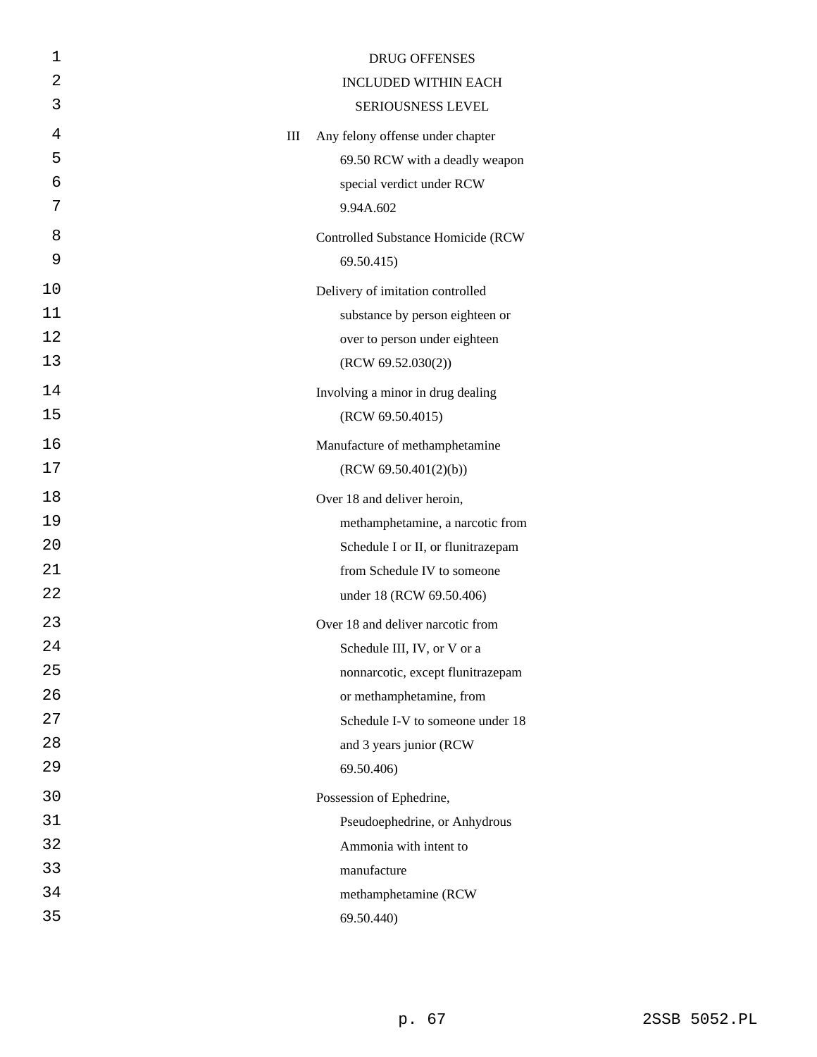DRUG OFFENSES INCLUDED WITHIN EACH SERIOUSNESS LEVEL

| | |
|---|---|
| III | Any felony offense under chapter 69.50 RCW with a deadly weapon special verdict under RCW 9.94A.602 |
| | Controlled Substance Homicide (RCW 69.50.415) |
| | Delivery of imitation controlled substance by person eighteen or over to person under eighteen (RCW 69.52.030(2)) |
| | Involving a minor in drug dealing (RCW 69.50.4015) |
| | Manufacture of methamphetamine (RCW 69.50.401(2)(b)) |
| | Over 18 and deliver heroin, methamphetamine, a narcotic from Schedule I or II, or flunitrazepam from Schedule IV to someone under 18 (RCW 69.50.406) |
| | Over 18 and deliver narcotic from Schedule III, IV, or V or a nonnarcotic, except flunitrazepam or methamphetamine, from Schedule I-V to someone under 18 and 3 years junior (RCW 69.50.406) |
| | Possession of Ephedrine, Pseudoephedrine, or Anhydrous Ammonia with intent to manufacture methamphetamine (RCW 69.50.440) |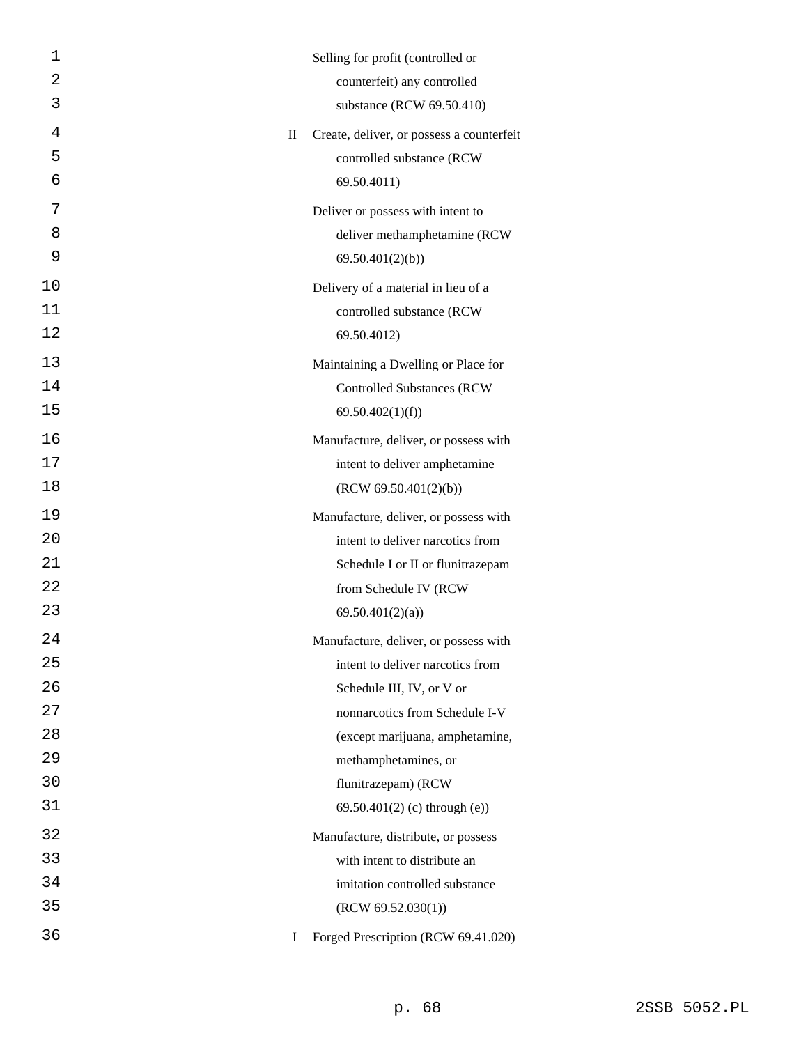| | |
|---|---|
| | Selling for profit (controlled or counterfeit) any controlled substance (RCW 69.50.410) |
| II | Create, deliver, or possess a counterfeit controlled substance (RCW 69.50.4011) |
| | Deliver or possess with intent to deliver methamphetamine (RCW 69.50.401(2)(b)) |
| | Delivery of a material in lieu of a controlled substance (RCW 69.50.4012) |
| | Maintaining a Dwelling or Place for Controlled Substances (RCW 69.50.402(1)(f)) |
| | Manufacture, deliver, or possess with intent to deliver amphetamine (RCW 69.50.401(2)(b)) |
| | Manufacture, deliver, or possess with intent to deliver narcotics from Schedule I or II or flunitrazepam from Schedule IV (RCW 69.50.401(2)(a)) |
| | Manufacture, deliver, or possess with intent to deliver narcotics from Schedule III, IV, or V or nonnarcotics from Schedule I-V (except marijuana, amphetamine, methamphetamines, or flunitrazepam) (RCW 69.50.401(2) (c) through (e)) |
| | Manufacture, distribute, or possess with intent to distribute an imitation controlled substance (RCW 69.52.030(1)) |
| I | Forged Prescription (RCW 69.41.020) |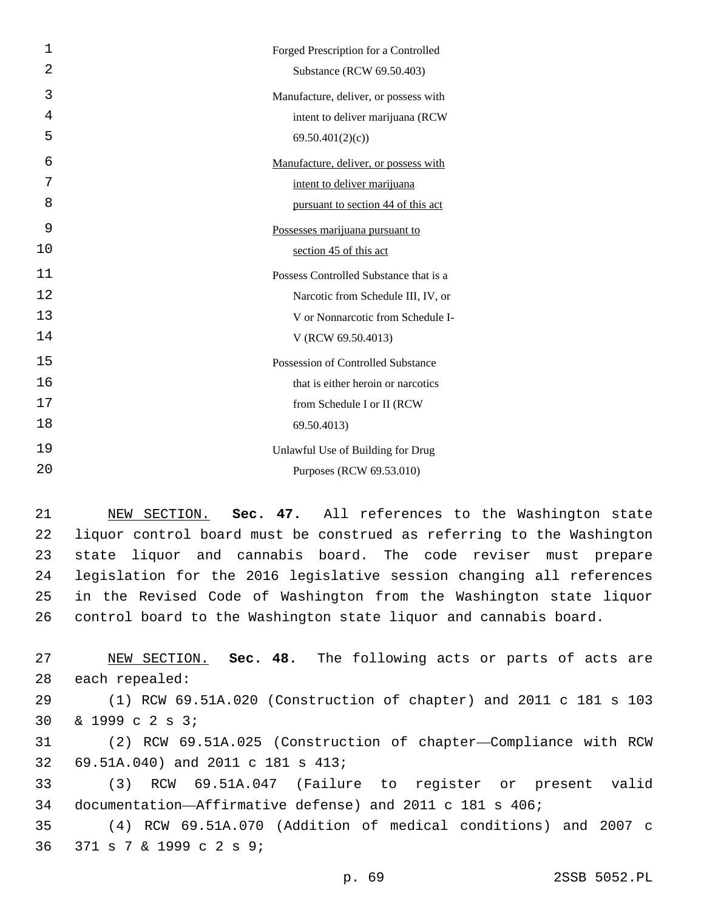Forged Prescription for a Controlled Substance (RCW 69.50.403)

Manufacture, deliver, or possess with intent to deliver marijuana (RCW 69.50.401(2)(c))

<u>Manufacture, deliver, or possess with intent to deliver marijuana pursuant to section 44 of this act</u>

<u>Possesses marijuana pursuant to section 45 of this act</u>

Possess Controlled Substance that is a Narcotic from Schedule III, IV, or V or Nonnarcotic from Schedule I-V (RCW 69.50.4013)

Possession of Controlled Substance that is either heroin or narcotics from Schedule I or II (RCW 69.50.4013)

Unlawful Use of Building for Drug Purposes (RCW 69.53.010)

<u>NEW SECTION.</u> **Sec. 47.** All references to the Washington state liquor control board must be construed as referring to the Washington state liquor and cannabis board. The code reviser must prepare legislation for the 2016 legislative session changing all references in the Revised Code of Washington from the Washington state liquor control board to the Washington state liquor and cannabis board.

<u>NEW SECTION.</u> **Sec. 48.** The following acts or parts of acts are each repealed:

(1) RCW 69.51A.020 (Construction of chapter) and 2011 c 181 s 103 & 1999 c 2 s 3;

(2) RCW 69.51A.025 (Construction of chapter—Compliance with RCW 69.51A.040) and 2011 c 181 s 413;

(3) RCW 69.51A.047 (Failure to register or present valid documentation—Affirmative defense) and 2011 c 181 s 406;

(4) RCW 69.51A.070 (Addition of medical conditions) and 2007 c 371 s 7 & 1999 c 2 s 9;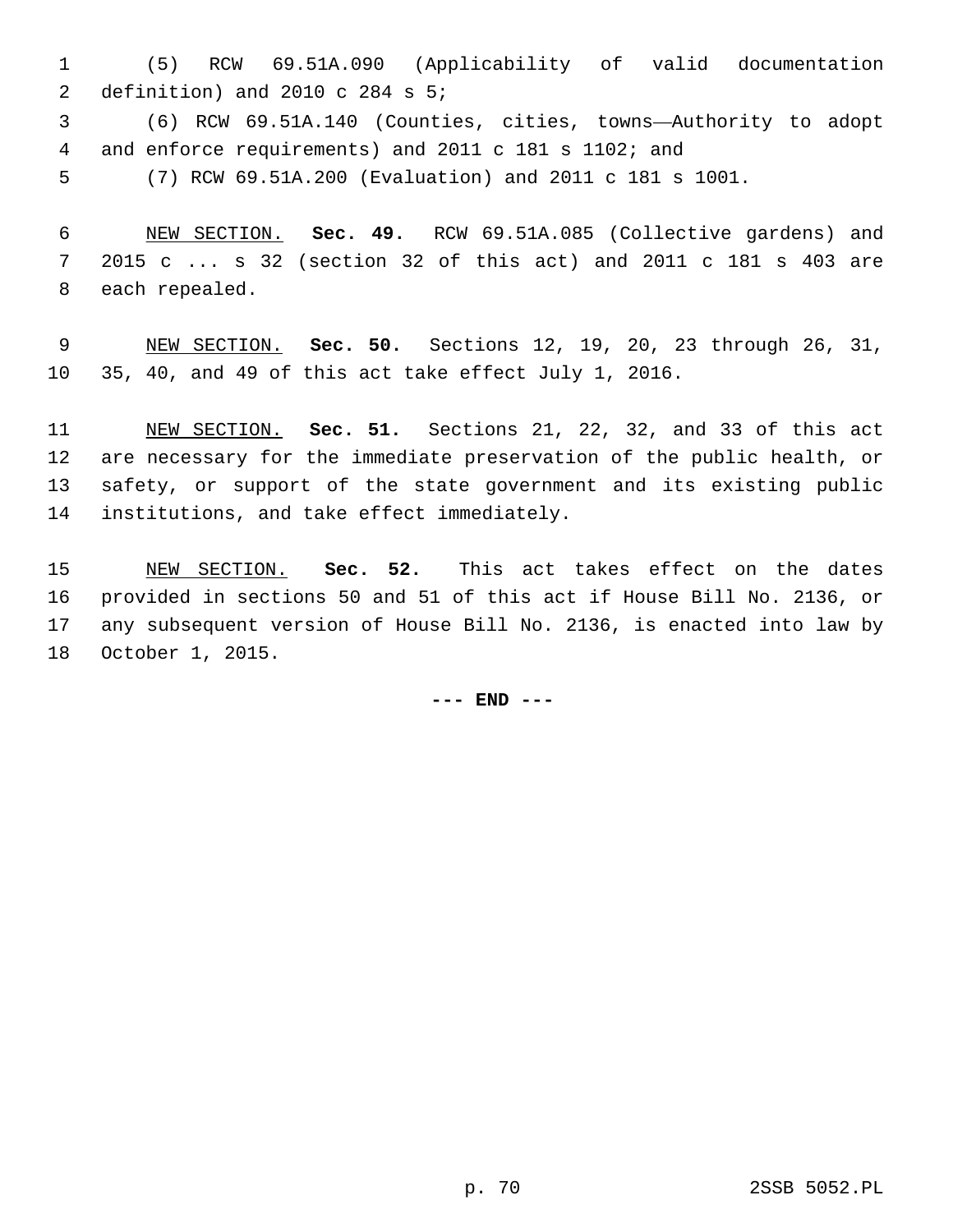(5) RCW 69.51A.090 (Applicability of valid documentation definition) and 2010 c 284 s 5;

(6) RCW 69.51A.140 (Counties, cities, towns—Authority to adopt and enforce requirements) and 2011 c 181 s 1102; and

(7) RCW 69.51A.200 (Evaluation) and 2011 c 181 s 1001.

NEW SECTION. **Sec. 49.** RCW 69.51A.085 (Collective gardens) and 2015 c ... s 32 (section 32 of this act) and 2011 c 181 s 403 are each repealed.

NEW SECTION. **Sec. 50.** Sections 12, 19, 20, 23 through 26, 31, 35, 40, and 49 of this act take effect July 1, 2016.

NEW SECTION. **Sec. 51.** Sections 21, 22, 32, and 33 of this act are necessary for the immediate preservation of the public health, or safety, or support of the state government and its existing public institutions, and take effect immediately.

NEW SECTION. **Sec. 52.** This act takes effect on the dates provided in sections 50 and 51 of this act if House Bill No. 2136, or any subsequent version of House Bill No. 2136, is enacted into law by October 1, 2015.

**--- END ---**